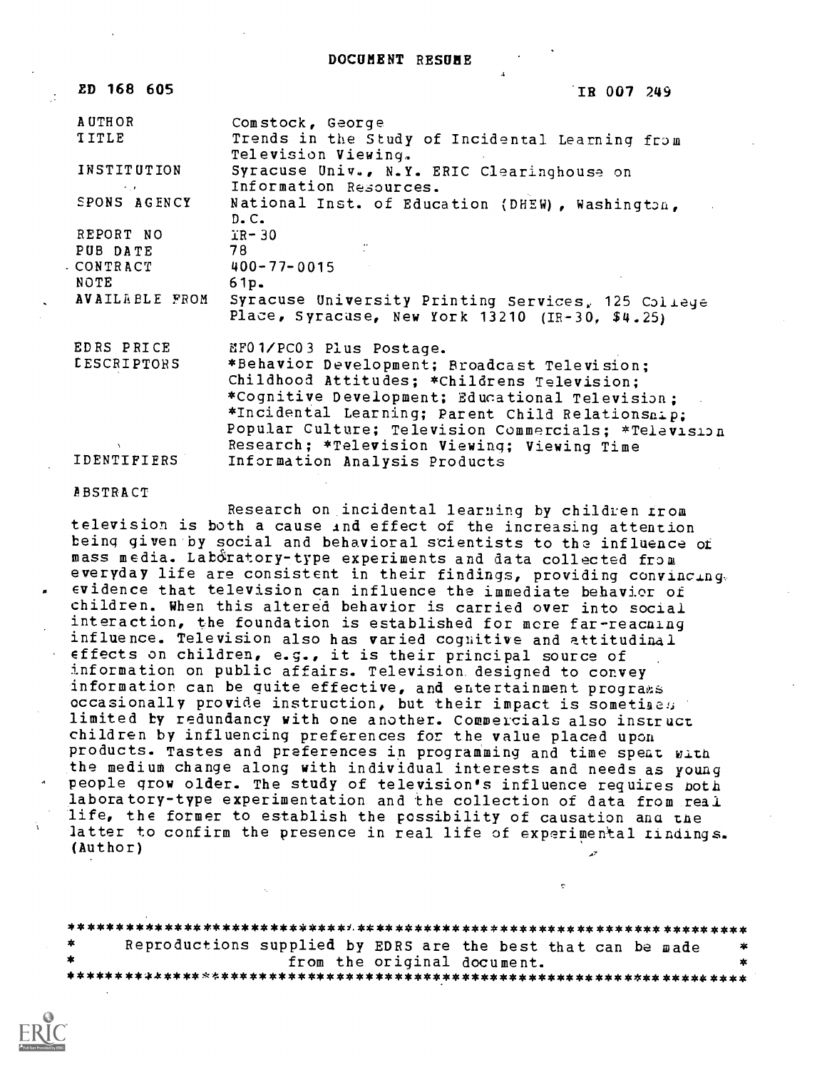# DOCUMENT RESUME

| | |
|---|---|
| ED 168 605 | IR 007 249 |
| AUTHOR | Comstock, George |
| TITLE | Trends in the Study of Incidental Learning from Television Viewing. |
| INSTITUTION | Syracuse Univ., N.Y. ERIC Clearinghouse on Information Resources. |
| SPONS AGENCY | National Inst. of Education (DHEW), Washington, D.C. |
| REPORT NO | IR-30 |
| PUB DATE | 78 |
| CONTRACT | 400-77-0015 |
| NOTE | 61p. |
| AVAILABLE FROM | Syracuse University Printing Services, 125 College Place, Syracuse, New York 13210 (IR-30, $4.25) |
| EDRS PRICE | MF01/PC03 Plus Postage. |
| DESCRIPTORS | *Behavior Development; Broadcast Television; Childhood Attitudes; *Childrens Television; *Cognitive Development; Educational Television; *Incidental Learning; Parent Child Relationship; Popular Culture; Television Commercials; *Television Research; *Television Viewing; Viewing Time |
| IDENTIFIERS | Information Analysis Products |

## ABSTRACT

Research on incidental learning by children from television is both a cause and effect of the increasing attention being given by social and behavioral scientists to the influence of mass media. Laboratory-type experiments and data collected from everyday life are consistent in their findings, providing convincing evidence that television can influence the immediate behavior of children. When this altered behavior is carried over into social interaction, the foundation is established for more far-reaching influence. Television also has varied cognitive and attitudinal effects on children, e.g., it is their principal source of information on public affairs. Television designed to convey information can be quite effective, and entertainment programs occasionally provide instruction, but their impact is sometimes limited by redundancy with one another. Commercials also instruct children by influencing preferences for the value placed upon products. Tastes and preferences in programming and time spent with the medium change along with individual interests and needs as young people grow older. The study of television's influence requires both laboratory-type experimentation and the collection of data from real life, the former to establish the possibility of causation and the latter to confirm the presence in real life of experimental findings. (Author)

*********************************************************************
* Reproductions supplied by EDRS are the best that can be made *
* from the original document. *
*********************************************************************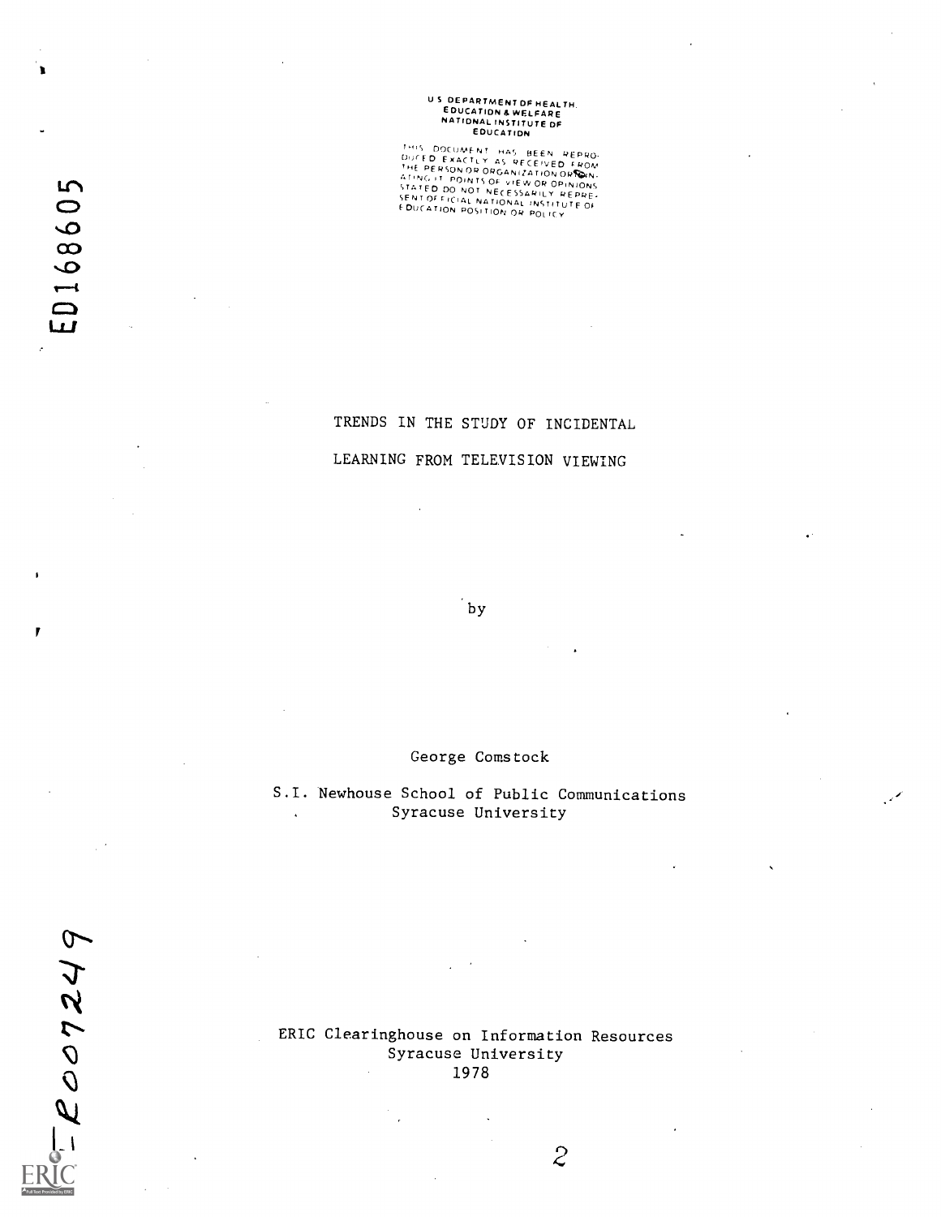U S DEPARTMENT OF HEALTH.
EDUCATION & WELFARE
NATIONAL INSTITUTE OF
EDUCATION

THIS DOCUMENT HAS BEEN REPRODUCED EXACTLY AS RECEIVED FROM THE PERSON OR ORGANIZATION ORIGINATING IT. POINTS OF VIEW OR OPINIONS STATED DO NOT NECESSARILY REPRESENT OFFICIAL NATIONAL INSTITUTE OF EDUCATION POSITION OR POLICY

ED168605

# TRENDS IN THE STUDY OF INCIDENTAL LEARNING FROM TELEVISION VIEWING

by

George Comstock

S.I. Newhouse School of Public Communications
Syracuse University

IR007249

ERIC Clearinghouse on Information Resources
Syracuse University
1978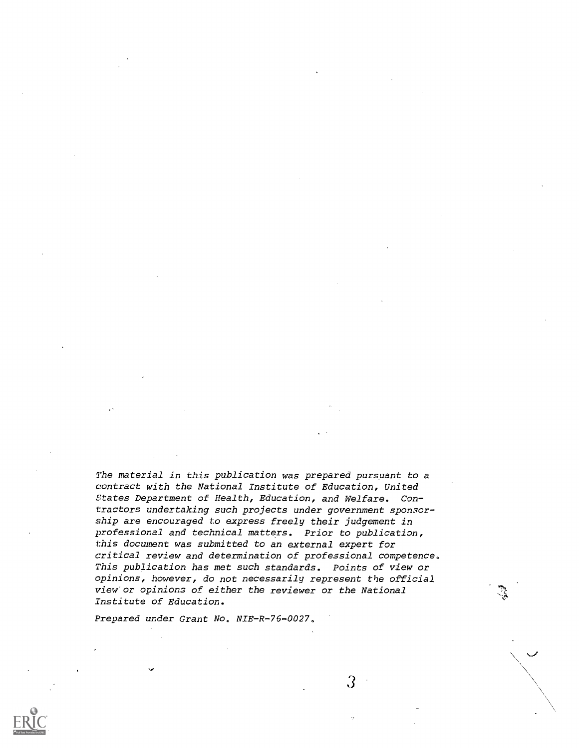*The material in this publication was prepared pursuant to a contract with the National Institute of Education, United States Department of Health, Education, and Welfare. Contractors undertaking such projects under government sponsorship are encouraged to express freely their judgement in professional and technical matters. Prior to publication, this document was submitted to an external expert for critical review and determination of professional competence. This publication has met such standards. Points of view or opinions, however, do not necessarily represent the official view or opinions of either the reviewer or the National Institute of Education.*

*Prepared under Grant No. NIE-R-76-0027.*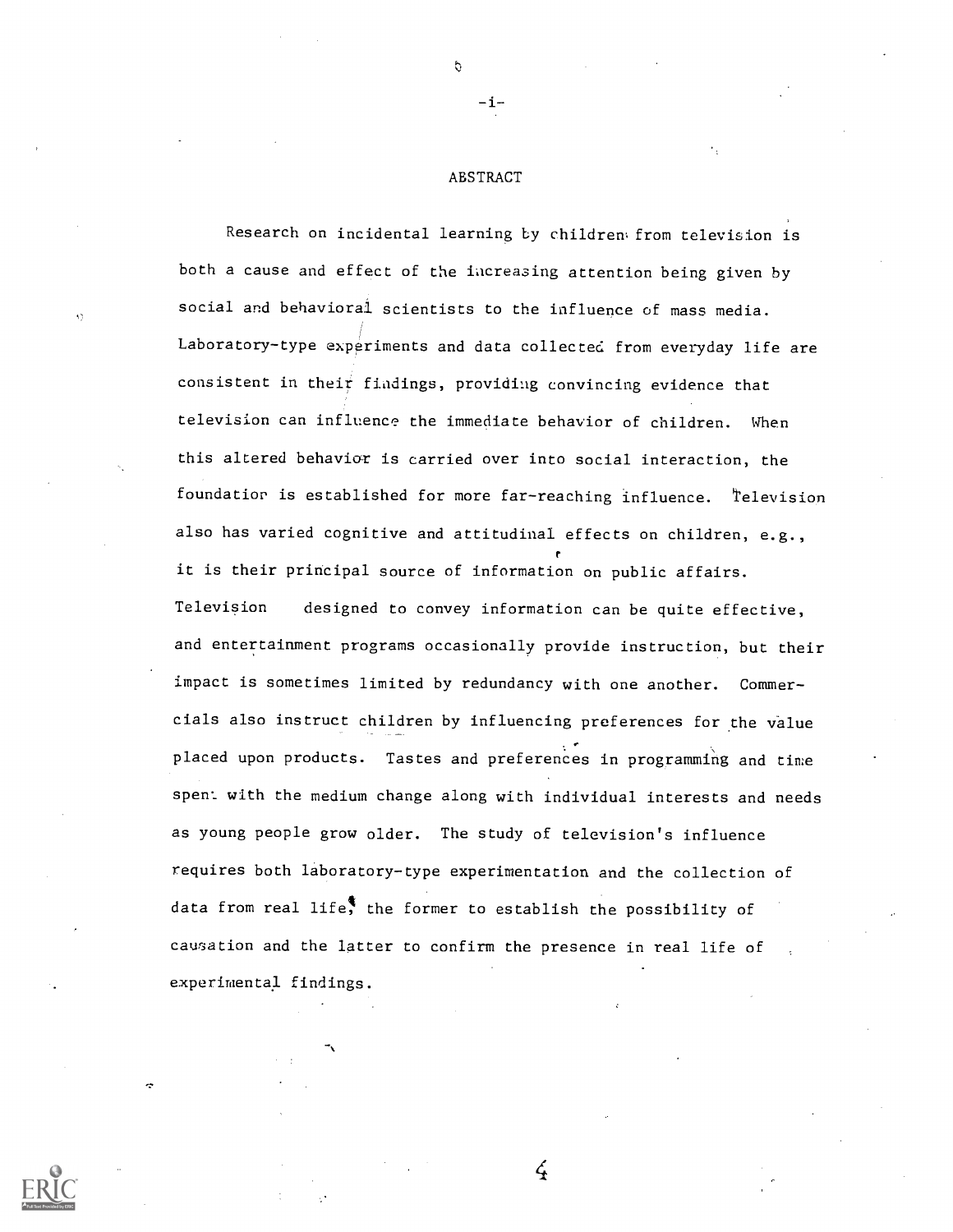## ABSTRACT

Research on incidental learning by children from television is both a cause and effect of the increasing attention being given by social and behavioral scientists to the influence of mass media. Laboratory-type experiments and data collected from everyday life are consistent in their findings, providing convincing evidence that television can influence the immediate behavior of children. When this altered behavior is carried over into social interaction, the foundation is established for more far-reaching influence. Television also has varied cognitive and attitudinal effects on children, e.g., it is their principal source of information on public affairs. Television designed to convey information can be quite effective, and entertainment programs occasionally provide instruction, but their impact is sometimes limited by redundancy with one another. Commercials also instruct children by influencing preferences for the value placed upon products. Tastes and preferences in programming and time spent with the medium change along with individual interests and needs as young people grow older. The study of television's influence requires both laboratory-type experimentation and the collection of data from real life, the former to establish the possibility of causation and the latter to confirm the presence in real life of experimental findings.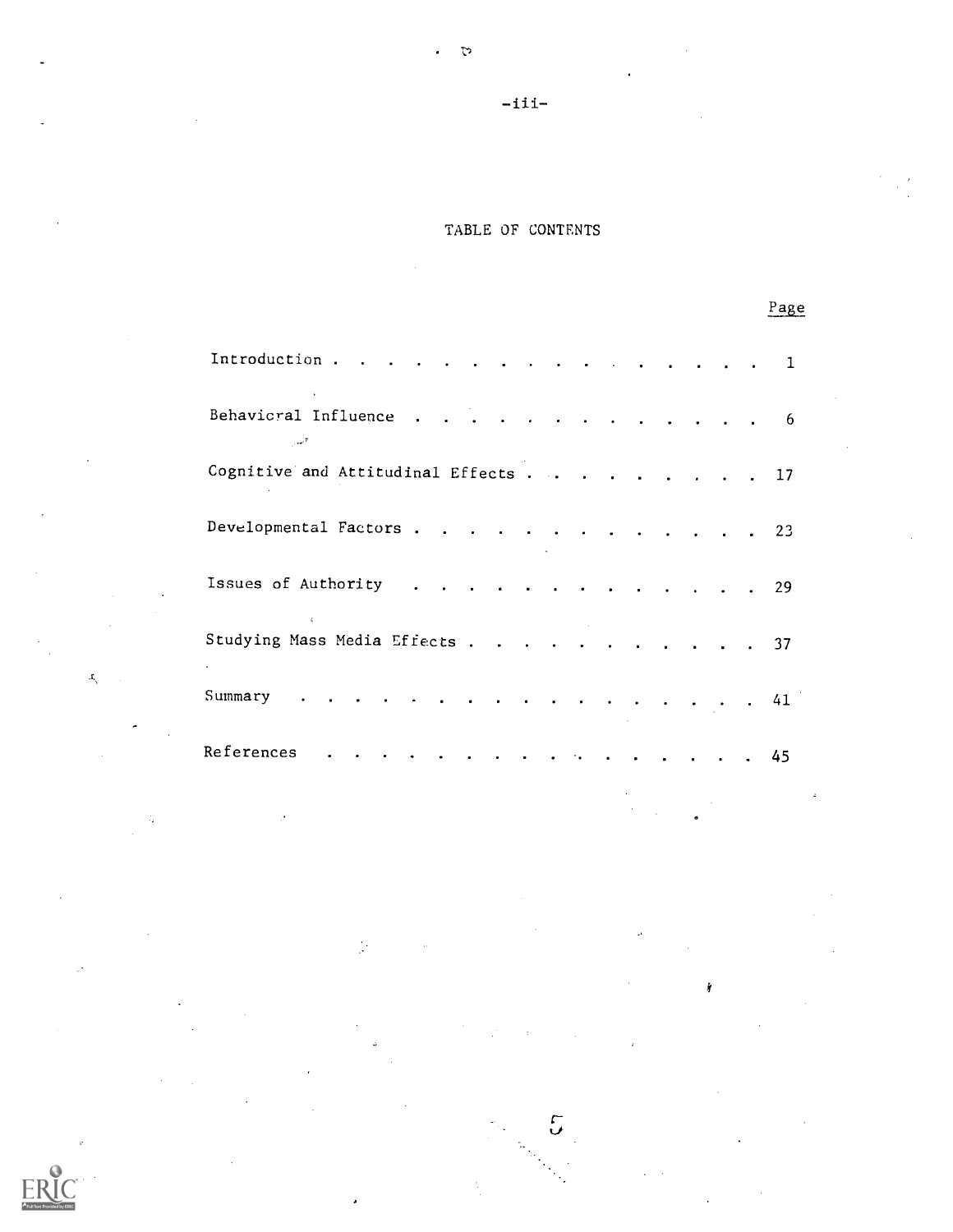# TABLE OF CONTENTS

| | Page |
|---|---|
| Introduction | 1 |
| Behavioral Influence | 6 |
| Cognitive and Attitudinal Effects | 17 |
| Developmental Factors | 23 |
| Issues of Authority | 29 |
| Studying Mass Media Effects | 37 |
| Summary | 41 |
| References | 45 |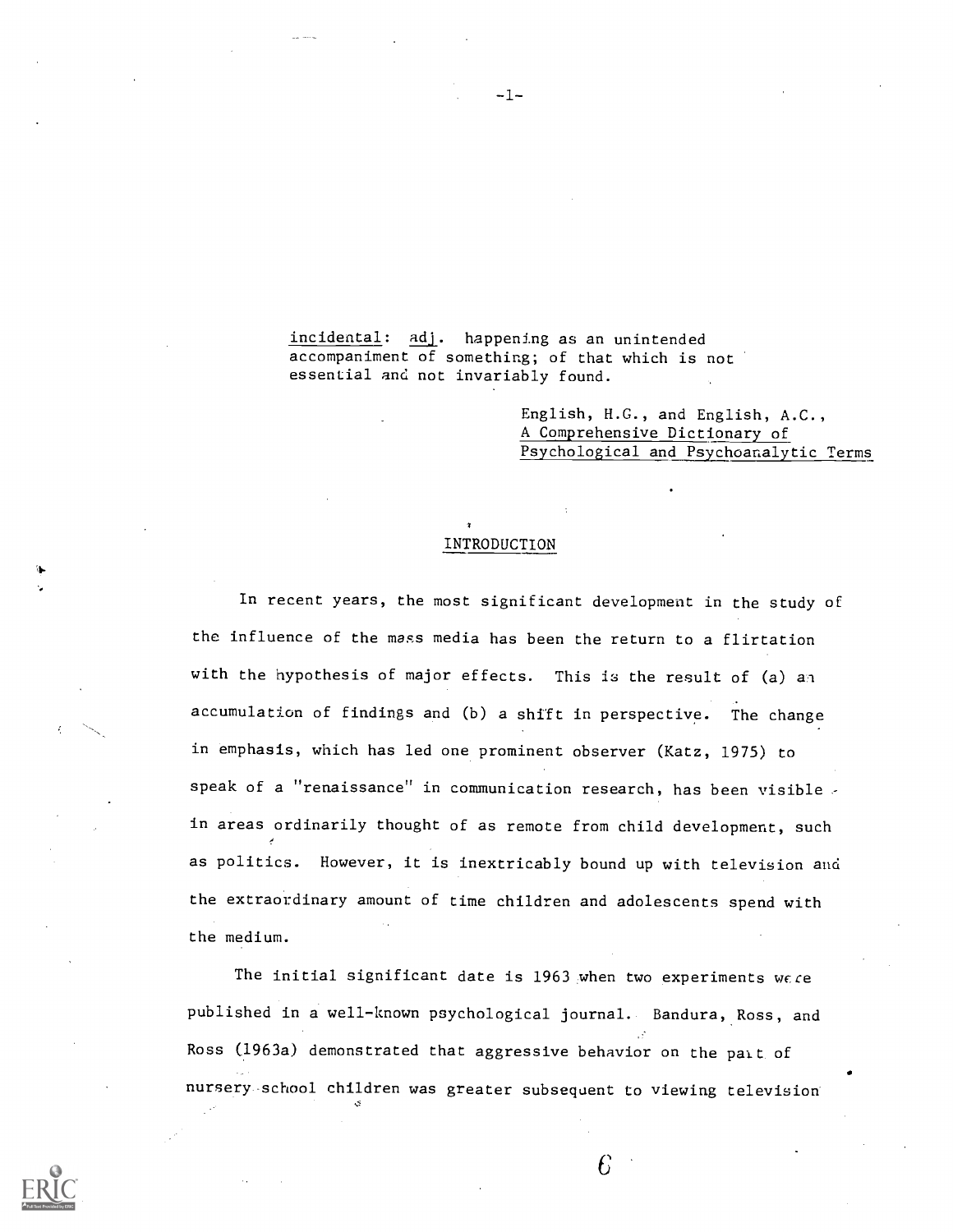*incidental*: *adj*. happening as an unintended accompaniment of something; of that which is not essential and not invariably found.

> English, H.G., and English, A.C., *A Comprehensive Dictionary of Psychological and Psychoanalytic Terms*

## INTRODUCTION

In recent years, the most significant development in the study of the influence of the mass media has been the return to a flirtation with the hypothesis of major effects. This is the result of (a) an accumulation of findings and (b) a shift in perspective. The change in emphasis, which has led one prominent observer (Katz, 1975) to speak of a "renaissance" in communication research, has been visible in areas ordinarily thought of as remote from child development, such as politics. However, it is inextricably bound up with television and the extraordinary amount of time children and adolescents spend with the medium.

The initial significant date is 1963 when two experiments were published in a well-known psychological journal. Bandura, Ross, and Ross (1963a) demonstrated that aggressive behavior on the part of nursery school children was greater subsequent to viewing television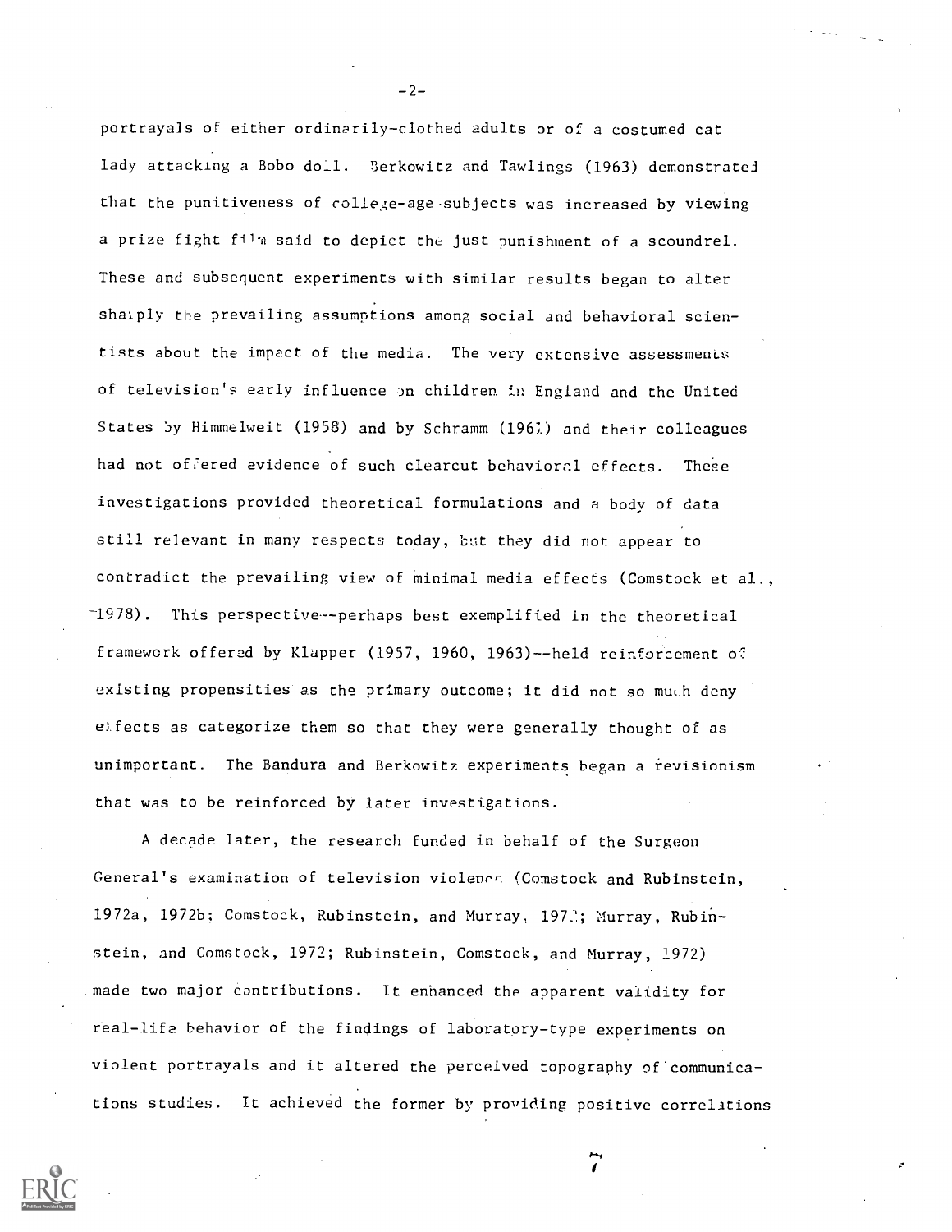portrayals of either ordinarily-clothed adults or of a costumed cat lady attacking a Bobo doll. Berkowitz and Tawlings (1963) demonstrated that the punitiveness of college-age subjects was increased by viewing a prize fight film said to depict the just punishment of a scoundrel. These and subsequent experiments with similar results began to alter sharply the prevailing assumptions among social and behavioral scientists about the impact of the media. The very extensive assessments of television's early influence on children in England and the United States by Himmelweit (1958) and by Schramm (1961) and their colleagues had not offered evidence of such clearcut behavioral effects. These investigations provided theoretical formulations and a body of data still relevant in many respects today, but they did not appear to contradict the prevailing view of minimal media effects (Comstock et al., 1978). This perspective--perhaps best exemplified in the theoretical framework offered by Klapper (1957, 1960, 1963)--held reinforcement of existing propensities as the primary outcome; it did not so much deny effects as categorize them so that they were generally thought of as unimportant. The Bandura and Berkowitz experiments began a revisionism that was to be reinforced by later investigations.

A decade later, the research funded in behalf of the Surgeon General's examination of television violence (Comstock and Rubinstein, 1972a, 1972b; Comstock, Rubinstein, and Murray, 1972; Murray, Rubinstein, and Comstock, 1972; Rubinstein, Comstock, and Murray, 1972) made two major contributions. It enhanced the apparent validity for real-life behavior of the findings of laboratory-type experiments on violent portrayals and it altered the perceived topography of communications studies. It achieved the former by providing positive correlations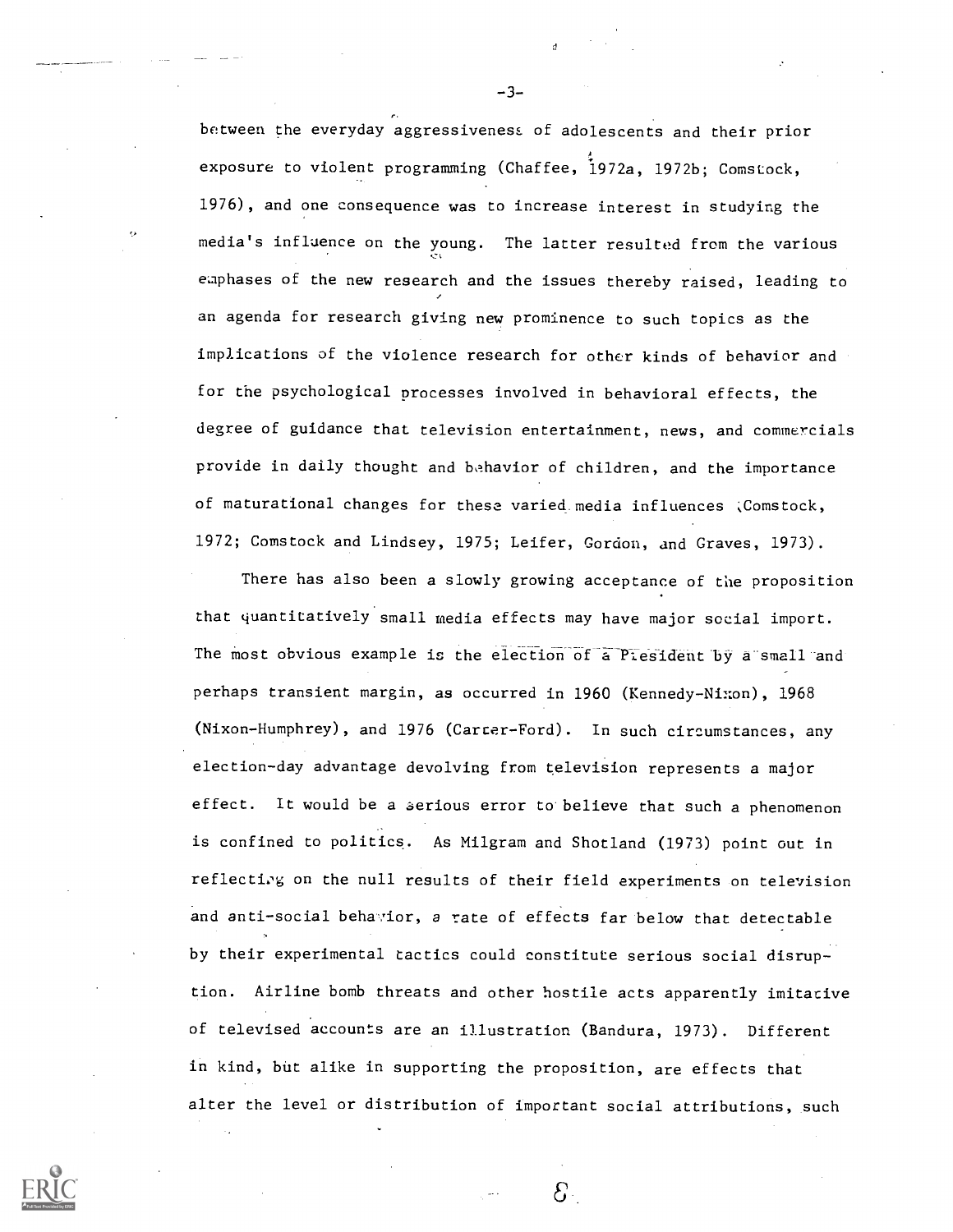between the everyday aggressiveness of adolescents and their prior exposure to violent programming (Chaffee, 1972a, 1972b; Comstock, 1976), and one consequence was to increase interest in studying the media's influence on the young. The latter resulted from the various emphases of the new research and the issues thereby raised, leading to an agenda for research giving new prominence to such topics as the implications of the violence research for other kinds of behavior and for the psychological processes involved in behavioral effects, the degree of guidance that television entertainment, news, and commercials provide in daily thought and behavior of children, and the importance of maturational changes for these varied media influences (Comstock, 1972; Comstock and Lindsey, 1975; Leifer, Gordon, and Graves, 1973).

There has also been a slowly growing acceptance of the proposition that quantitatively small media effects may have major social import. The most obvious example is the election of a President by a small and perhaps transient margin, as occurred in 1960 (Kennedy-Nixon), 1968 (Nixon-Humphrey), and 1976 (Carter-Ford). In such circumstances, any election-day advantage devolving from television represents a major effect. It would be a serious error to believe that such a phenomenon is confined to politics. As Milgram and Shotland (1973) point out in reflecting on the null results of their field experiments on television and anti-social behavior, a rate of effects far below that detectable by their experimental tactics could constitute serious social disruption. Airline bomb threats and other hostile acts apparently imitative of televised accounts are an illustration (Bandura, 1973). Different in kind, but alike in supporting the proposition, are effects that alter the level or distribution of important social attributions, such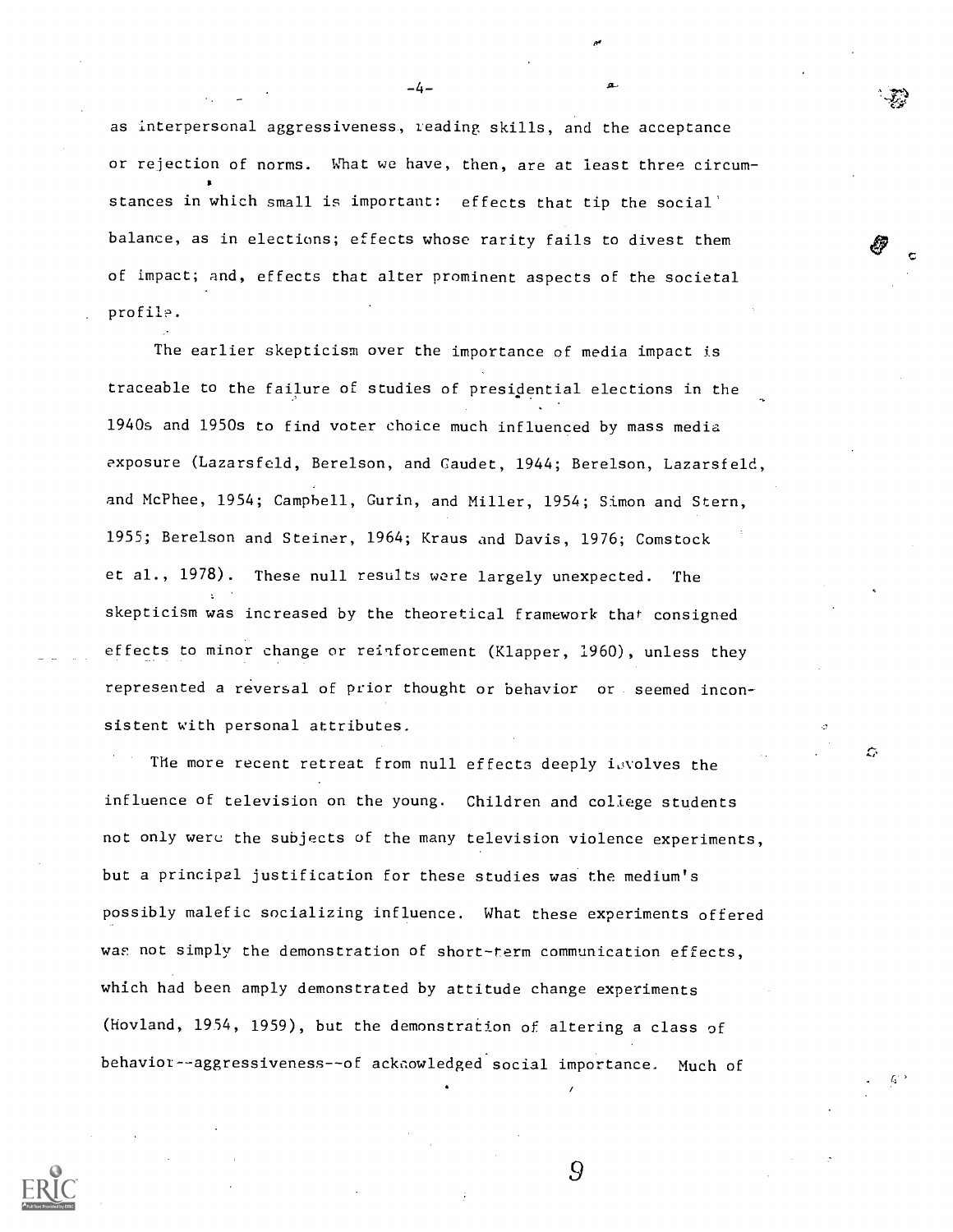as interpersonal aggressiveness, reading skills, and the acceptance or rejection of norms. What we have, then, are at least three circumstances in which small is important: effects that tip the social balance, as in elections; effects whose rarity fails to divest them of impact; and, effects that alter prominent aspects of the societal profile.

The earlier skepticism over the importance of media impact is traceable to the failure of studies of presidential elections in the 1940s and 1950s to find voter choice much influenced by mass media exposure (Lazarsfeld, Berelson, and Gaudet, 1944; Berelson, Lazarsfeld, and McPhee, 1954; Campbell, Gurin, and Miller, 1954; Simon and Stern, 1955; Berelson and Steiner, 1964; Kraus and Davis, 1976; Comstock et al., 1978). These null results were largely unexpected. The skepticism was increased by the theoretical framework that consigned effects to minor change or reinforcement (Klapper, 1960), unless they represented a reversal of prior thought or behavior or seemed inconsistent with personal attributes.

The more recent retreat from null effects deeply involves the influence of television on the young. Children and college students not only were the subjects of the many television violence experiments, but a principal justification for these studies was the medium's possibly malefic socializing influence. What these experiments offered was not simply the demonstration of short-term communication effects, which had been amply demonstrated by attitude change experiments (Hovland, 1954, 1959), but the demonstration of altering a class of behavior--aggressiveness--of acknowledged social importance. Much of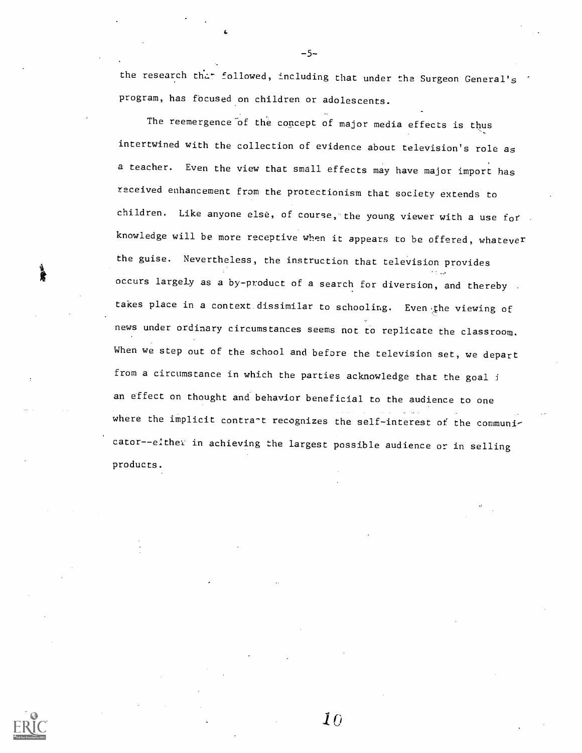the research that followed, including that under the Surgeon General's program, has focused on children or adolescents.

The reemergence of the concept of major media effects is thus intertwined with the collection of evidence about television's role as a teacher. Even the view that small effects may have major import has received enhancement from the protectionism that society extends to children. Like anyone else, of course, the young viewer with a use for knowledge will be more receptive when it appears to be offered, whatever the guise. Nevertheless, the instruction that television provides occurs largely as a by-product of a search for diversion, and thereby takes place in a context dissimilar to schooling. Even the viewing of news under ordinary circumstances seems not to replicate the classroom. When we step out of the school and before the television set, we depart from a circumstance in which the parties acknowledge that the goal i an effect on thought and behavior beneficial to the audience to one where the implicit contract recognizes the self-interest of the communicator--either in achieving the largest possible audience or in selling products.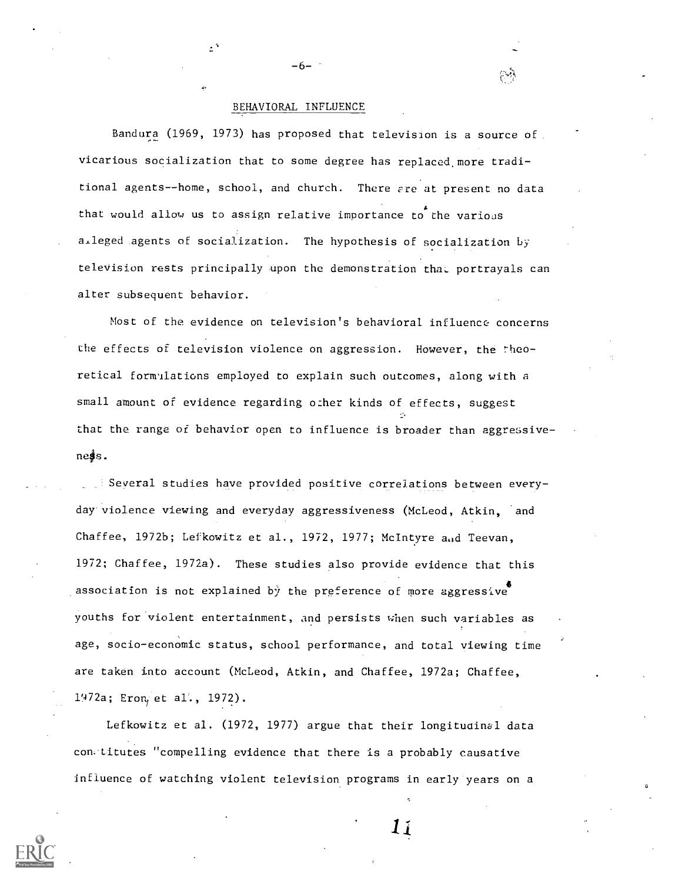## BEHAVIORAL INFLUENCE

Bandura (1969, 1973) has proposed that television is a source of vicarious socialization that to some degree has replaced more traditional agents--home, school, and church. There are at present no data that would allow us to assign relative importance to the various alleged agents of socialization. The hypothesis of socialization by television rests principally upon the demonstration that portrayals can alter subsequent behavior.

Most of the evidence on television's behavioral influence concerns the effects of television violence on aggression. However, the theoretical formulations employed to explain such outcomes, along with a small amount of evidence regarding other kinds of effects, suggest that the range of behavior open to influence is broader than aggressiveness.

Several studies have provided positive correlations between everyday violence viewing and everyday aggressiveness (McLeod, Atkin, and Chaffee, 1972b; Lefkowitz et al., 1972, 1977; McIntyre and Teevan, 1972; Chaffee, 1972a). These studies also provide evidence that this association is not explained by the preference of more aggressive youths for violent entertainment, and persists when such variables as age, socio-economic status, school performance, and total viewing time are taken into account (McLeod, Atkin, and Chaffee, 1972a; Chaffee, 1972a; Eron, et al., 1972).

Lefkowitz et al. (1972, 1977) argue that their longitudinal data constitutes "compelling evidence that there is a probably causative influence of watching violent television programs in early years on a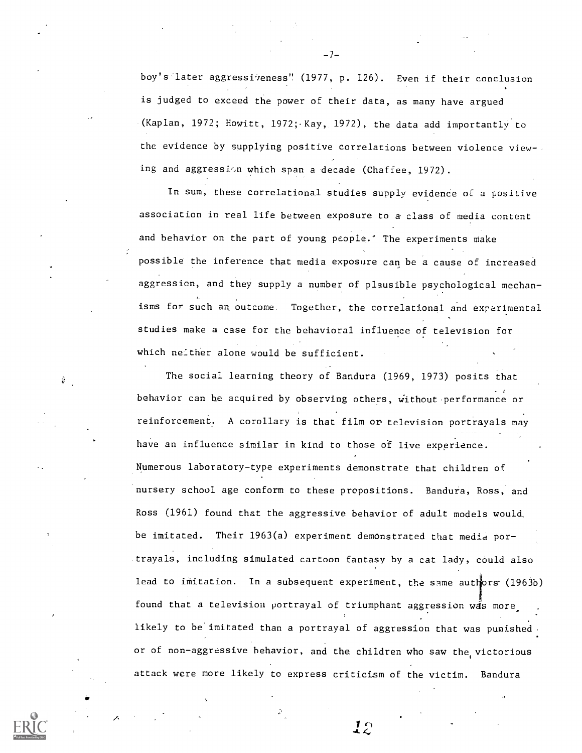boy's later aggressiveness" (1977, p. 126). Even if their conclusion is judged to exceed the power of their data, as many have argued (Kaplan, 1972; Howitt, 1972; Kay, 1972), the data add importantly to the evidence by supplying positive correlations between violence viewing and aggression which span a decade (Chaffee, 1972).

In sum, these correlational studies supply evidence of a positive association in real life between exposure to a class of media content and behavior on the part of young people. The experiments make possible the inference that media exposure can be a cause of increased aggression, and they supply a number of plausible psychological mechanisms for such an outcome. Together, the correlational and experimental studies make a case for the behavioral influence of television for which neither alone would be sufficient.

The social learning theory of Bandura (1969, 1973) posits that behavior can be acquired by observing others, without performance or reinforcement. A corollary is that film or television portrayals may have an influence similar in kind to those of live experience. Numerous laboratory-type experiments demonstrate that children of nursery school age conform to these propositions. Bandura, Ross, and Ross (1961) found that the aggressive behavior of adult models would be imitated. Their 1963(a) experiment demonstrated that media portrayals, including simulated cartoon fantasy by a cat lady, could also lead to imitation. In a subsequent experiment, the same authors (1963b) found that a television portrayal of triumphant aggression was more likely to be imitated than a portrayal of aggression that was punished or of non-aggressive behavior, and the children who saw the victorious attack were more likely to express criticism of the victim. Bandura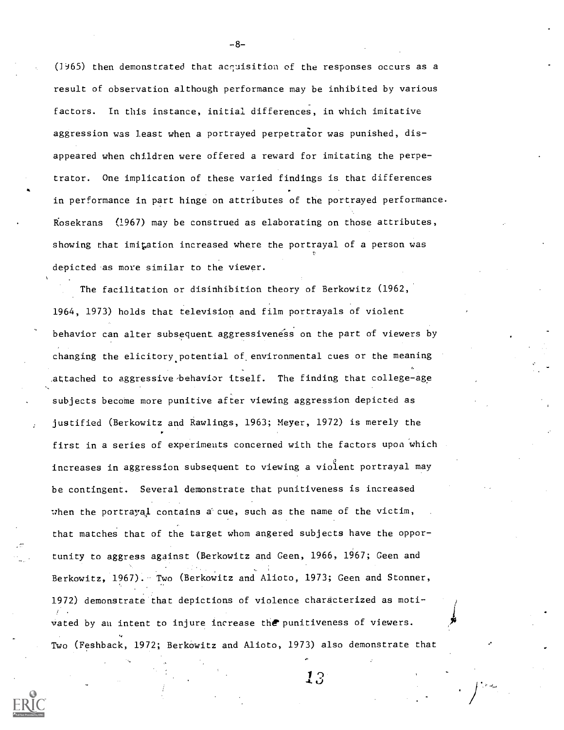(1965) then demonstrated that acquisition of the responses occurs as a result of observation although performance may be inhibited by various factors. In this instance, initial differences, in which imitative aggression was least when a portrayed perpetrator was punished, disappeared when children were offered a reward for imitating the perpetrator. One implication of these varied findings is that differences in performance in part hinge on attributes of the portrayed performance. Rosekrans (1967) may be construed as elaborating on those attributes, showing that imitation increased where the portrayal of a person was depicted as more similar to the viewer.

The facilitation or disinhibition theory of Berkowitz (1962, 1964, 1973) holds that television and film portrayals of violent behavior can alter subsequent aggressiveness on the part of viewers by changing the elicitory potential of environmental cues or the meaning attached to aggressive behavior itself. The finding that college-age subjects become more punitive after viewing aggression depicted as justified (Berkowitz and Rawlings, 1963; Meyer, 1972) is merely the first in a series of experiments concerned with the factors upon which increases in aggression subsequent to viewing a violent portrayal may be contingent. Several demonstrate that punitiveness is increased when the portrayal contains a cue, such as the name of the victim, that matches that of the target whom angered subjects have the opportunity to aggress against (Berkowitz and Geen, 1966, 1967; Geen and Berkowitz, 1967). Two (Berkowitz and Alioto, 1973; Geen and Stonner, 1972) demonstrate that depictions of violence characterized as motivated by an intent to injure increase the punitiveness of viewers. Two (Feshback, 1972; Berkowitz and Alioto, 1973) also demonstrate that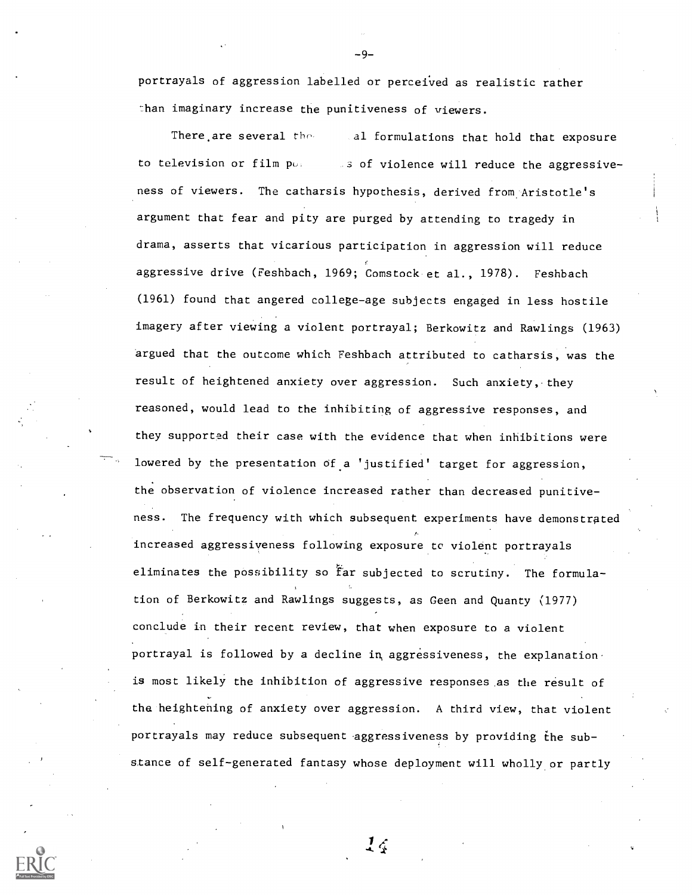portrayals of aggression labelled or perceived as realistic rather than imaginary increase the punitiveness of viewers.

There are several the al formulations that hold that exposure to television or film po s of violence will reduce the aggressiveness of viewers. The catharsis hypothesis, derived from Aristotle's argument that fear and pity are purged by attending to tragedy in drama, asserts that vicarious participation in aggression will reduce aggressive drive (Feshbach, 1969; Comstock et al., 1978). Feshbach (1961) found that angered college-age subjects engaged in less hostile imagery after viewing a violent portrayal; Berkowitz and Rawlings (1963) argued that the outcome which Feshbach attributed to catharsis, was the result of heightened anxiety over aggression. Such anxiety, they reasoned, would lead to the inhibiting of aggressive responses, and they supported their case with the evidence that when inhibitions were lowered by the presentation of a 'justified' target for aggression, the observation of violence increased rather than decreased punitiveness. The frequency with which subsequent experiments have demonstrated increased aggressiveness following exposure to violent portrayals eliminates the possibility so far subjected to scrutiny. The formulation of Berkowitz and Rawlings suggests, as Geen and Quanty (1977) conclude in their recent review, that when exposure to a violent portrayal is followed by a decline in aggressiveness, the explanation is most likely the inhibition of aggressive responses as the result of the heightening of anxiety over aggression. A third view, that violent portrayals may reduce subsequent aggressiveness by providing the substance of self-generated fantasy whose deployment will wholly or partly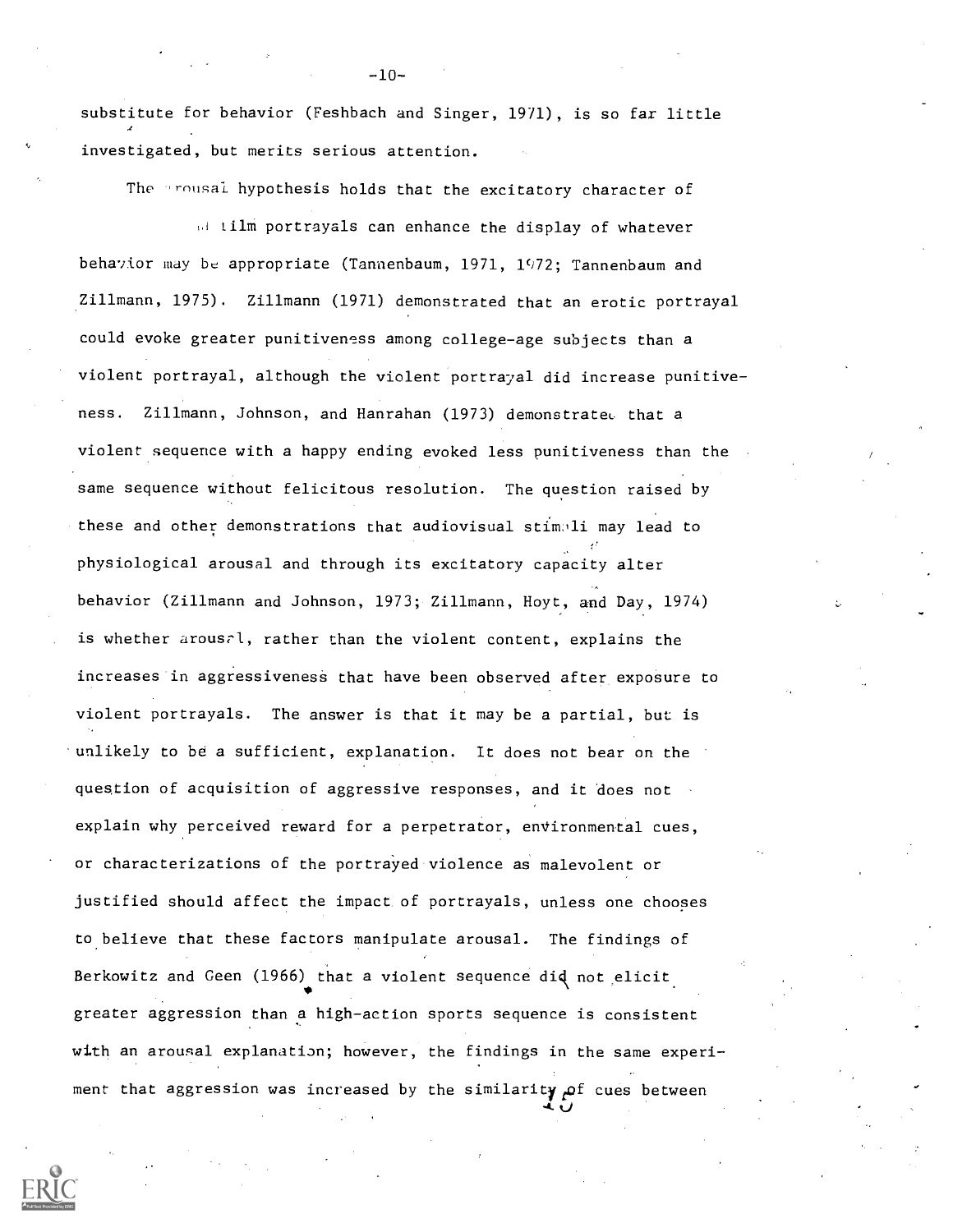substitute for behavior (Feshbach and Singer, 1971), is so far little investigated, but merits serious attention.

The arousal hypothesis holds that the excitatory character of ... film portrayals can enhance the display of whatever behavior may be appropriate (Tannenbaum, 1971, 1972; Tannenbaum and Zillmann, 1975). Zillmann (1971) demonstrated that an erotic portrayal could evoke greater punitiveness among college-age subjects than a violent portrayal, although the violent portrayal did increase punitiveness. Zillmann, Johnson, and Hanrahan (1973) demonstrated that a violent sequence with a happy ending evoked less punitiveness than the same sequence without felicitous resolution. The question raised by these and other demonstrations that audiovisual stimuli may lead to physiological arousal and through its excitatory capacity alter behavior (Zillmann and Johnson, 1973; Zillmann, Hoyt, and Day, 1974) is whether arousal, rather than the violent content, explains the increases in aggressiveness that have been observed after exposure to violent portrayals. The answer is that it may be a partial, but is unlikely to be a sufficient, explanation. It does not bear on the question of acquisition of aggressive responses, and it does not explain why perceived reward for a perpetrator, environmental cues, or characterizations of the portrayed violence as malevolent or justified should affect the impact of portrayals, unless one chooses to believe that these factors manipulate arousal. The findings of Berkowitz and Geen (1966) that a violent sequence did not elicit greater aggression than a high-action sports sequence is consistent with an arousal explanation; however, the findings in the same experiment that aggression was increased by the similarity of cues between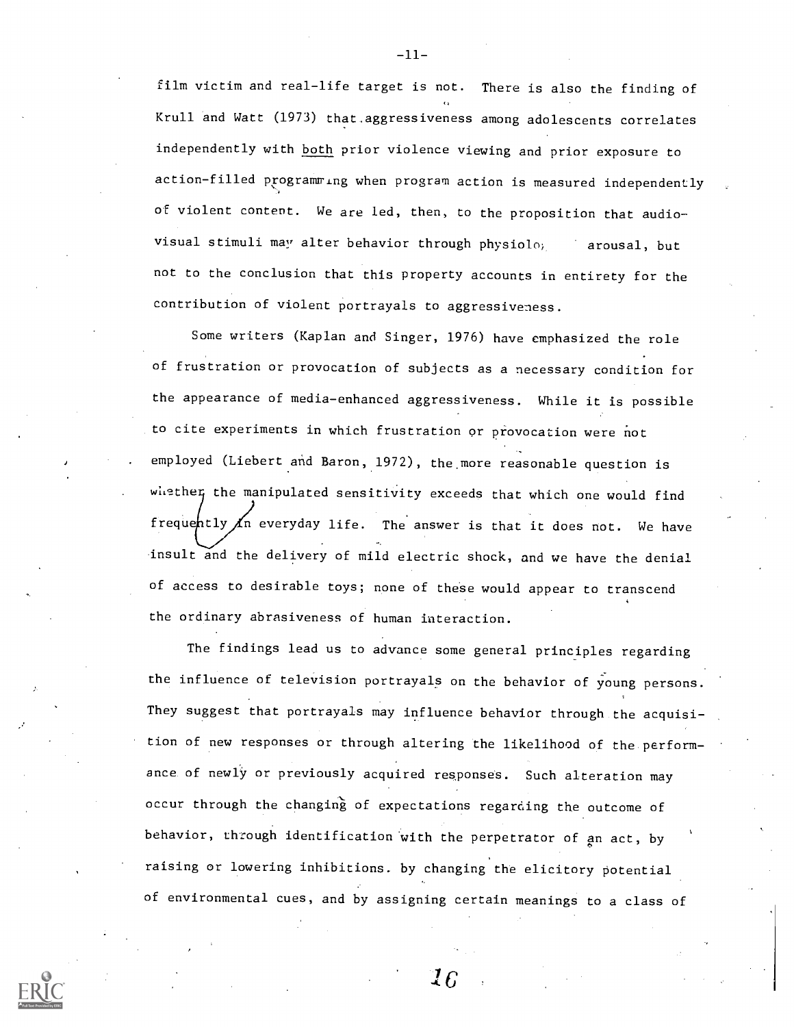film victim and real-life target is not. There is also the finding of Krull and Watt (1973) that aggressiveness among adolescents correlates independently with both prior violence viewing and prior exposure to action-filled programming when program action is measured independently of violent content. We are led, then, to the proposition that audio-visual stimuli may alter behavior through physiolo, arousal, but not to the conclusion that this property accounts in entirety for the contribution of violent portrayals to aggressiveness.

Some writers (Kaplan and Singer, 1976) have emphasized the role of frustration or provocation of subjects as a necessary condition for the appearance of media-enhanced aggressiveness. While it is possible to cite experiments in which frustration or provocation were not employed (Liebert and Baron, 1972), the more reasonable question is whether the manipulated sensitivity exceeds that which one would find frequently in everyday life. The answer is that it does not. We have insult and the delivery of mild electric shock, and we have the denial of access to desirable toys; none of these would appear to transcend the ordinary abrasiveness of human interaction.

The findings lead us to advance some general principles regarding the influence of television portrayals on the behavior of young persons. They suggest that portrayals may influence behavior through the acquisition of new responses or through altering the likelihood of the performance of newly or previously acquired responses. Such alteration may occur through the changing of expectations regarding the outcome of behavior, through identification with the perpetrator of an act, by raising or lowering inhibitions. by changing the elicitory potential of environmental cues, and by assigning certain meanings to a class of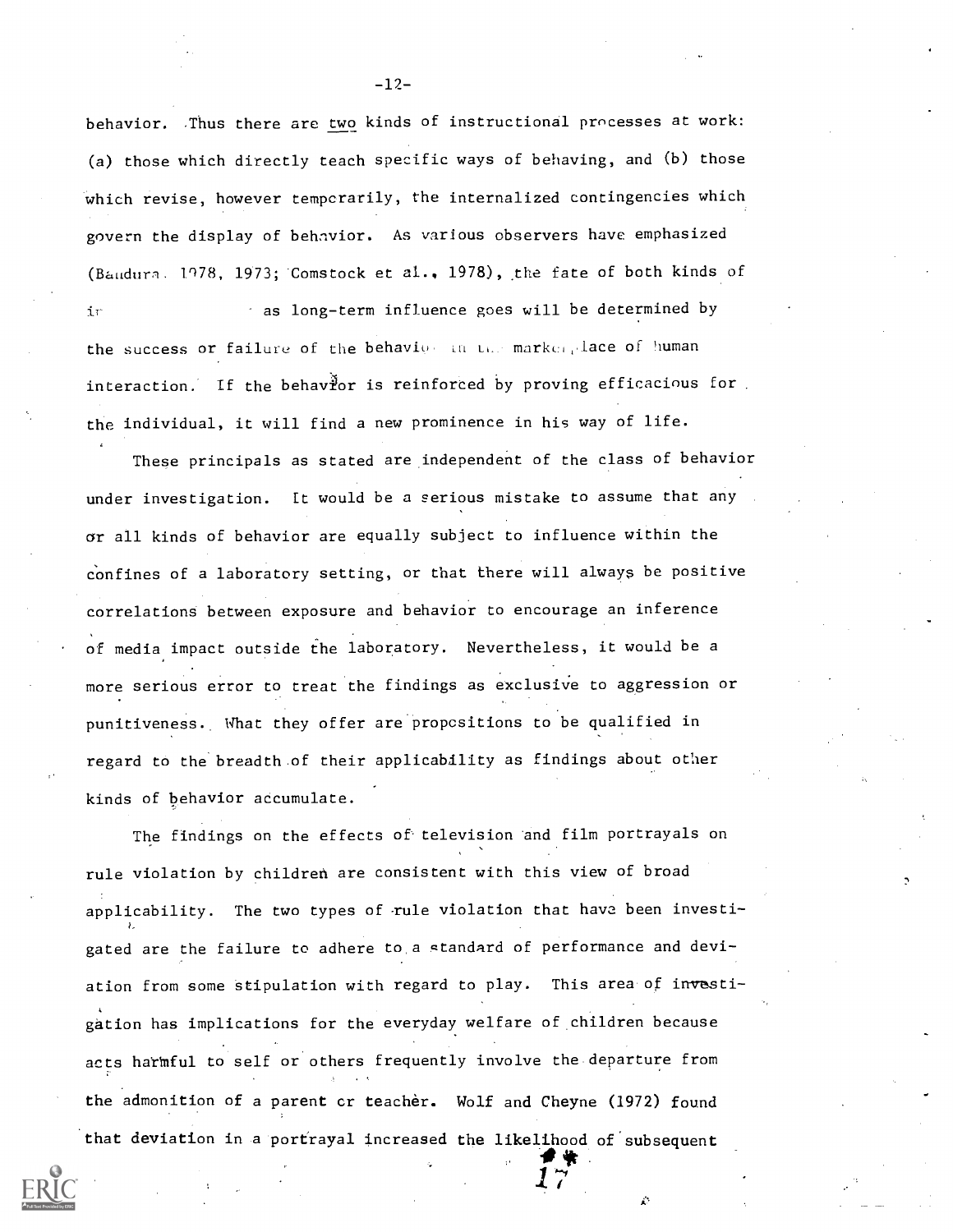behavior. Thus there are <u>two</u> kinds of instructional processes at work: (a) those which directly teach specific ways of behaving, and (b) those which revise, however temporarily, the internalized contingencies which govern the display of behavior. As various observers have emphasized (Bandura, 1978, 1973; Comstock et al., 1978), the fate of both kinds of ir as long-term influence goes will be determined by the success or failure of the behavior in the marketplace of human interaction. If the behavior is reinforced by proving efficacious for the individual, it will find a new prominence in his way of life.

These principals as stated are independent of the class of behavior under investigation. It would be a serious mistake to assume that any or all kinds of behavior are equally subject to influence within the confines of a laboratory setting, or that there will always be positive correlations between exposure and behavior to encourage an inference of media impact outside the laboratory. Nevertheless, it would be a more serious error to treat the findings as exclusive to aggression or punitiveness. What they offer are propositions to be qualified in regard to the breadth of their applicability as findings about other kinds of behavior accumulate.

The findings on the effects of television and film portrayals on rule violation by children are consistent with this view of broad applicability. The two types of rule violation that have been investigated are the failure to adhere to a standard of performance and deviation from some stipulation with regard to play. This area of investigation has implications for the everyday welfare of children because acts harmful to self or others frequently involve the departure from the admonition of a parent or teacher. Wolf and Cheyne (1972) found that deviation in a portrayal increased the likelihood of subsequent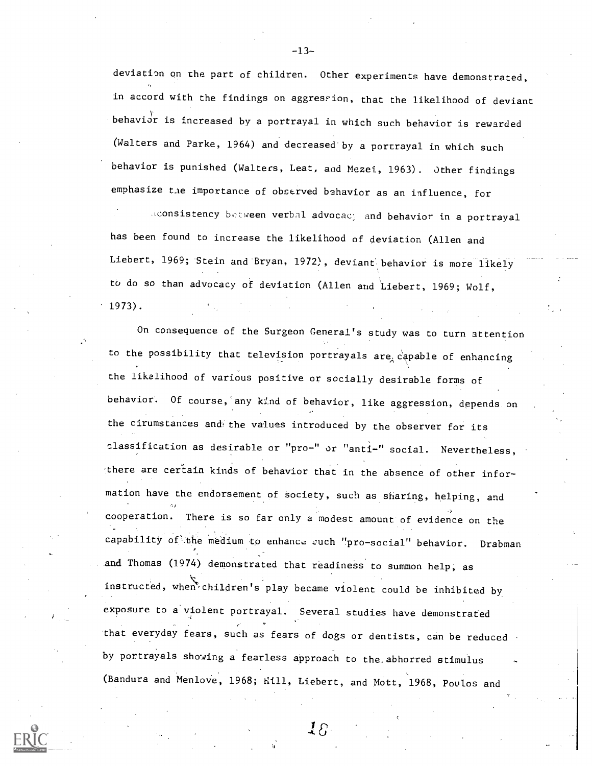deviation on the part of children. Other experiments have demonstrated, in accord with the findings on aggression, that the likelihood of deviant behavior is increased by a portrayal in which such behavior is rewarded (Walters and Parke, 1964) and decreased by a portrayal in which such behavior is punished (Walters, Leat, and Mezei, 1963). Other findings emphasize the importance of observed behavior as an influence, for inconsistency between verbal advocacy and behavior in a portrayal has been found to increase the likelihood of deviation (Allen and Liebert, 1969; Stein and Bryan, 1972), deviant behavior is more likely to do so than advocacy of deviation (Allen and Liebert, 1969; Wolf, 1973).

On consequence of the Surgeon General's study was to turn attention to the possibility that television portrayals are capable of enhancing the likelihood of various positive or socially desirable forms of behavior. Of course, any kind of behavior, like aggression, depends on the cirumstances and the values introduced by the observer for its classification as desirable or "pro-" or "anti-" social. Nevertheless, there are certain kinds of behavior that in the absence of other information have the endorsement of society, such as sharing, helping, and cooperation. There is so far only a modest amount of evidence on the capability of the medium to enhance such "pro-social" behavior. Drabman and Thomas (1974) demonstrated that readiness to summon help, as instructed, when children's play became violent could be inhibited by exposure to a violent portrayal. Several studies have demonstrated that everyday fears, such as fears of dogs or dentists, can be reduced by portrayals showing a fearless approach to the abhorred stimulus (Bandura and Menlove, 1968; Hill, Liebert, and Mott, 1968, Poulos and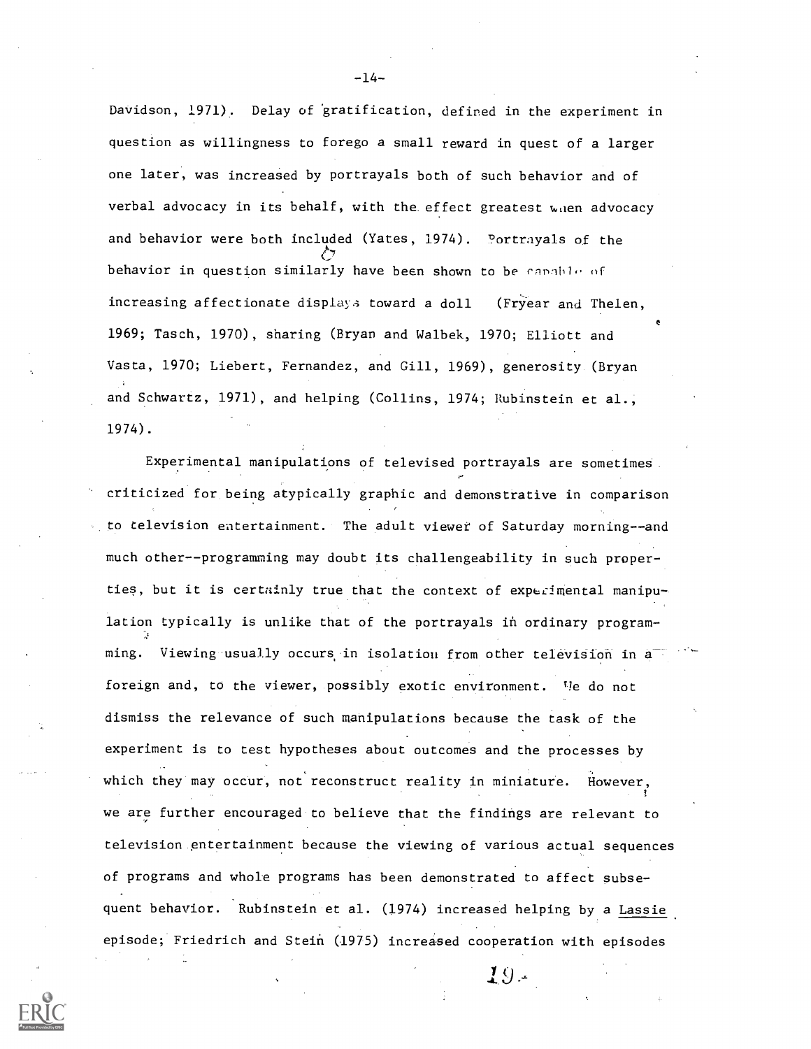Davidson, 1971). Delay of gratification, defined in the experiment in question as willingness to forego a small reward in quest of a larger one later, was increased by portrayals both of such behavior and of verbal advocacy in its behalf, with the effect greatest when advocacy and behavior were both included (Yates, 1974). Portrayals of the behavior in question similarly have been shown to be capable of increasing affectionate displays toward a doll (Fryear and Thelen, 1969; Tasch, 1970), sharing (Bryan and Walbek, 1970; Elliott and Vasta, 1970; Liebert, Fernandez, and Gill, 1969), generosity (Bryan and Schwartz, 1971), and helping (Collins, 1974; Rubinstein et al., 1974).

Experimental manipulations of televised portrayals are sometimes criticized for being atypically graphic and demonstrative in comparison to television entertainment. The adult viewer of Saturday morning--and much other--programming may doubt its challengeability in such properties, but it is certainly true that the context of experimental manipulation typically is unlike that of the portrayals in ordinary programming. Viewing usually occurs in isolation from other television in a foreign and, to the viewer, possibly exotic environment. We do not dismiss the relevance of such manipulations because the task of the experiment is to test hypotheses about outcomes and the processes by which they may occur, not reconstruct reality in miniature. However, we are further encouraged to believe that the findings are relevant to television entertainment because the viewing of various actual sequences of programs and whole programs has been demonstrated to affect subsequent behavior. Rubinstein et al. (1974) increased helping by a _Lassie_ episode; Friedrich and Stein (1975) increased cooperation with episodes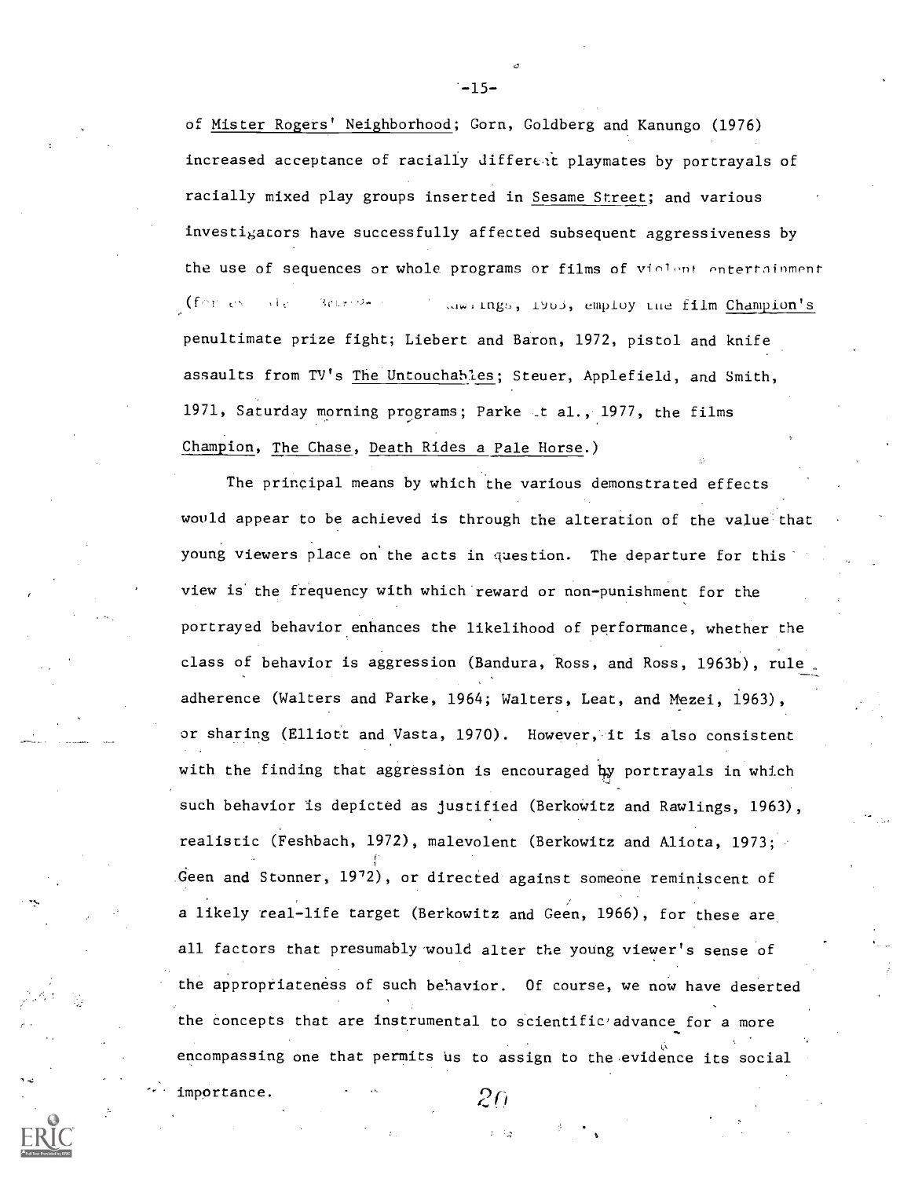of Mister Rogers' Neighborhood; Gorn, Goldberg and Kanungo (1976) increased acceptance of racially different playmates by portrayals of racially mixed play groups inserted in Sesame Street; and various investigators have successfully affected subsequent aggressiveness by the use of sequences or whole programs or films of violent entertainment (for example, Berkowitz and Rawlings, 1963, employ the film Champion's penultimate prize fight; Liebert and Baron, 1972, pistol and knife assaults from TV's The Untouchables; Steuer, Applefield, and Smith, 1971, Saturday morning programs; Parke et al., 1977, the films Champion, The Chase, Death Rides a Pale Horse.)

The principal means by which the various demonstrated effects would appear to be achieved is through the alteration of the value that young viewers place on the acts in question. The departure for this view is the frequency with which reward or non-punishment for the portrayed behavior enhances the likelihood of performance, whether the class of behavior is aggression (Bandura, Ross, and Ross, 1963b), rule adherence (Walters and Parke, 1964; Walters, Leat, and Mezei, 1963), or sharing (Elliott and Vasta, 1970). However, it is also consistent with the finding that aggression is encouraged by portrayals in which such behavior is depicted as justified (Berkowitz and Rawlings, 1963), realistic (Feshbach, 1972), malevolent (Berkowitz and Aliota, 1973; Geen and Stonner, 1972), or directed against someone reminiscent of a likely real-life target (Berkowitz and Geen, 1966), for these are all factors that presumably would alter the young viewer's sense of the appropriateness of such behavior. Of course, we now have deserted the concepts that are instrumental to scientific advance for a more encompassing one that permits us to assign to the evidence its social importance.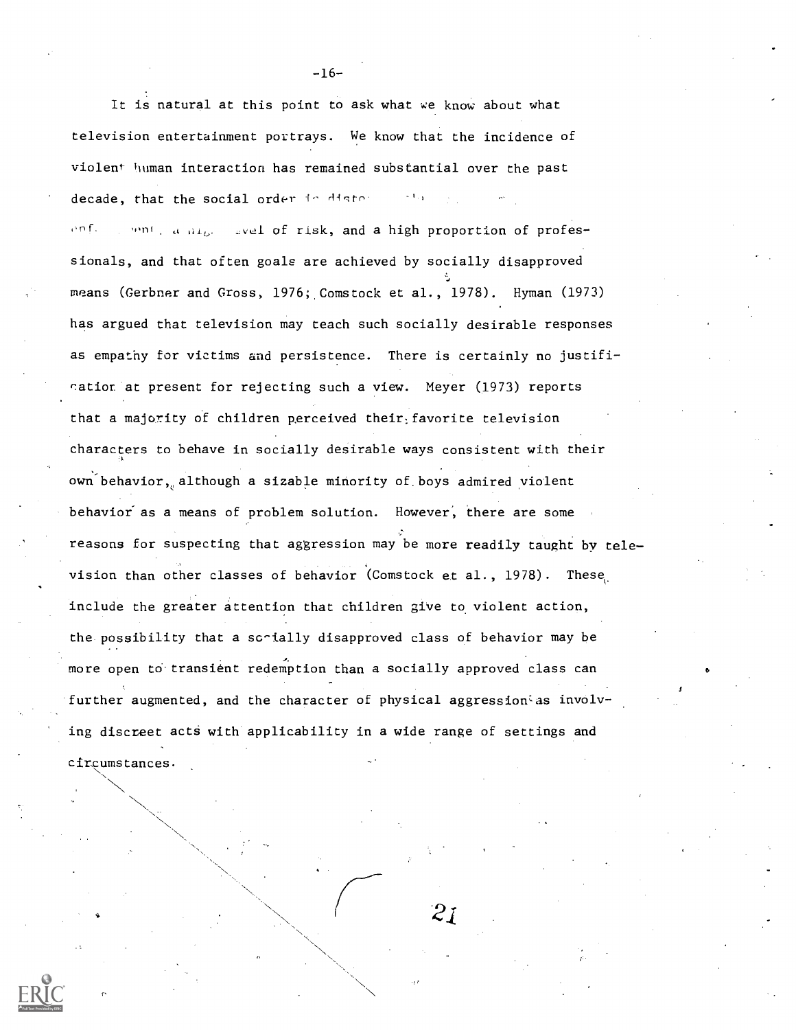It is natural at this point to ask what we know about what television entertainment portrays. We know that the incidence of violent human interaction has remained substantial over the past decade, that the social order is disto... enf...ment, a high level of risk, and a high proportion of professionals, and that often goals are achieved by socially disapproved means (Gerbner and Gross, 1976; Comstock et al., 1978). Hyman (1973) has argued that television may teach such socially desirable responses as empathy for victims and persistence. There is certainly no justification at present for rejecting such a view. Meyer (1973) reports that a majority of children perceived their favorite television characters to behave in socially desirable ways consistent with their own behavior, although a sizable minority of boys admired violent behavior as a means of problem solution. However, there are some reasons for suspecting that aggression may be more readily taught by television than other classes of behavior (Comstock et al., 1978). These include the greater attention that children give to violent action, the possibility that a socially disapproved class of behavior may be more open to transient redemption than a socially approved class can further augmented, and the character of physical aggression as involving discreet acts with applicability in a wide range of settings and circumstances.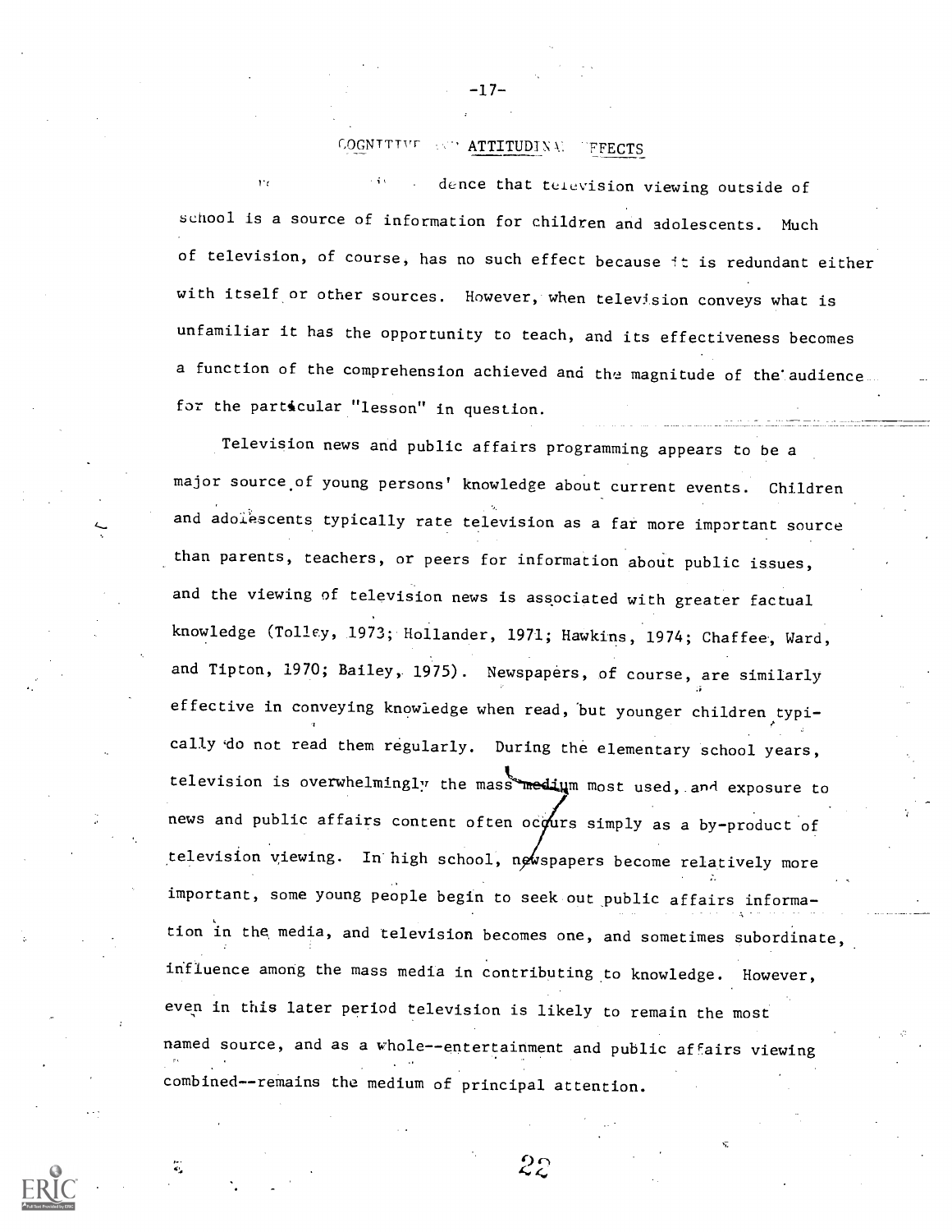## COGNITIVE AND ATTITUDINAL EFFECTS

There is evidence that television viewing outside of school is a source of information for children and adolescents. Much of television, of course, has no such effect because it is redundant either with itself or other sources. However, when television conveys what is unfamiliar it has the opportunity to teach, and its effectiveness becomes a function of the comprehension achieved and the magnitude of the audience for the particular "lesson" in question.

Television news and public affairs programming appears to be a major source of young persons' knowledge about current events. Children and adolescents typically rate television as a far more important source than parents, teachers, or peers for information about public issues, and the viewing of television news is associated with greater factual knowledge (Tolley, 1973; Hollander, 1971; Hawkins, 1974; Chaffee, Ward, and Tipton, 1970; Bailey, 1975). Newspapers, of course, are similarly effective in conveying knowledge when read, but younger children typically do not read them regularly. During the elementary school years, television is overwhelmingly the mass medium most used, and exposure to news and public affairs content often occurs simply as a by-product of television viewing. In high school, newspapers become relatively more important, some young people begin to seek out public affairs information in the media, and television becomes one, and sometimes subordinate, influence among the mass media in contributing to knowledge. However, even in this later period television is likely to remain the most named source, and as a whole--entertainment and public affairs viewing combined--remains the medium of principal attention.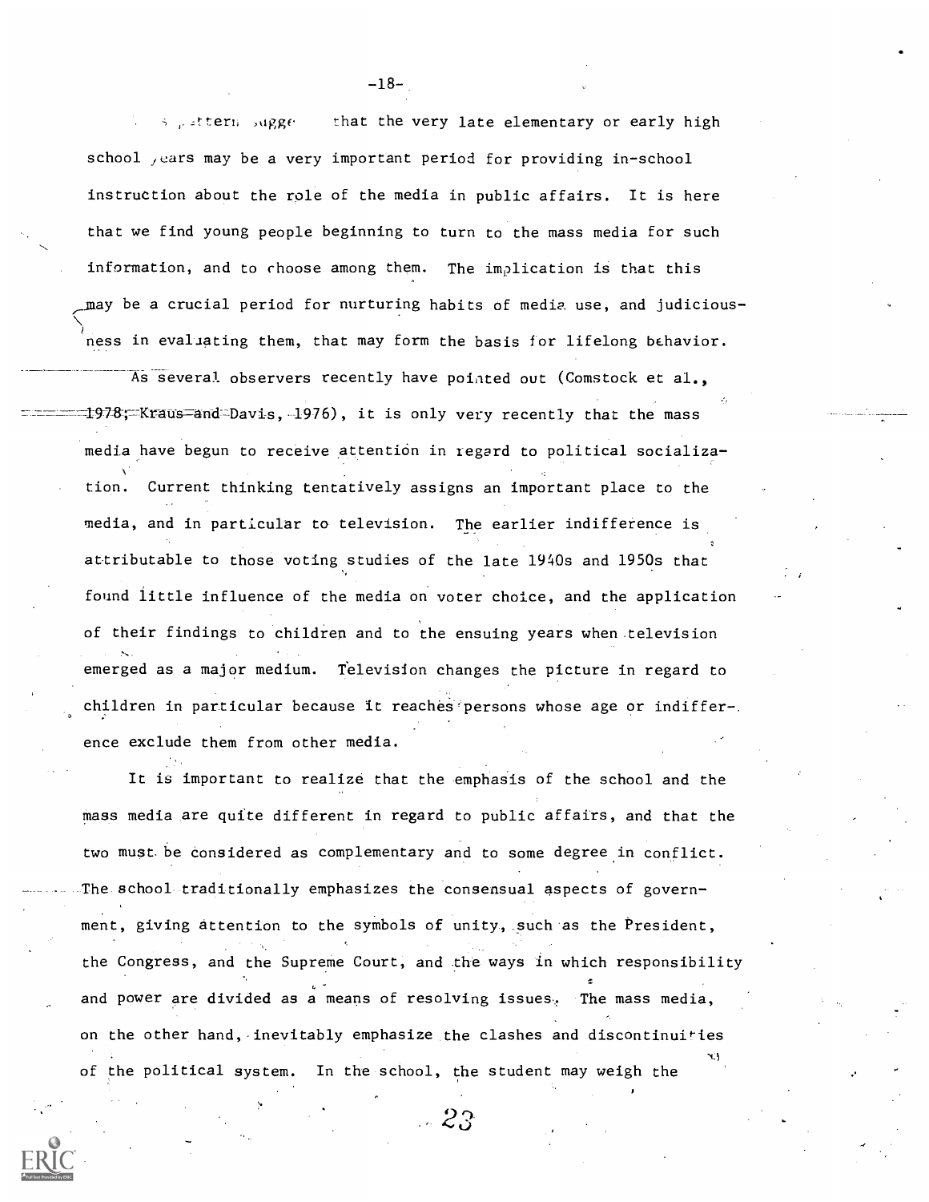This pattern suggests that the very late elementary or early high school years may be a very important period for providing in-school instruction about the role of the media in public affairs. It is here that we find young people beginning to turn to the mass media for such information, and to choose among them. The implication is that this may be a crucial period for nurturing habits of media use, and judiciousness in evaluating them, that may form the basis for lifelong behavior.

As several observers recently have pointed out (Comstock et al., 1978; Kraus and Davis, 1976), it is only very recently that the mass media have begun to receive attention in regard to political socialization. Current thinking tentatively assigns an important place to the media, and in particular to television. The earlier indifference is attributable to those voting studies of the late 1940s and 1950s that found little influence of the media on voter choice, and the application of their findings to children and to the ensuing years when television emerged as a major medium. Television changes the picture in regard to children in particular because it reaches persons whose age or indifference exclude them from other media.

It is important to realize that the emphasis of the school and the mass media are quite different in regard to public affairs, and that the two must be considered as complementary and to some degree in conflict. The school traditionally emphasizes the consensual aspects of government, giving attention to the symbols of unity, such as the President, the Congress, and the Supreme Court, and the ways in which responsibility and power are divided as a means of resolving issues. The mass media, on the other hand, inevitably emphasize the clashes and discontinuities of the political system. In the school, the student may weigh the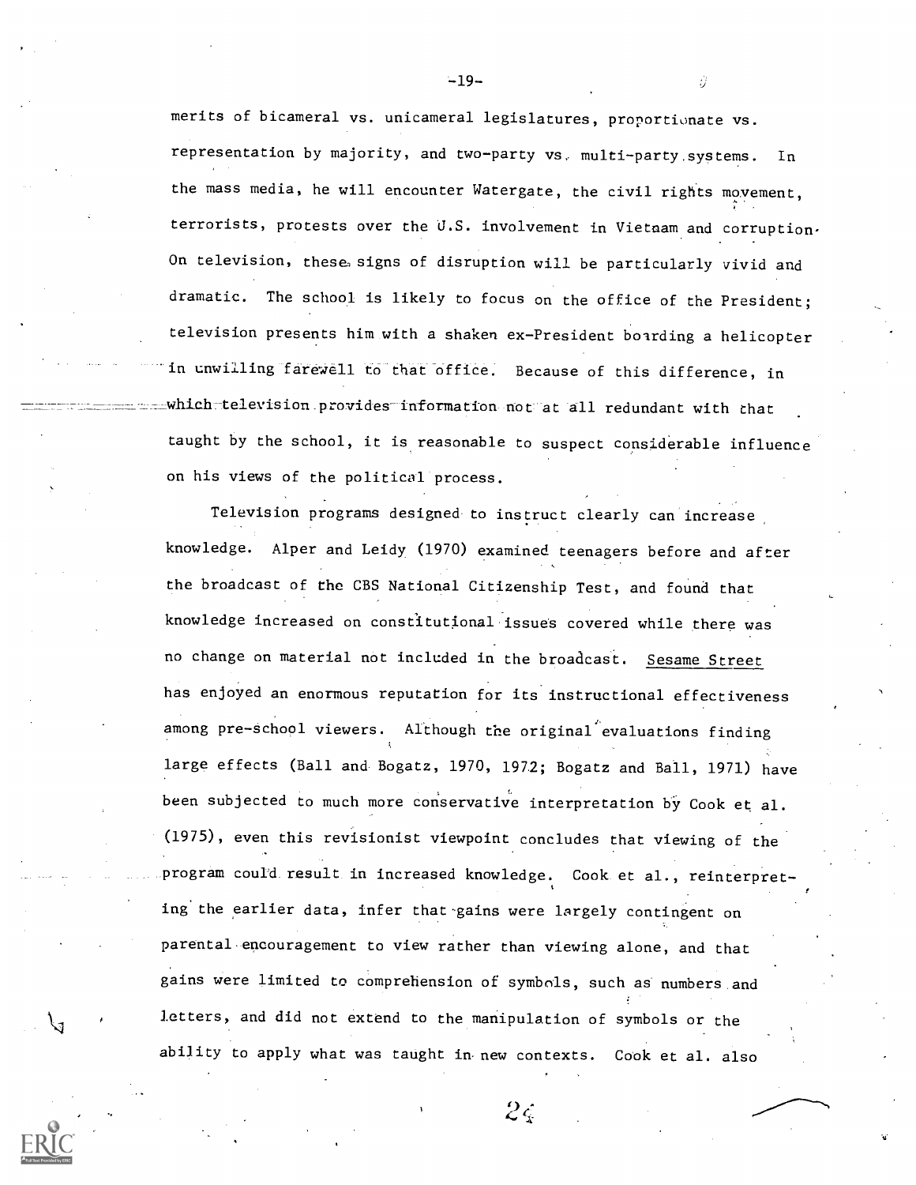merits of bicameral vs. unicameral legislatures, proportionate vs. representation by majority, and two-party vs. multi-party systems. In the mass media, he will encounter Watergate, the civil rights movement, terrorists, protests over the U.S. involvement in Vietnam and corruption. On television, these signs of disruption will be particularly vivid and dramatic. The school is likely to focus on the office of the President; television presents him with a shaken ex-President boarding a helicopter in unwilling farewell to that office. Because of this difference, in which television provides information not at all redundant with that taught by the school, it is reasonable to suspect considerable influence on his views of the political process.

Television programs designed to instruct clearly can increase knowledge. Alper and Leidy (1970) examined teenagers before and after the broadcast of the CBS National Citizenship Test, and found that knowledge increased on constitutional issues covered while there was no change on material not included in the broadcast. Sesame Street has enjoyed an enormous reputation for its instructional effectiveness among pre-school viewers. Although the original evaluations finding large effects (Ball and Bogatz, 1970, 1972; Bogatz and Ball, 1971) have been subjected to much more conservative interpretation by Cook et al. (1975), even this revisionist viewpoint concludes that viewing of the program could result in increased knowledge. Cook et al., reinterpreting the earlier data, infer that gains were largely contingent on parental encouragement to view rather than viewing alone, and that gains were limited to comprehension of symbols, such as numbers and letters, and did not extend to the manipulation of symbols or the ability to apply what was taught in new contexts. Cook et al. also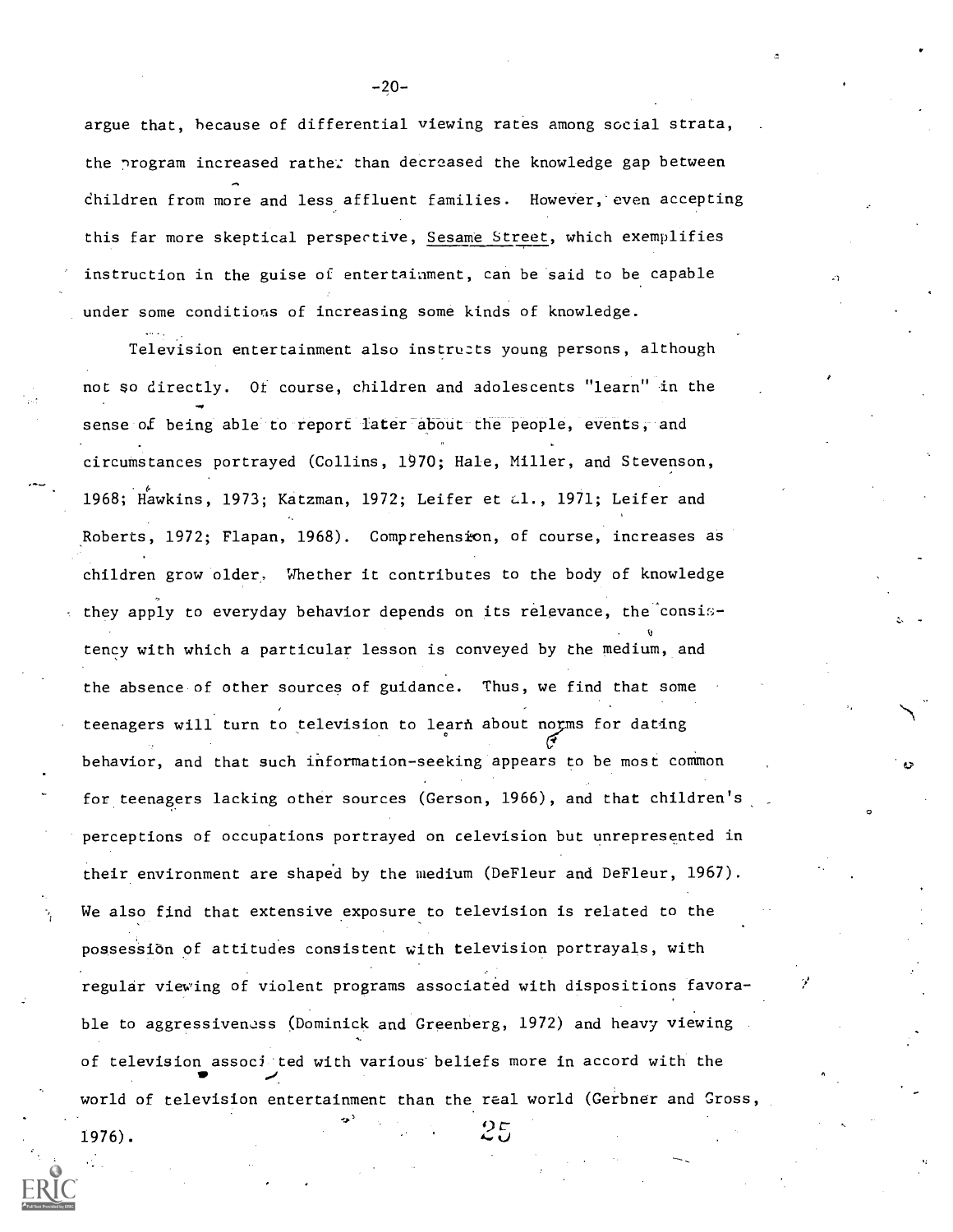argue that, because of differential viewing rates among social strata, the program increased rather than decreased the knowledge gap between children from more and less affluent families. However, even accepting this far more skeptical perspective, Sesame Street, which exemplifies instruction in the guise of entertainment, can be said to be capable under some conditions of increasing some kinds of knowledge.

Television entertainment also instructs young persons, although not so directly. Of course, children and adolescents "learn" in the sense of being able to report later about the people, events, and circumstances portrayed (Collins, 1970; Hale, Miller, and Stevenson, 1968; Hawkins, 1973; Katzman, 1972; Leifer et al., 1971; Leifer and Roberts, 1972; Flapan, 1968). Comprehension, of course, increases as children grow older. Whether it contributes to the body of knowledge they apply to everyday behavior depends on its relevance, the consistency with which a particular lesson is conveyed by the medium, and the absence of other sources of guidance. Thus, we find that some teenagers will turn to television to learn about norms for dating behavior, and that such information-seeking appears to be most common for teenagers lacking other sources (Gerson, 1966), and that children's perceptions of occupations portrayed on television but unrepresented in their environment are shaped by the medium (DeFleur and DeFleur, 1967). We also find that extensive exposure to television is related to the possession of attitudes consistent with television portrayals, with regular viewing of violent programs associated with dispositions favorable to aggressiveness (Dominick and Greenberg, 1972) and heavy viewing of television associated with various beliefs more in accord with the world of television entertainment than the real world (Gerbner and Gross, 1976).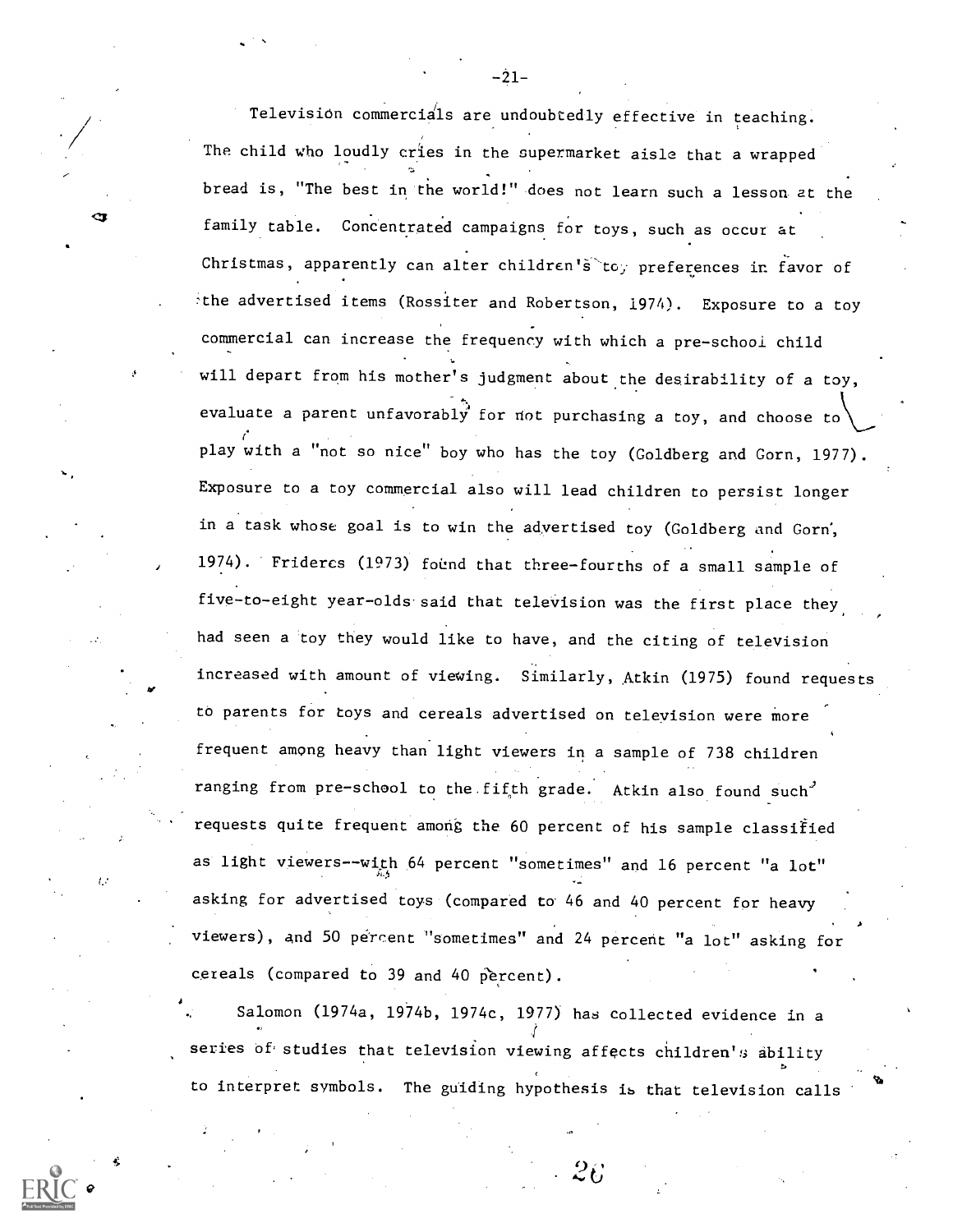Television commercials are undoubtedly effective in teaching. The child who loudly cries in the supermarket aisle that a wrapped bread is, "The best in the world!" does not learn such a lesson at the family table. Concentrated campaigns for toys, such as occur at Christmas, apparently can alter children's toy preferences in favor of the advertised items (Rossiter and Robertson, 1974). Exposure to a toy commercial can increase the frequency with which a pre-school child will depart from his mother's judgment about the desirability of a toy, evaluate a parent unfavorably for not purchasing a toy, and choose to play with a "not so nice" boy who has the toy (Goldberg and Gorn, 1977). Exposure to a toy commercial also will lead children to persist longer in a task whose goal is to win the advertised toy (Goldberg and Gorn, 1974). Frideres (1973) found that three-fourths of a small sample of five-to-eight year-olds said that television was the first place they had seen a toy they would like to have, and the citing of television increased with amount of viewing. Similarly, Atkin (1975) found requests to parents for toys and cereals advertised on television were more frequent among heavy than light viewers in a sample of 738 children ranging from pre-school to the fifth grade. Atkin also found such requests quite frequent among the 60 percent of his sample classified as light viewers--with 64 percent "sometimes" and 16 percent "a lot" asking for advertised toys (compared to 46 and 40 percent for heavy viewers), and 50 percent "sometimes" and 24 percent "a lot" asking for cereals (compared to 39 and 40 percent).

Salomon (1974a, 1974b, 1974c, 1977) has collected evidence in a series of studies that television viewing affects children's ability to interpret symbols. The guiding hypothesis is that television calls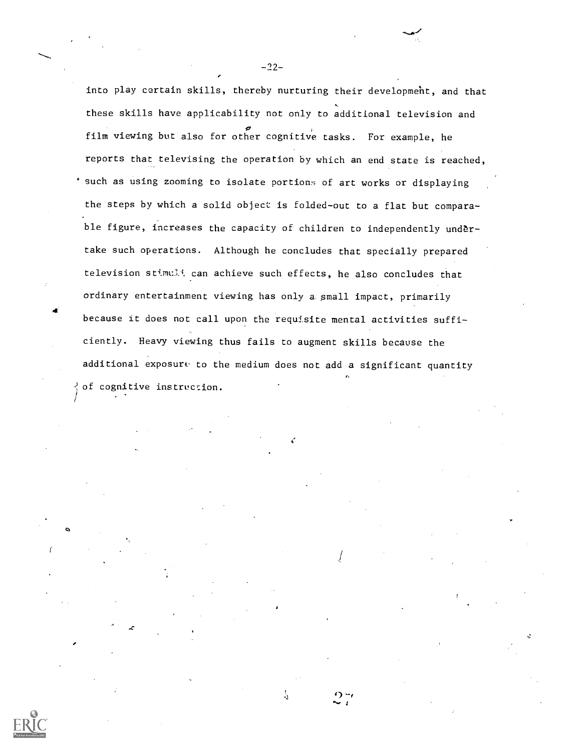into play certain skills, thereby nurturing their development, and that these skills have applicability not only to additional television and film viewing but also for other cognitive tasks. For example, he reports that televising the operation by which an end state is reached, such as using zooming to isolate portions of art works or displaying the steps by which a solid object is folded-out to a flat but comparable figure, increases the capacity of children to independently undertake such operations. Although he concludes that specially prepared television stimuli can achieve such effects, he also concludes that ordinary entertainment viewing has only a small impact, primarily because it does not call upon the requisite mental activities sufficiently. Heavy viewing thus fails to augment skills because the additional exposure to the medium does not add a significant quantity of cognitive instruction.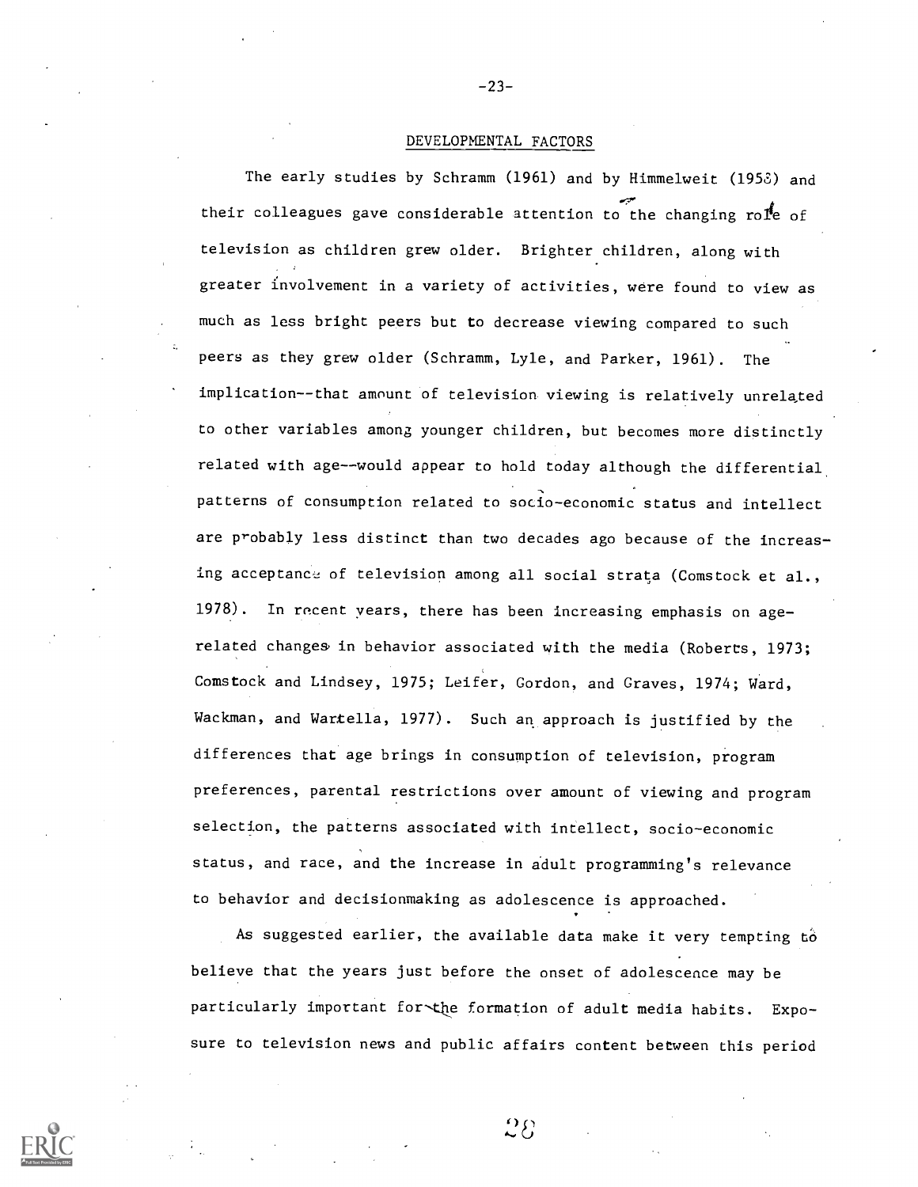## DEVELOPMENTAL FACTORS

The early studies by Schramm (1961) and by Himmelweit (1958) and their colleagues gave considerable attention to the changing role of television as children grew older. Brighter children, along with greater involvement in a variety of activities, were found to view as much as less bright peers but to decrease viewing compared to such peers as they grew older (Schramm, Lyle, and Parker, 1961). The implication--that amount of television viewing is relatively unrelated to other variables among younger children, but becomes more distinctly related with age--would appear to hold today although the differential patterns of consumption related to socio-economic status and intellect are probably less distinct than two decades ago because of the increasing acceptance of television among all social strata (Comstock et al., 1978). In recent years, there has been increasing emphasis on age-related changes in behavior associated with the media (Roberts, 1973; Comstock and Lindsey, 1975; Leifer, Gordon, and Graves, 1974; Ward, Wackman, and Wartella, 1977). Such an approach is justified by the differences that age brings in consumption of television, program preferences, parental restrictions over amount of viewing and program selection, the patterns associated with intellect, socio-economic status, and race, and the increase in adult programming's relevance to behavior and decisionmaking as adolescence is approached.

As suggested earlier, the available data make it very tempting to believe that the years just before the onset of adolescence may be particularly important for the formation of adult media habits. Exposure to television news and public affairs content between this period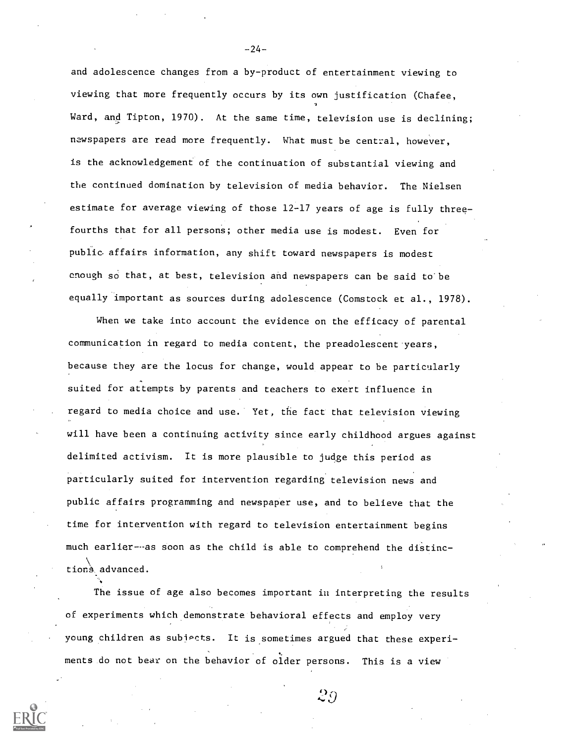and adolescence changes from a by-product of entertainment viewing to viewing that more frequently occurs by its own justification (Chafee, Ward, and Tipton, 1970). At the same time, television use is declining; newspapers are read more frequently. What must be central, however, is the acknowledgement of the continuation of substantial viewing and the continued domination by television of media behavior. The Nielsen estimate for average viewing of those 12-17 years of age is fully three-fourths that for all persons; other media use is modest. Even for public affairs information, any shift toward newspapers is modest enough so that, at best, television and newspapers can be said to be equally important as sources during adolescence (Comstock et al., 1978).

When we take into account the evidence on the efficacy of parental communication in regard to media content, the preadolescent years, because they are the locus for change, would appear to be particularly suited for attempts by parents and teachers to exert influence in regard to media choice and use. Yet, the fact that television viewing will have been a continuing activity since early childhood argues against delimited activism. It is more plausible to judge this period as particularly suited for intervention regarding television news and public affairs programming and newspaper use, and to believe that the time for intervention with regard to television entertainment begins much earlier---as soon as the child is able to comprehend the distinctions advanced.

The issue of age also becomes important in interpreting the results of experiments which demonstrate behavioral effects and employ very young children as subjects. It is sometimes argued that these experiments do not bear on the behavior of older persons. This is a view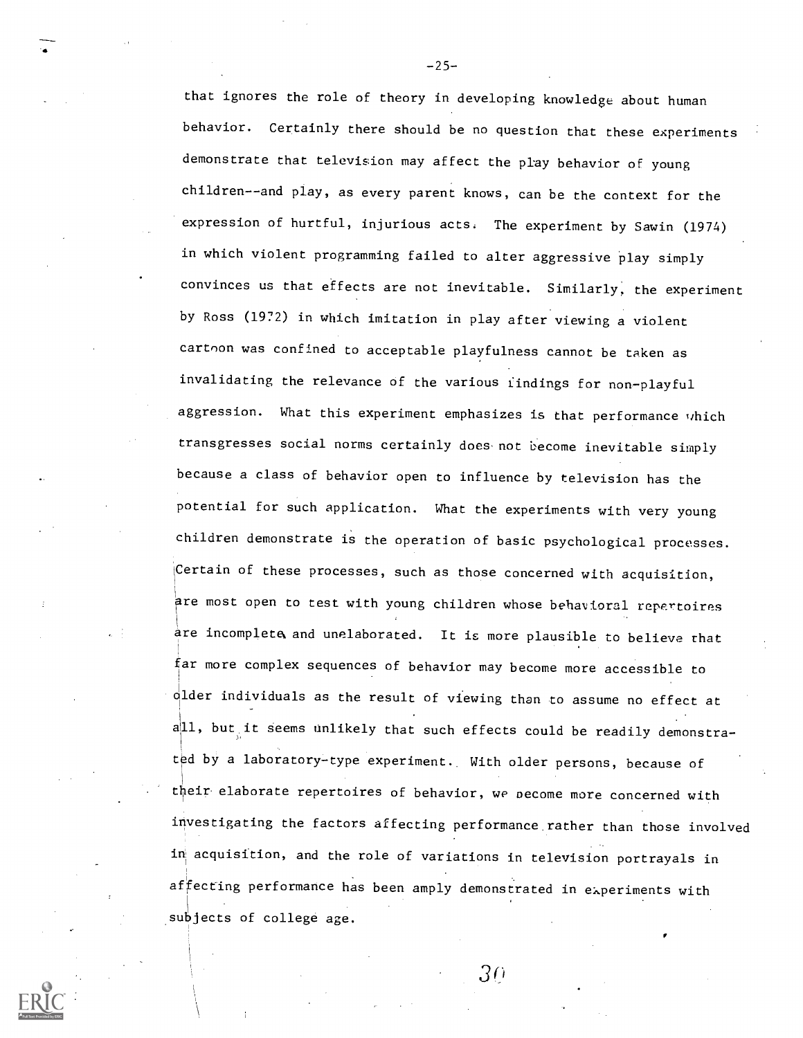that ignores the role of theory in developing knowledge about human behavior. Certainly there should be no question that these experiments demonstrate that television may affect the play behavior of young children--and play, as every parent knows, can be the context for the expression of hurtful, injurious acts. The experiment by Sawin (1974) in which violent programming failed to alter aggressive play simply convinces us that effects are not inevitable. Similarly, the experiment by Ross (1972) in which imitation in play after viewing a violent cartoon was confined to acceptable playfulness cannot be taken as invalidating the relevance of the various findings for non-playful aggression. What this experiment emphasizes is that performance which transgresses social norms certainly does not become inevitable simply because a class of behavior open to influence by television has the potential for such application. What the experiments with very young children demonstrate is the operation of basic psychological processes. Certain of these processes, such as those concerned with acquisition, are most open to test with young children whose behavioral repertoires are incomplete and unelaborated. It is more plausible to believe that far more complex sequences of behavior may become more accessible to older individuals as the result of viewing than to assume no effect at all, but it seems unlikely that such effects could be readily demonstrated by a laboratory-type experiment. With older persons, because of their elaborate repertoires of behavior, we become more concerned with investigating the factors affecting performance rather than those involved in acquisition, and the role of variations in television portrayals in affecting performance has been amply demonstrated in experiments with subjects of college age.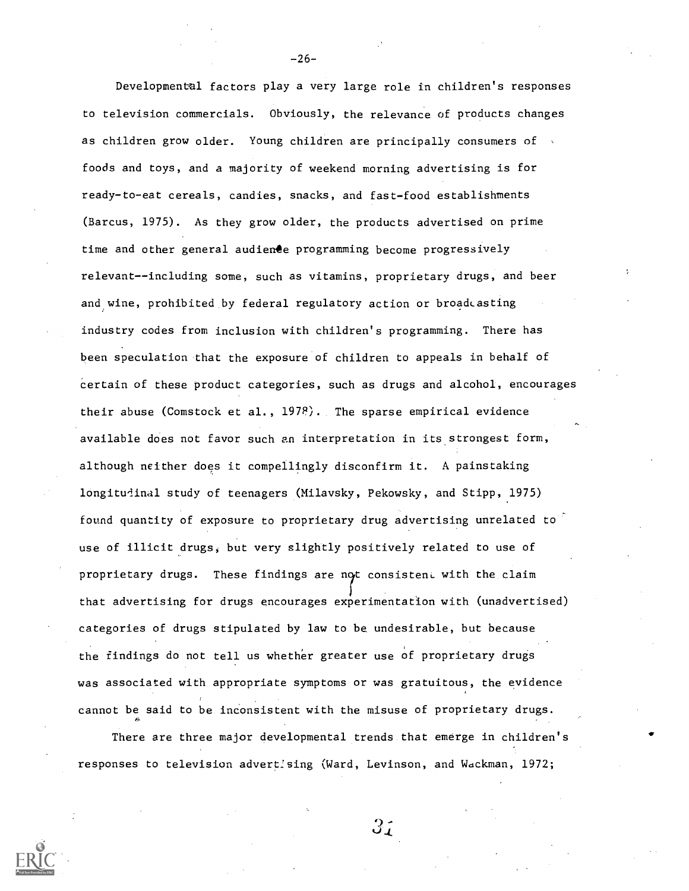Developmental factors play a very large role in children's responses to television commercials. Obviously, the relevance of products changes as children grow older. Young children are principally consumers of foods and toys, and a majority of weekend morning advertising is for ready-to-eat cereals, candies, snacks, and fast-food establishments (Barcus, 1975). As they grow older, the products advertised on prime time and other general audience programming become progressively relevant--including some, such as vitamins, proprietary drugs, and beer and wine, prohibited by federal regulatory action or broadcasting industry codes from inclusion with children's programming. There has been speculation that the exposure of children to appeals in behalf of certain of these product categories, such as drugs and alcohol, encourages their abuse (Comstock et al., 1978). The sparse empirical evidence available does not favor such an interpretation in its strongest form, although neither does it compellingly disconfirm it. A painstaking longitudinal study of teenagers (Milavsky, Pekowsky, and Stipp, 1975) found quantity of exposure to proprietary drug advertising unrelated to use of illicit drugs, but very slightly positively related to use of proprietary drugs. These findings are not consistent with the claim that advertising for drugs encourages experimentation with (unadvertised) categories of drugs stipulated by law to be undesirable, but because the findings do not tell us whether greater use of proprietary drugs was associated with appropriate symptoms or was gratuitous, the evidence cannot be said to be inconsistent with the misuse of proprietary drugs.

There are three major developmental trends that emerge in children's responses to television advertising (Ward, Levinson, and Wackman, 1972;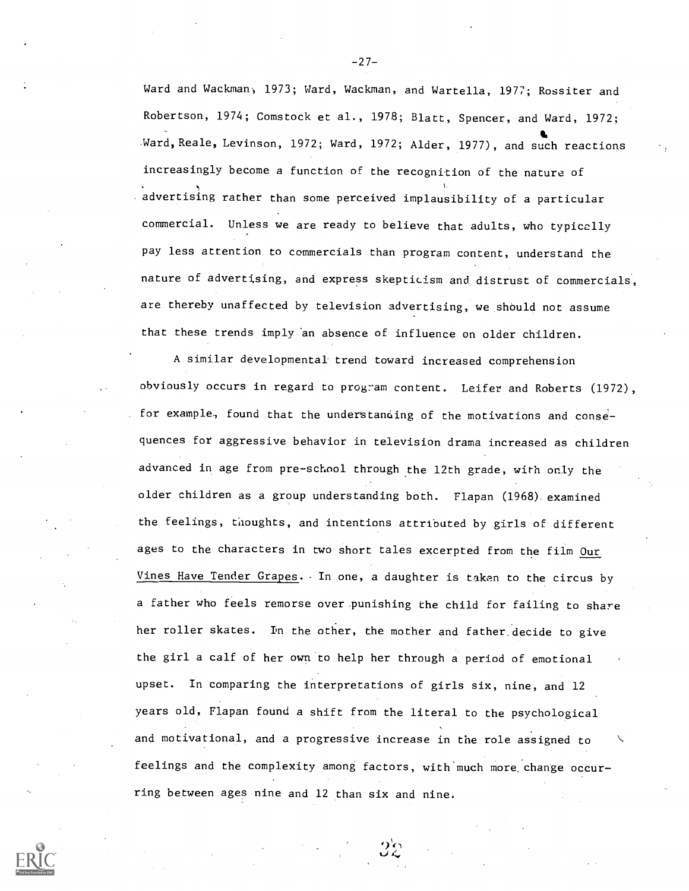Ward and Wackman, 1973; Ward, Wackman, and Wartella, 1977; Rossiter and Robertson, 1974; Comstock et al., 1978; Blatt, Spencer, and Ward, 1972; Ward, Reale, Levinson, 1972; Ward, 1972; Alder, 1977), and such reactions increasingly become a function of the recognition of the nature of advertising rather than some perceived implausibility of a particular commercial. Unless we are ready to believe that adults, who typically pay less attention to commercials than program content, understand the nature of advertising, and express skepticism and distrust of commercials, are thereby unaffected by television advertising, we should not assume that these trends imply an absence of influence on older children.

A similar developmental trend toward increased comprehension obviously occurs in regard to program content. Leifer and Roberts (1972), for example, found that the understanding of the motivations and consequences for aggressive behavior in television drama increased as children advanced in age from pre-school through the 12th grade, with only the older children as a group understanding both. Flapan (1968) examined the feelings, thoughts, and intentions attributed by girls of different ages to the characters in two short tales excerpted from the film Our Vines Have Tender Grapes. In one, a daughter is taken to the circus by a father who feels remorse over punishing the child for failing to share her roller skates. In the other, the mother and father decide to give the girl a calf of her own to help her through a period of emotional upset. In comparing the interpretations of girls six, nine, and 12 years old, Flapan found a shift from the literal to the psychological and motivational, and a progressive increase in the role assigned to feelings and the complexity among factors, with much more change occurring between ages nine and 12 than six and nine.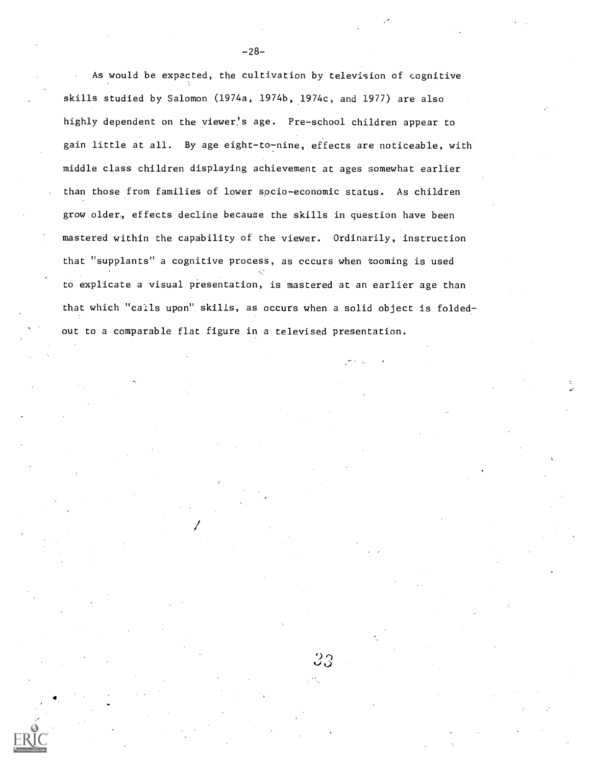As would be expected, the cultivation by television of cognitive skills studied by Salomon (1974a, 1974b, 1974c, and 1977) are also highly dependent on the viewer's age. Pre-school children appear to gain little at all. By age eight-to-nine, effects are noticeable, with middle class children displaying achievement at ages somewhat earlier than those from families of lower socio-economic status. As children grow older, effects decline because the skills in question have been mastered within the capability of the viewer. Ordinarily, instruction that "supplants" a cognitive process, as occurs when zooming is used to explicate a visual presentation, is mastered at an earlier age than that which "calls upon" skills, as occurs when a solid object is folded-out to a comparable flat figure in a televised presentation.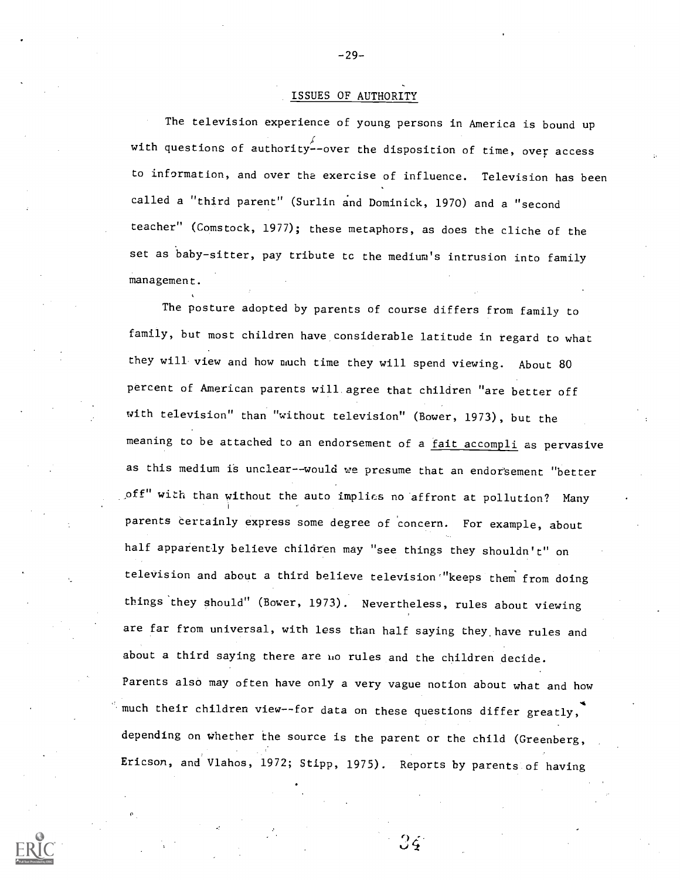## ISSUES OF AUTHORITY

The television experience of young persons in America is bound up with questions of authority--over the disposition of time, over access to information, and over the exercise of influence. Television has been called a "third parent" (Surlin and Dominick, 1970) and a "second teacher" (Comstock, 1977); these metaphors, as does the cliche of the set as baby-sitter, pay tribute to the medium's intrusion into family management.

The posture adopted by parents of course differs from family to family, but most children have considerable latitude in regard to what they will view and how much time they will spend viewing. About 80 percent of American parents will agree that children "are better off with television" than "without television" (Bower, 1973), but the meaning to be attached to an endorsement of a fait accompli as pervasive as this medium is unclear--would we presume that an endorsement "better off" with than without the auto implies no affront at pollution? Many parents certainly express some degree of concern. For example, about half apparently believe children may "see things they shouldn't" on television and about a third believe television "keeps them from doing things they should" (Bower, 1973). Nevertheless, rules about viewing are far from universal, with less than half saying they have rules and about a third saying there are no rules and the children decide. Parents also may often have only a very vague notion about what and how much their children view--for data on these questions differ greatly, depending on whether the source is the parent or the child (Greenberg, Ericson, and Vlahos, 1972; Stipp, 1975). Reports by parents of having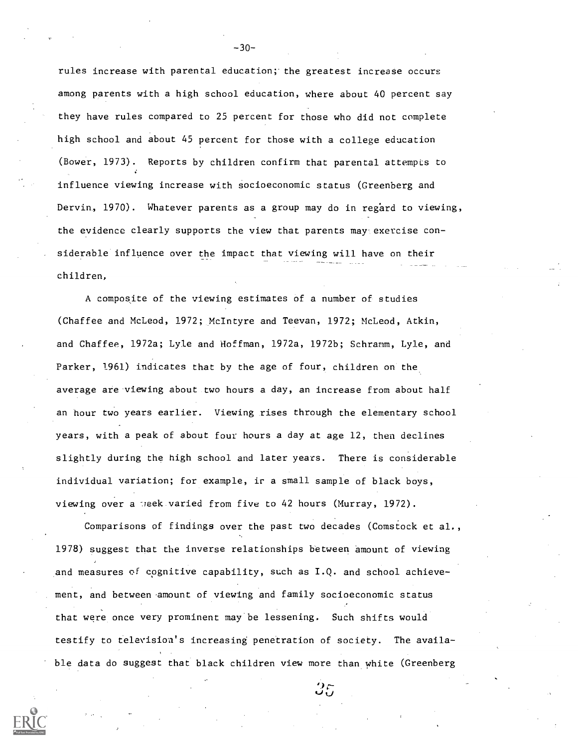rules increase with parental education; the greatest increase occurs among parents with a high school education, where about 40 percent say they have rules compared to 25 percent for those who did not complete high school and about 45 percent for those with a college education (Bower, 1973). Reports by children confirm that parental attempts to influence viewing increase with socioeconomic status (Greenberg and Dervin, 1970). Whatever parents as a group may do in regard to viewing, the evidence clearly supports the view that parents may exercise considerable influence over the impact that viewing will have on their children,

A composite of the viewing estimates of a number of studies (Chaffee and McLeod, 1972; McIntyre and Teevan, 1972; McLeod, Atkin, and Chaffee, 1972a; Lyle and Hoffman, 1972a, 1972b; Schramm, Lyle, and Parker, 1961) indicates that by the age of four, children on the average are viewing about two hours a day, an increase from about half an hour two years earlier. Viewing rises through the elementary school years, with a peak of about four hours a day at age 12, then declines slightly during the high school and later years. There is considerable individual variation; for example, in a small sample of black boys, viewing over a week varied from five to 42 hours (Murray, 1972).

Comparisons of findings over the past two decades (Comstock et al., 1978) suggest that the inverse relationships between amount of viewing and measures of cognitive capability, such as I.Q. and school achievement, and between amount of viewing and family socioeconomic status that were once very prominent may be lessening. Such shifts would testify to television's increasing penetration of society. The available data do suggest that black children view more than white (Greenberg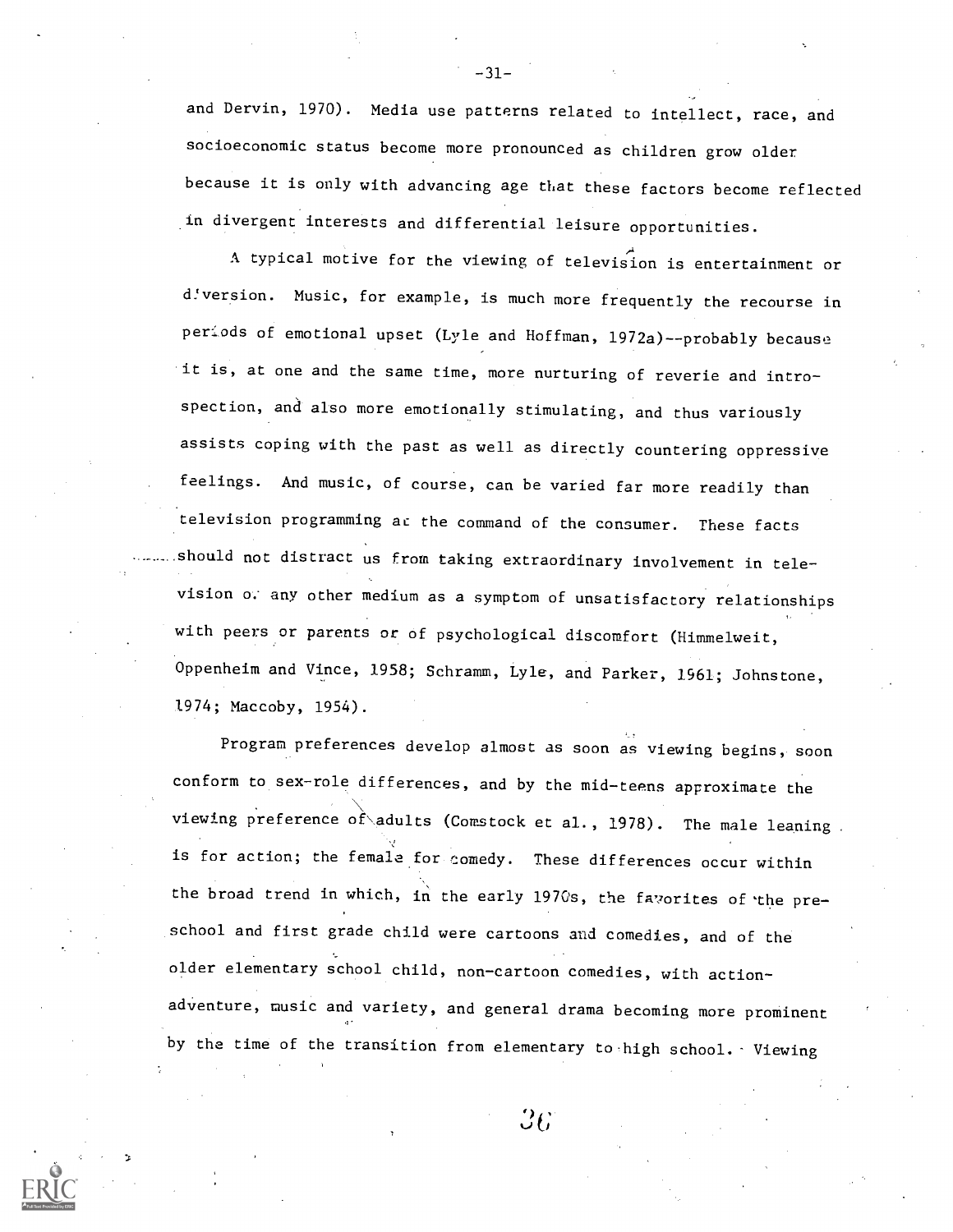and Dervin, 1970). Media use patterns related to intellect, race, and socioeconomic status become more pronounced as children grow older because it is only with advancing age that these factors become reflected in divergent interests and differential leisure opportunities.

A typical motive for the viewing of television is entertainment or diversion. Music, for example, is much more frequently the recourse in periods of emotional upset (Lyle and Hoffman, 1972a)--probably because it is, at one and the same time, more nurturing of reverie and introspection, and also more emotionally stimulating, and thus variously assists coping with the past as well as directly countering oppressive feelings. And music, of course, can be varied far more readily than television programming at the command of the consumer. These facts should not distract us from taking extraordinary involvement in television or any other medium as a symptom of unsatisfactory relationships with peers or parents or of psychological discomfort (Himmelweit, Oppenheim and Vince, 1958; Schramm, Lyle, and Parker, 1961; Johnstone, 1974; Maccoby, 1954).

Program preferences develop almost as soon as viewing begins, soon conform to sex-role differences, and by the mid-teens approximate the viewing preference of adults (Comstock et al., 1978). The male leaning is for action; the female for comedy. These differences occur within the broad trend in which, in the early 1970s, the favorites of the preschool and first grade child were cartoons and comedies, and of the older elementary school child, non-cartoon comedies, with action-adventure, music and variety, and general drama becoming more prominent by the time of the transition from elementary to high school. Viewing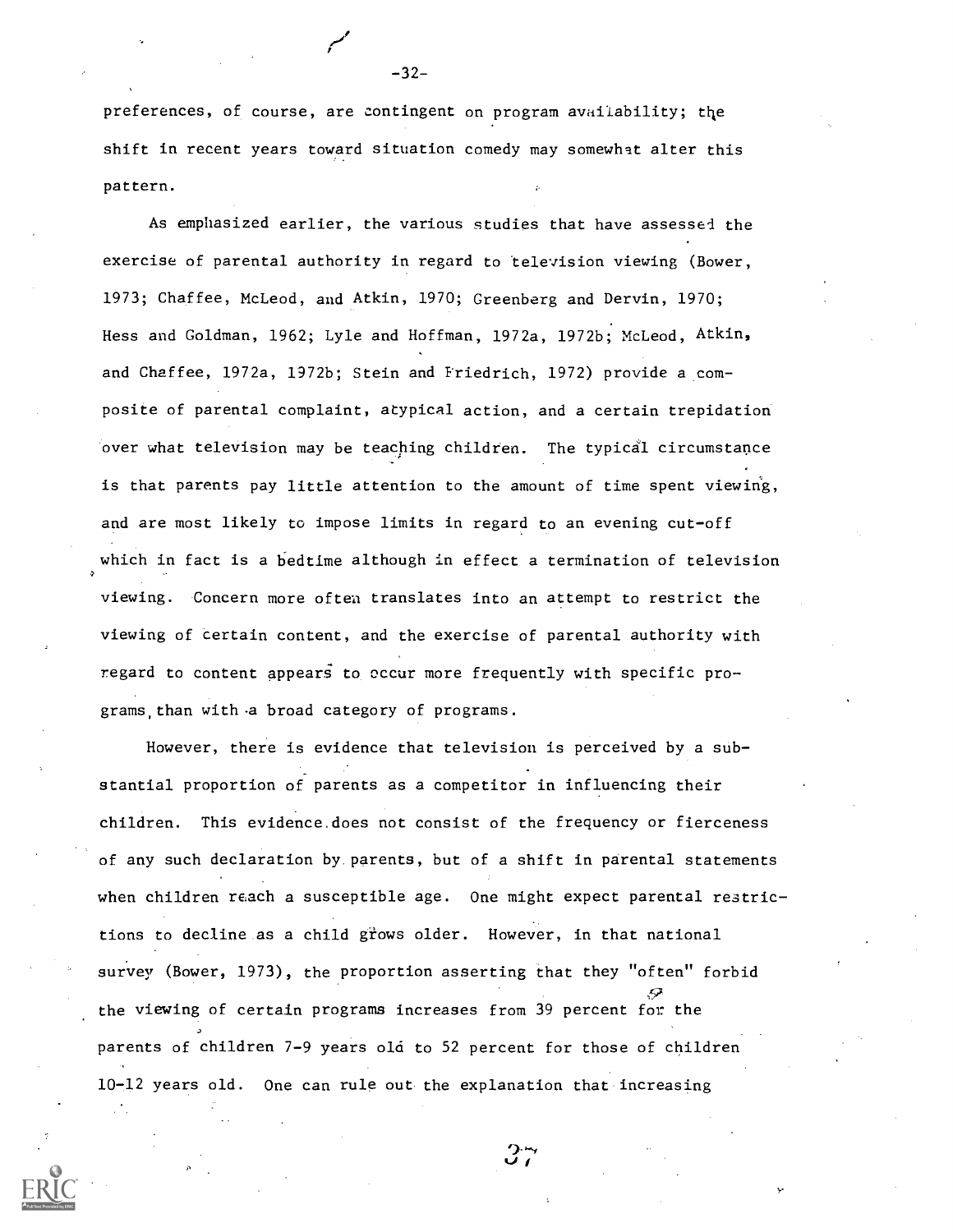preferences, of course, are contingent on program availability; the shift in recent years toward situation comedy may somewhat alter this pattern.

As emphasized earlier, the various studies that have assessed the exercise of parental authority in regard to television viewing (Bower, 1973; Chaffee, McLeod, and Atkin, 1970; Greenberg and Dervin, 1970; Hess and Goldman, 1962; Lyle and Hoffman, 1972a, 1972b; McLeod, Atkin, and Chaffee, 1972a, 1972b; Stein and Friedrich, 1972) provide a composite of parental complaint, atypical action, and a certain trepidation over what television may be teaching children. The typical circumstance is that parents pay little attention to the amount of time spent viewing, and are most likely to impose limits in regard to an evening cut-off which in fact is a bedtime although in effect a termination of television viewing. Concern more often translates into an attempt to restrict the viewing of certain content, and the exercise of parental authority with regard to content appears to occur more frequently with specific programs than with a broad category of programs.

However, there is evidence that television is perceived by a substantial proportion of parents as a competitor in influencing their children. This evidence does not consist of the frequency or fierceness of any such declaration by parents, but of a shift in parental statements when children reach a susceptible age. One might expect parental restrictions to decline as a child grows older. However, in that national survey (Bower, 1973), the proportion asserting that they "often" forbid the viewing of certain programs increases from 39 percent for the parents of children 7-9 years old to 52 percent for those of children 10-12 years old. One can rule out the explanation that increasing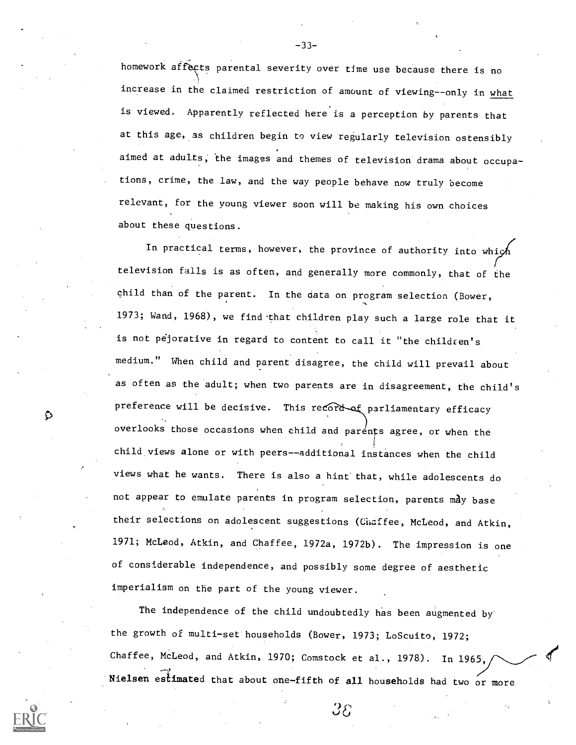homework affects parental severity over time use because there is no increase in the claimed restriction of amount of viewing--only in _what_ is viewed. Apparently reflected here is a perception by parents that at this age, as children begin to view regularly television ostensibly aimed at adults, the images and themes of television drama about occupations, crime, the law, and the way people behave now truly become relevant, for the young viewer soon will be making his own choices about these questions.

In practical terms, however, the province of authority into which television falls is as often, and generally more commonly, that of the child than of the parent. In the data on program selection (Bower, 1973; Wand, 1968), we find that children play such a large role that it is not pejorative in regard to content to call it "the children's medium." When child and parent disagree, the child will prevail about as often as the adult; when two parents are in disagreement, the child's preference will be decisive. This record of parliamentary efficacy overlooks those occasions when child and parents agree, or when the child views alone or with peers--additional instances when the child views what he wants. There is also a hint that, while adolescents do not appear to emulate parents in program selection, parents may base their selections on adolescent suggestions (Chaffee, McLeod, and Atkin, 1971; McLeod, Atkin, and Chaffee, 1972a, 1972b). The impression is one of considerable independence, and possibly some degree of aesthetic imperialism on the part of the young viewer.

The independence of the child undoubtedly has been augmented by the growth of multi-set households (Bower, 1973; LoScuito, 1972; Chaffee, McLeod, and Atkin, 1970; Comstock et al., 1978). In 1965, Nielsen estimated that about one-fifth of all households had two or more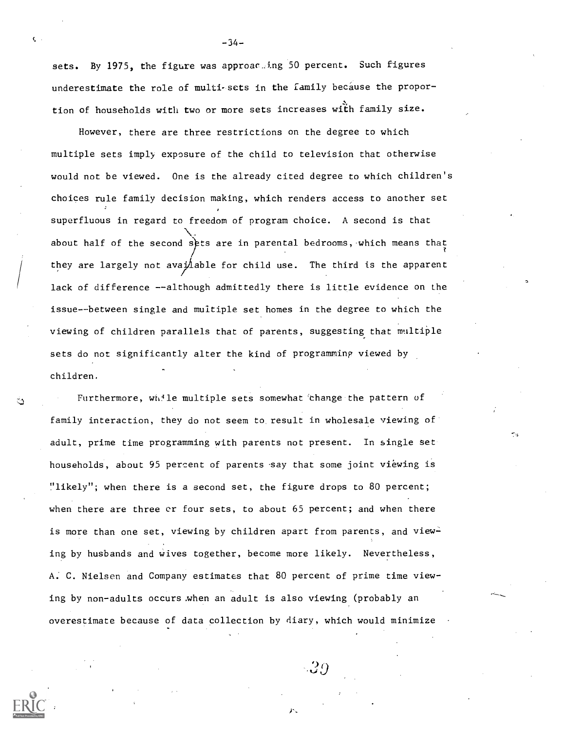sets. By 1975, the figure was approaching 50 percent. Such figures underestimate the role of multi-sets in the family because the proportion of households with two or more sets increases with family size.

However, there are three restrictions on the degree to which multiple sets imply exposure of the child to television that otherwise would not be viewed. One is the already cited degree to which children's choices rule family decision making, which renders access to another set superfluous in regard to freedom of program choice. A second is that about half of the second sets are in parental bedrooms, which means that they are largely not available for child use. The third is the apparent lack of difference --although admittedly there is little evidence on the issue--between single and multiple set homes in the degree to which the viewing of children parallels that of parents, suggesting that multiple sets do not significantly alter the kind of programming viewed by children.

Furthermore, while multiple sets somewhat change the pattern of family interaction, they do not seem to result in wholesale viewing of adult, prime time programming with parents not present. In single set households, about 95 percent of parents say that some joint viewing is "likely"; when there is a second set, the figure drops to 80 percent; when there are three or four sets, to about 65 percent; and when there is more than one set, viewing by children apart from parents, and viewing by husbands and wives together, become more likely. Nevertheless, A. C. Nielsen and Company estimates that 80 percent of prime time viewing by non-adults occurs when an adult is also viewing (probably an overestimate because of data collection by diary, which would minimize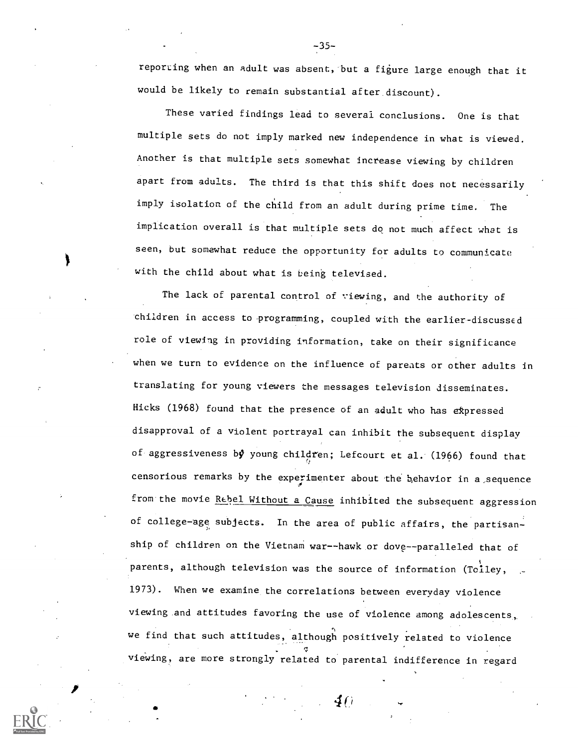reporting when an adult was absent, but a figure large enough that it would be likely to remain substantial after discount).

These varied findings lead to several conclusions. One is that multiple sets do not imply marked new independence in what is viewed. Another is that multiple sets somewhat increase viewing by children apart from adults. The third is that this shift does not necessarily imply isolation of the child from an adult during prime time. The implication overall is that multiple sets do not much affect what is seen, but somewhat reduce the opportunity for adults to communicate with the child about what is being televised.

The lack of parental control of viewing, and the authority of children in access to programming, coupled with the earlier-discussed role of viewing in providing information, take on their significance when we turn to evidence on the influence of parents or other adults in translating for young viewers the messages television disseminates. Hicks (1968) found that the presence of an adult who has expressed disapproval of a violent portrayal can inhibit the subsequent display of aggressiveness by young children; Lefcourt et al. (1966) found that censorious remarks by the experimenter about the behavior in a sequence from the movie Rebel Without a Cause inhibited the subsequent aggression of college-age subjects. In the area of public affairs, the partisanship of children on the Vietnam war--hawk or dove--paralleled that of parents, although television was the source of information (Tolley, 1973). When we examine the correlations between everyday violence viewing and attitudes favoring the use of violence among adolescents, we find that such attitudes, although positively related to violence viewing, are more strongly related to parental indifference in regard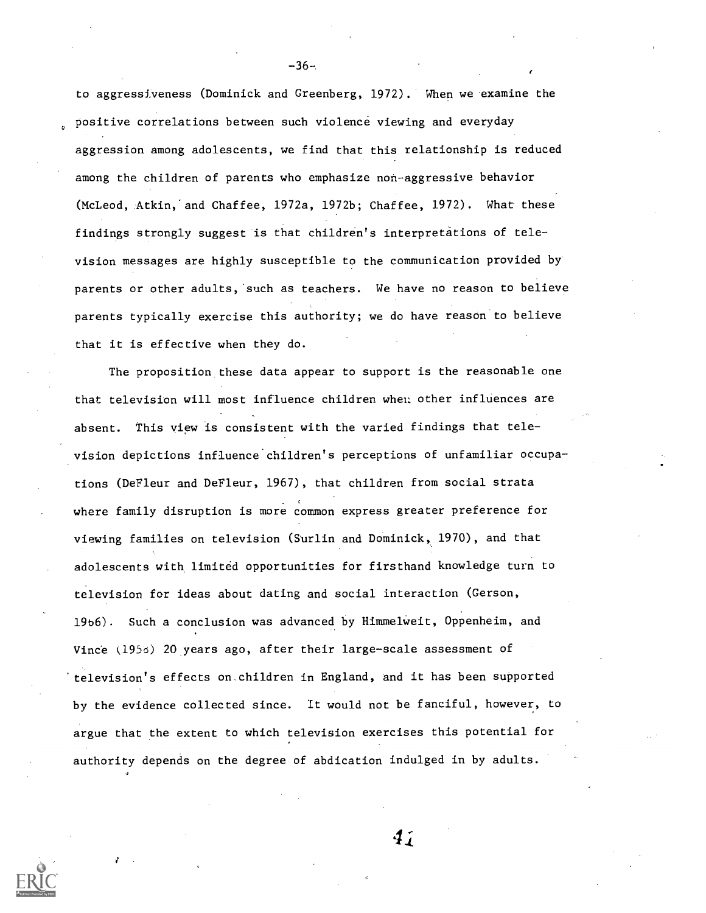to aggressiveness (Dominick and Greenberg, 1972). When we examine the positive correlations between such violence viewing and everyday aggression among adolescents, we find that this relationship is reduced among the children of parents who emphasize non-aggressive behavior (McLeod, Atkin, and Chaffee, 1972a, 1972b; Chaffee, 1972). What these findings strongly suggest is that children's interpretations of television messages are highly susceptible to the communication provided by parents or other adults, such as teachers. We have no reason to believe parents typically exercise this authority; we do have reason to believe that it is effective when they do.

The proposition these data appear to support is the reasonable one that television will most influence children when other influences are absent. This view is consistent with the varied findings that television depictions influence children's perceptions of unfamiliar occupations (DeFleur and DeFleur, 1967), that children from social strata where family disruption is more common express greater preference for viewing families on television (Surlin and Dominick, 1970), and that adolescents with limited opportunities for firsthand knowledge turn to television for ideas about dating and social interaction (Gerson, 1966). Such a conclusion was advanced by Himmelweit, Oppenheim, and Vince (1958) 20 years ago, after their large-scale assessment of television's effects on children in England, and it has been supported by the evidence collected since. It would not be fanciful, however, to argue that the extent to which television exercises this potential for authority depends on the degree of abdication indulged in by adults.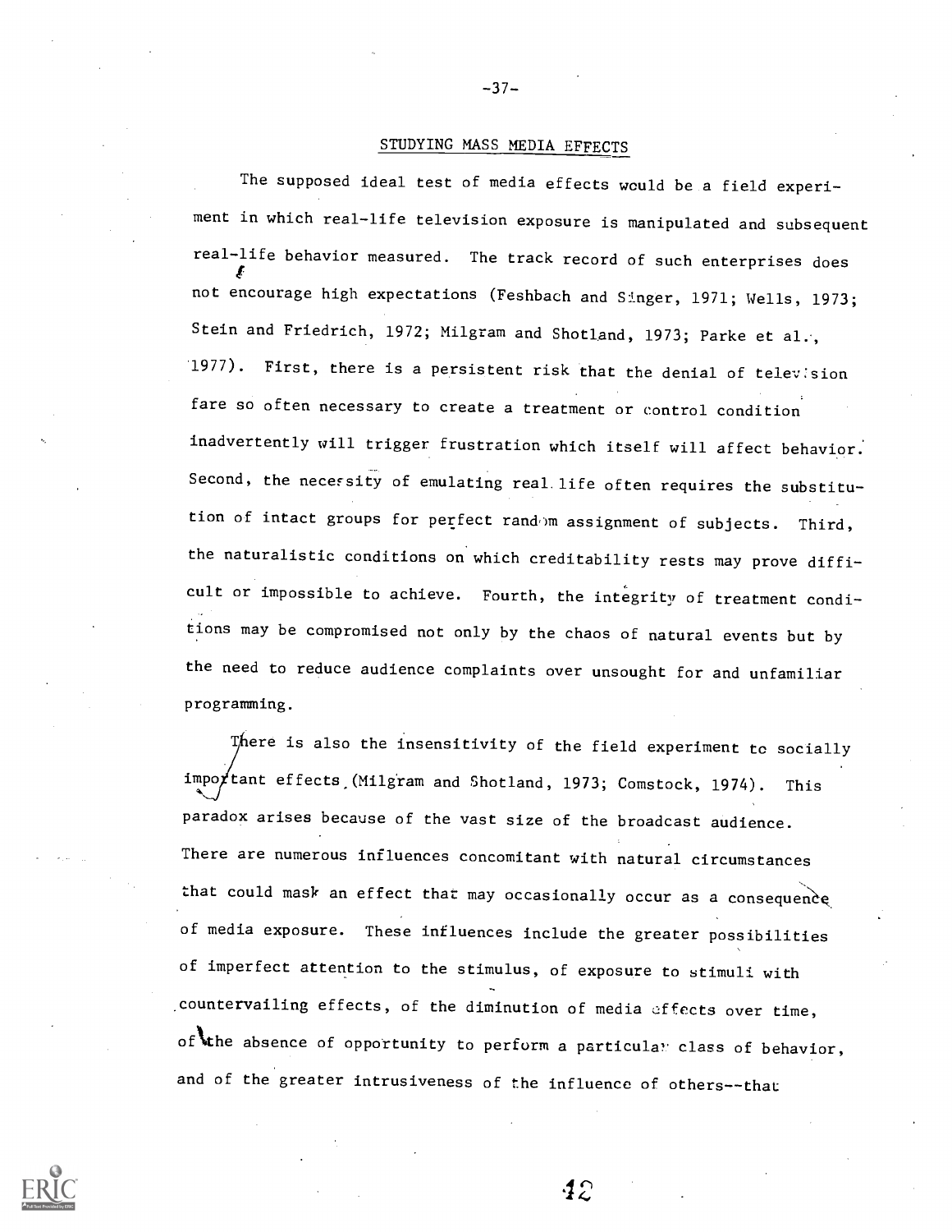## STUDYING MASS MEDIA EFFECTS

The supposed ideal test of media effects would be a field experiment in which real-life television exposure is manipulated and subsequent real-life behavior measured. The track record of such enterprises does not encourage high expectations (Feshbach and Singer, 1971; Wells, 1973; Stein and Friedrich, 1972; Milgram and Shotland, 1973; Parke et al., 1977). First, there is a persistent risk that the denial of television fare so often necessary to create a treatment or control condition inadvertently will trigger frustration which itself will affect behavior. Second, the necessity of emulating real life often requires the substitution of intact groups for perfect random assignment of subjects. Third, the naturalistic conditions on which creditability rests may prove difficult or impossible to achieve. Fourth, the integrity of treatment conditions may be compromised not only by the chaos of natural events but by the need to reduce audience complaints over unsought for and unfamiliar programming.

There is also the insensitivity of the field experiment to socially important effects (Milgram and Shotland, 1973; Comstock, 1974). This paradox arises because of the vast size of the broadcast audience. There are numerous influences concomitant with natural circumstances that could mask an effect that may occasionally occur as a consequence of media exposure. These influences include the greater possibilities of imperfect attention to the stimulus, of exposure to stimuli with countervailing effects, of the diminution of media effects over time, of the absence of opportunity to perform a particular class of behavior, and of the greater intrusiveness of the influence of others--that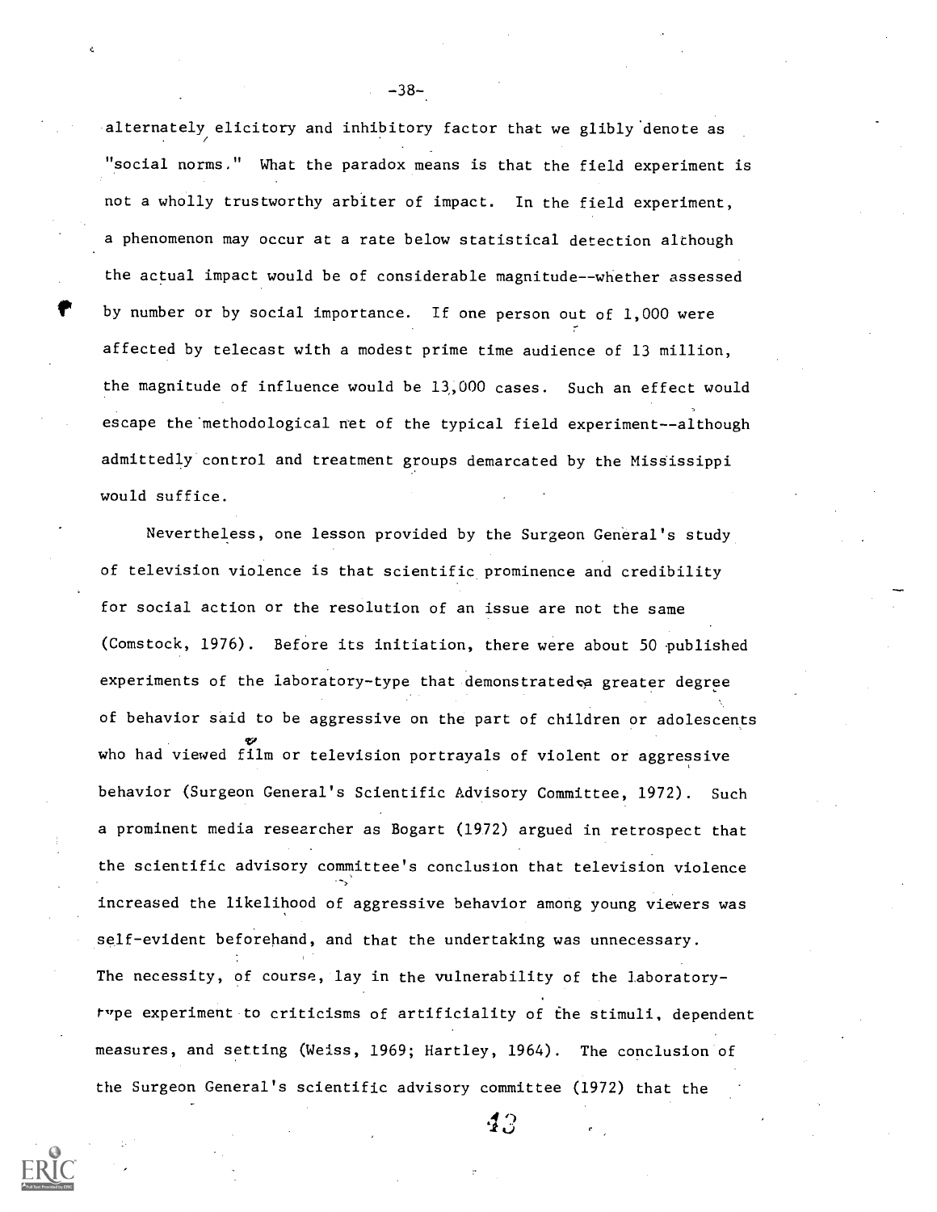alternately elicitory and inhibitory factor that we glibly denote as "social norms." What the paradox means is that the field experiment is not a wholly trustworthy arbiter of impact. In the field experiment, a phenomenon may occur at a rate below statistical detection although the actual impact would be of considerable magnitude--whether assessed by number or by social importance. If one person out of 1,000 were affected by telecast with a modest prime time audience of 13 million, the magnitude of influence would be 13,000 cases. Such an effect would escape the methodological net of the typical field experiment--although admittedly control and treatment groups demarcated by the Mississippi would suffice.

Nevertheless, one lesson provided by the Surgeon General's study of television violence is that scientific prominence and credibility for social action or the resolution of an issue are not the same (Comstock, 1976). Before its initiation, there were about 50 published experiments of the laboratory-type that demonstrated a greater degree of behavior said to be aggressive on the part of children or adolescents who had viewed film or television portrayals of violent or aggressive behavior (Surgeon General's Scientific Advisory Committee, 1972). Such a prominent media researcher as Bogart (1972) argued in retrospect that the scientific advisory committee's conclusion that television violence increased the likelihood of aggressive behavior among young viewers was self-evident beforehand, and that the undertaking was unnecessary. The necessity, of course, lay in the vulnerability of the laboratory-type experiment to criticisms of artificiality of the stimuli, dependent measures, and setting (Weiss, 1969; Hartley, 1964). The conclusion of the Surgeon General's scientific advisory committee (1972) that the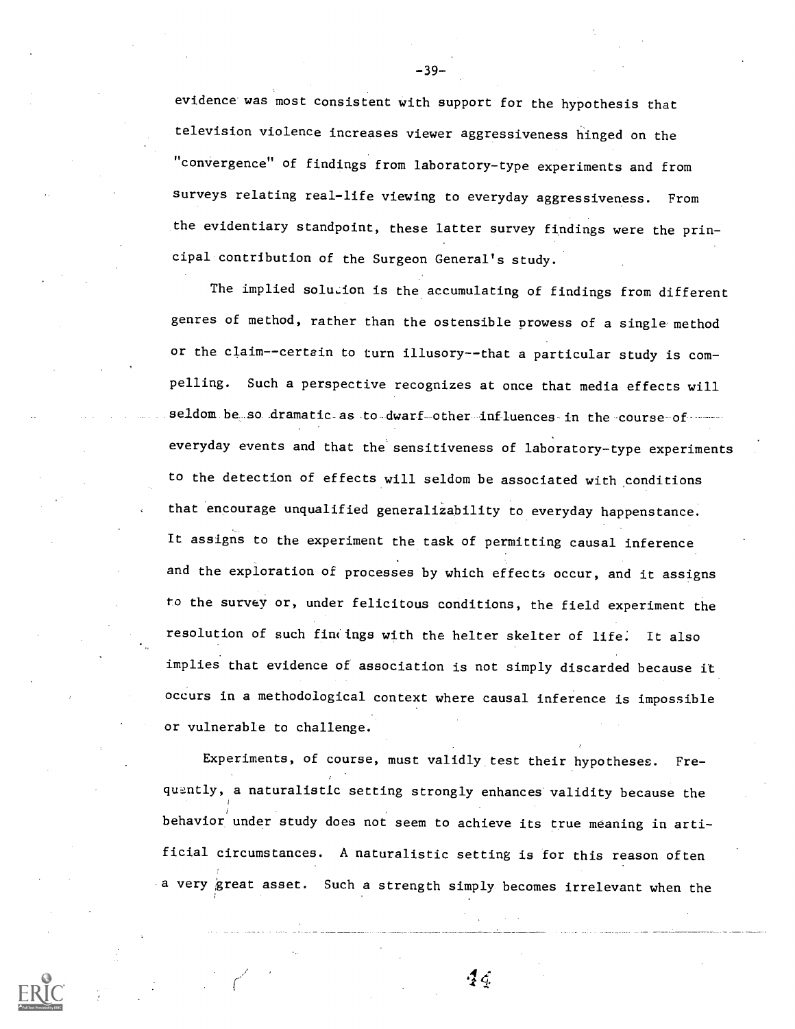evidence was most consistent with support for the hypothesis that television violence increases viewer aggressiveness hinged on the "convergence" of findings from laboratory-type experiments and from surveys relating real-life viewing to everyday aggressiveness. From the evidentiary standpoint, these latter survey findings were the principal contribution of the Surgeon General's study.

The implied solution is the accumulating of findings from different genres of method, rather than the ostensible prowess of a single method or the claim--certain to turn illusory--that a particular study is compelling. Such a perspective recognizes at once that media effects will seldom be so dramatic as to dwarf other influences in the course of everyday events and that the sensitiveness of laboratory-type experiments to the detection of effects will seldom be associated with conditions that encourage unqualified generalizability to everyday happenstance. It assigns to the experiment the task of permitting causal inference and the exploration of processes by which effects occur, and it assigns to the survey or, under felicitous conditions, the field experiment the resolution of such findings with the helter skelter of life. It also implies that evidence of association is not simply discarded because it occurs in a methodological context where causal inference is impossible or vulnerable to challenge.

Experiments, of course, must validly test their hypotheses. Frequently, a naturalistic setting strongly enhances validity because the behavior under study does not seem to achieve its true meaning in artificial circumstances. A naturalistic setting is for this reason often a very great asset. Such a strength simply becomes irrelevant when the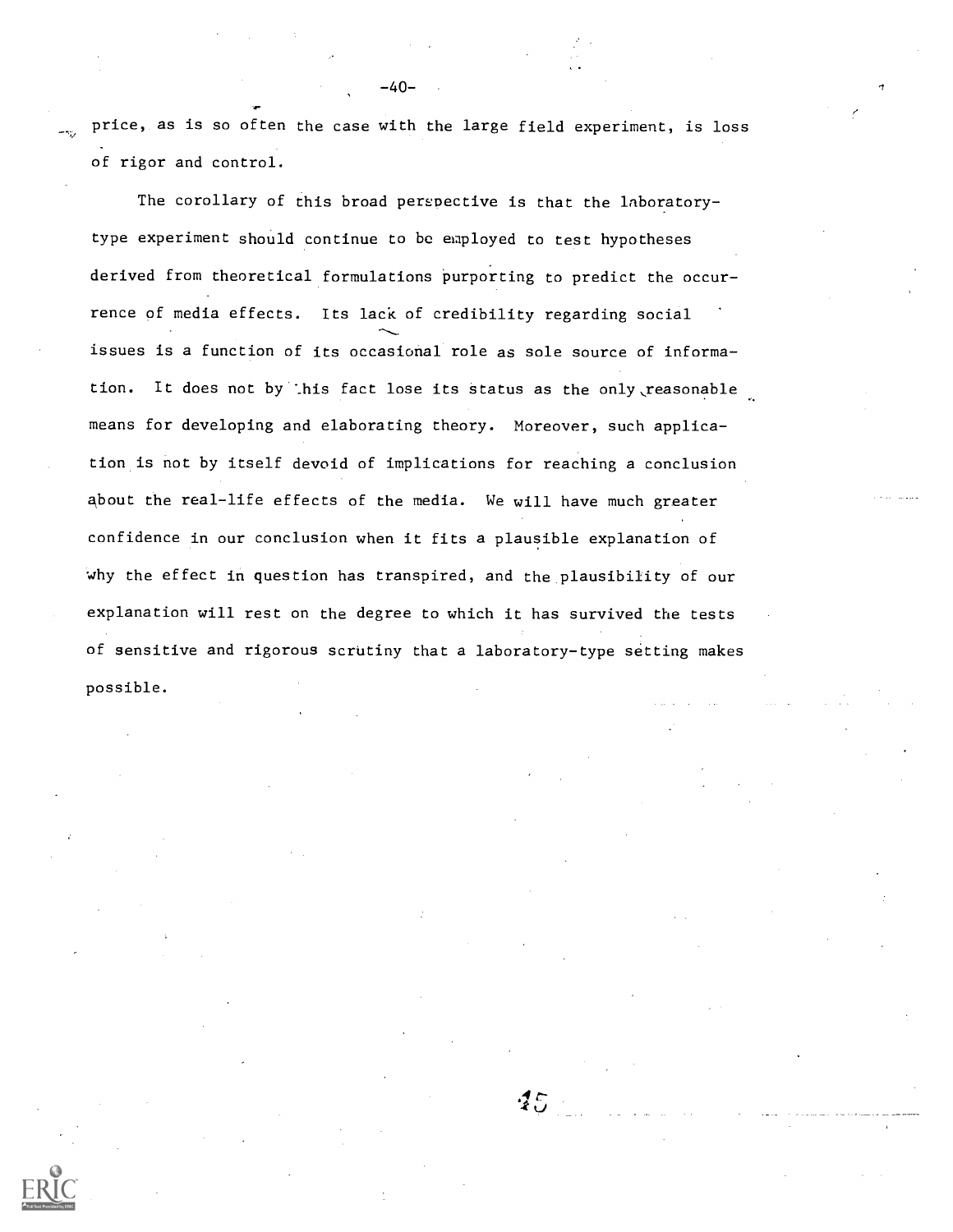price, as is so often the case with the large field experiment, is loss of rigor and control.

The corollary of this broad perspective is that the laboratory-type experiment should continue to be employed to test hypotheses derived from theoretical formulations purporting to predict the occurrence of media effects. Its lack of credibility regarding social issues is a function of its occasional role as sole source of information. It does not by this fact lose its status as the only reasonable means for developing and elaborating theory. Moreover, such application is not by itself devoid of implications for reaching a conclusion about the real-life effects of the media. We will have much greater confidence in our conclusion when it fits a plausible explanation of why the effect in question has transpired, and the plausibility of our explanation will rest on the degree to which it has survived the tests of sensitive and rigorous scrutiny that a laboratory-type setting makes possible.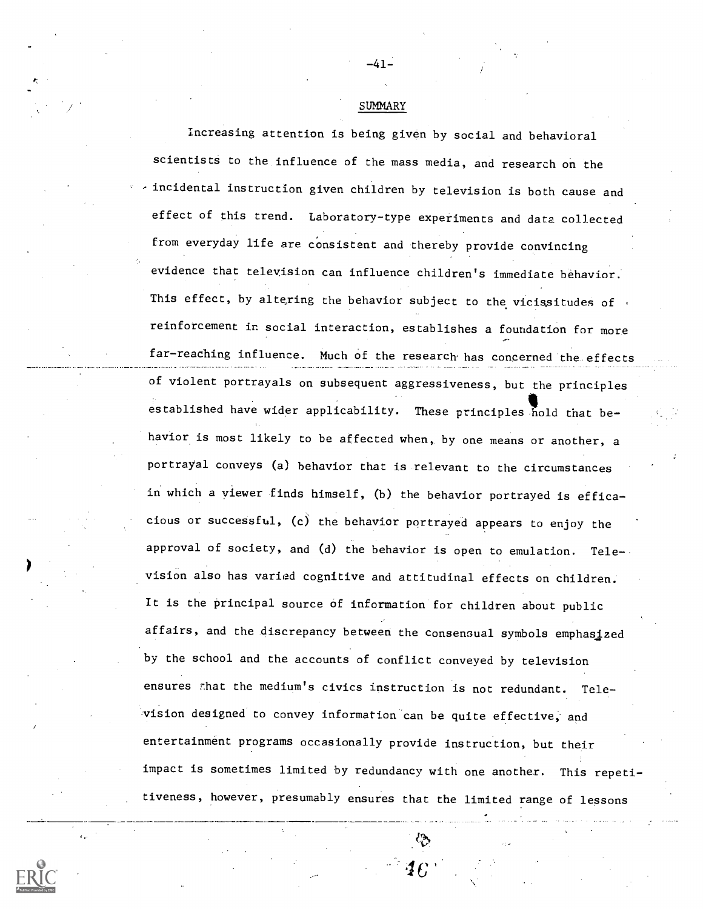## SUMMARY

Increasing attention is being given by social and behavioral scientists to the influence of the mass media, and research on the incidental instruction given children by television is both cause and effect of this trend. Laboratory-type experiments and data collected from everyday life are consistent and thereby provide convincing evidence that television can influence children's immediate behavior. This effect, by altering the behavior subject to the vicissitudes of reinforcement in social interaction, establishes a foundation for more far-reaching influence. Much of the research has concerned the effects of violent portrayals on subsequent aggressiveness, but the principles established have wider applicability. These principles hold that behavior is most likely to be affected when, by one means or another, a portrayal conveys (a) behavior that is relevant to the circumstances in which a viewer finds himself, (b) the behavior portrayed is efficacious or successful, (c) the behavior portrayed appears to enjoy the approval of society, and (d) the behavior is open to emulation. Television also has varied cognitive and attitudinal effects on children. It is the principal source of information for children about public affairs, and the discrepancy between the consensual symbols emphasized by the school and the accounts of conflict conveyed by television ensures that the medium's civics instruction is not redundant. Television designed to convey information can be quite effective, and entertainment programs occasionally provide instruction, but their impact is sometimes limited by redundancy with one another. This repetitiveness, however, presumably ensures that the limited range of lessons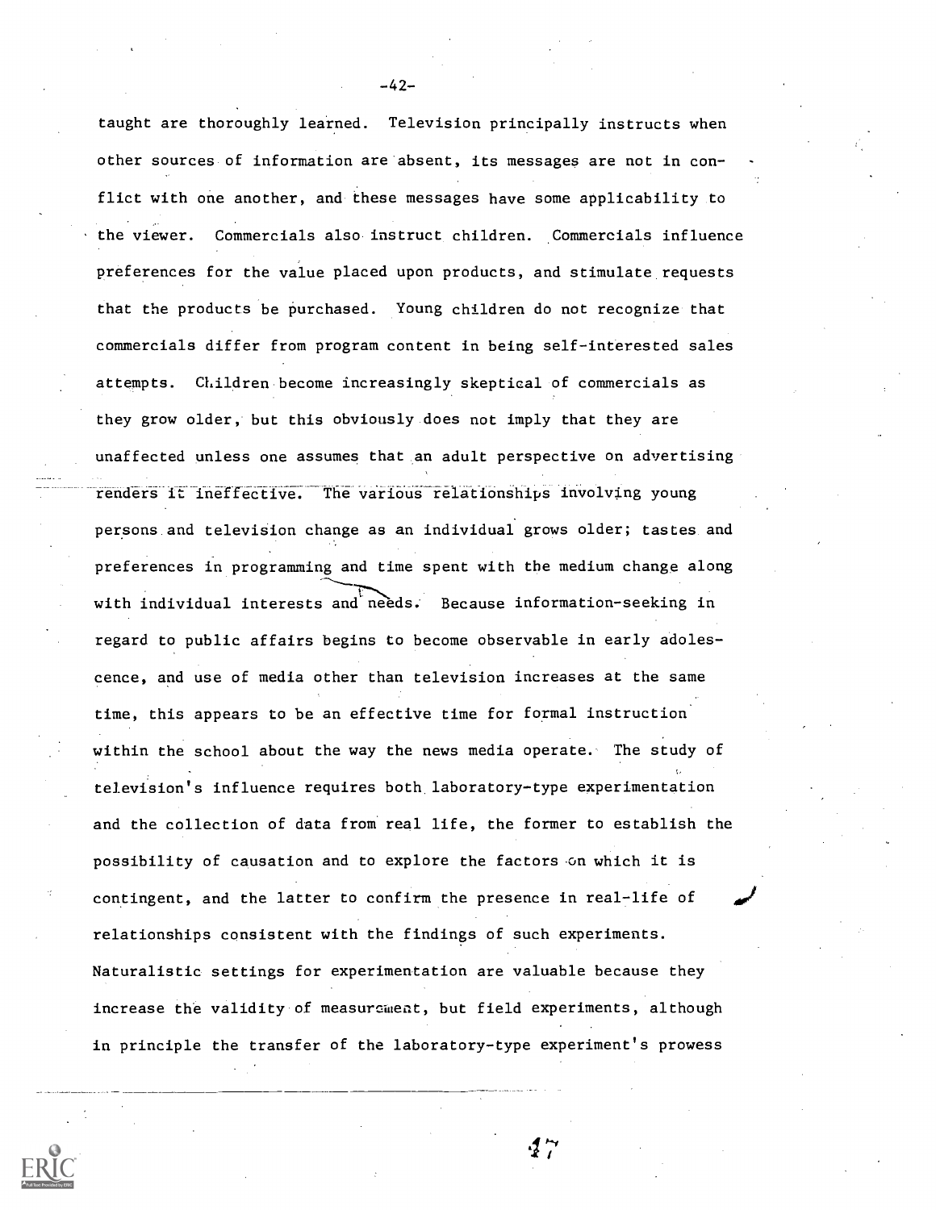taught are thoroughly learned. Television principally instructs when other sources of information are absent, its messages are not in conflict with one another, and these messages have some applicability to the viewer. Commercials also instruct children. Commercials influence preferences for the value placed upon products, and stimulate requests that the products be purchased. Young children do not recognize that commercials differ from program content in being self-interested sales attempts. Children become increasingly skeptical of commercials as they grow older, but this obviously does not imply that they are unaffected unless one assumes that an adult perspective on advertising renders it ineffective. The various relationships involving young persons and television change as an individual grows older; tastes and preferences in programming and time spent with the medium change along with individual interests and needs. Because information-seeking in regard to public affairs begins to become observable in early adolescence, and use of media other than television increases at the same time, this appears to be an effective time for formal instruction within the school about the way the news media operate. The study of television's influence requires both laboratory-type experimentation and the collection of data from real life, the former to establish the possibility of causation and to explore the factors on which it is contingent, and the latter to confirm the presence in real-life of relationships consistent with the findings of such experiments. Naturalistic settings for experimentation are valuable because they increase the validity of measurement, but field experiments, although in principle the transfer of the laboratory-type experiment's prowess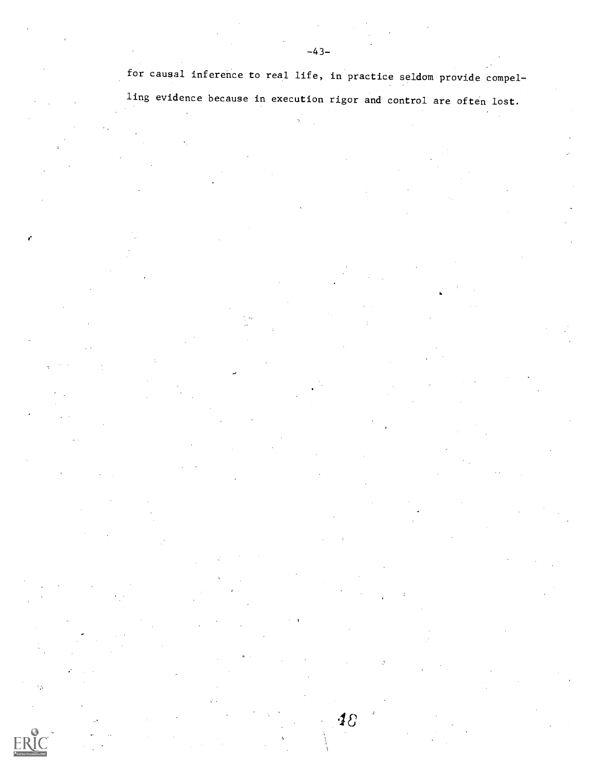for causal inference to real life, in practice seldom provide compelling evidence because in execution rigor and control are often lost.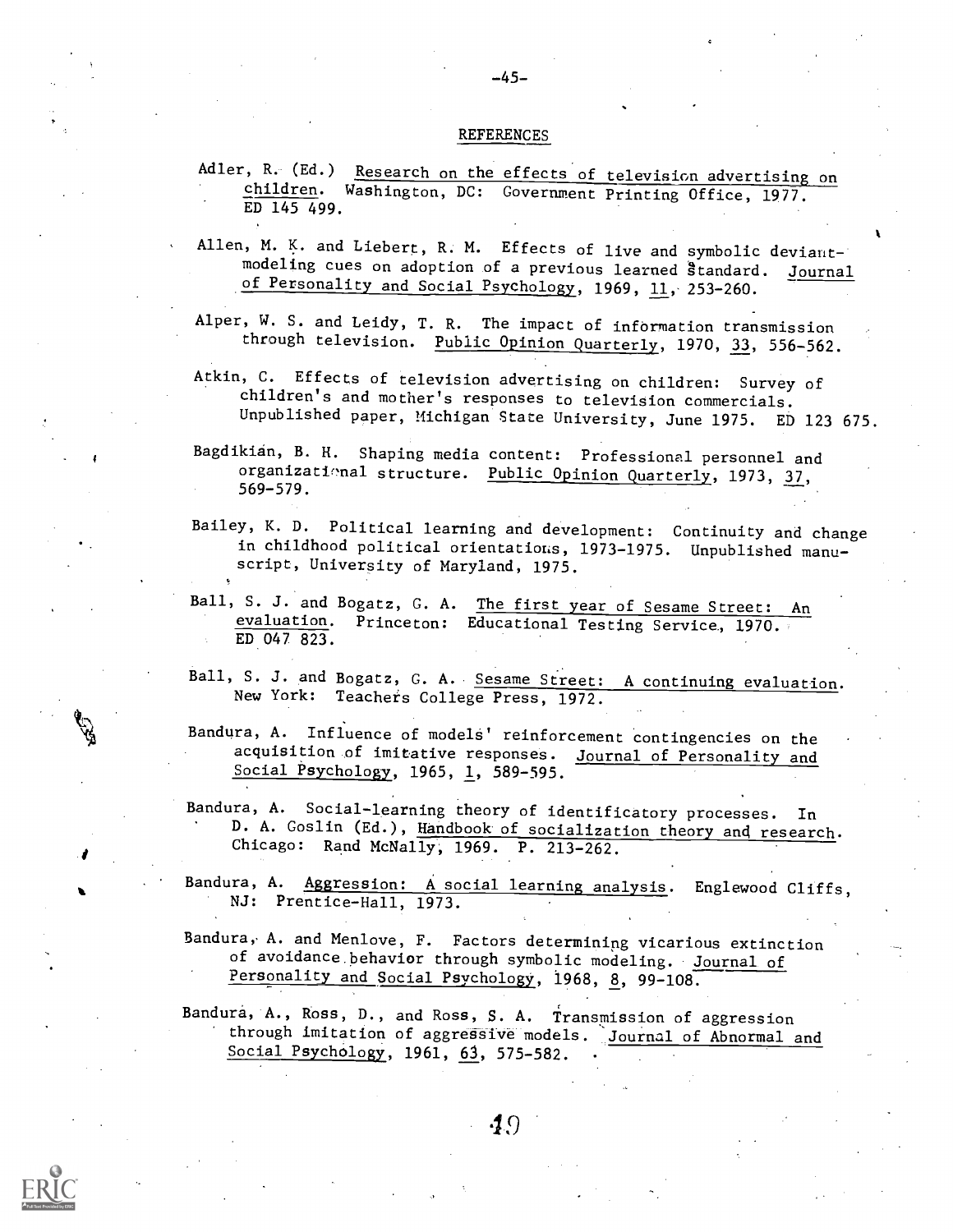## REFERENCES

Adler, R. (Ed.) Research on the effects of television advertising on children. Washington, DC: Government Printing Office, 1977. ED 145 499.

Allen, M. K. and Liebert, R. M. Effects of live and symbolic deviant-modeling cues on adoption of a previous learned standard. Journal of Personality and Social Psychology, 1969, 11, 253-260.

Alper, W. S. and Leidy, T. R. The impact of information transmission through television. Public Opinion Quarterly, 1970, 33, 556-562.

Atkin, C. Effects of television advertising on children: Survey of children's and mother's responses to television commercials. Unpublished paper, Michigan State University, June 1975. ED 123 675.

Bagdikian, B. H. Shaping media content: Professional personnel and organizational structure. Public Opinion Quarterly, 1973, 37, 569-579.

Bailey, K. D. Political learning and development: Continuity and change in childhood political orientations, 1973-1975. Unpublished manuscript, University of Maryland, 1975.

Ball, S. J. and Bogatz, G. A. The first year of Sesame Street: An evaluation. Princeton: Educational Testing Service, 1970. ED 047 823.

Ball, S. J. and Bogatz, G. A. Sesame Street: A continuing evaluation. New York: Teachers College Press, 1972.

Bandura, A. Influence of models' reinforcement contingencies on the acquisition of imitative responses. Journal of Personality and Social Psychology, 1965, 1, 589-595.

Bandura, A. Social-learning theory of identificatory processes. In D. A. Goslin (Ed.), Handbook of socialization theory and research. Chicago: Rand McNally, 1969. P. 213-262.

Bandura, A. Aggression: A social learning analysis. Englewood Cliffs, NJ: Prentice-Hall, 1973.

Bandura, A. and Menlove, F. Factors determining vicarious extinction of avoidance behavior through symbolic modeling. Journal of Personality and Social Psychology, 1968, 8, 99-108.

Bandura, A., Ross, D., and Ross, S. A. Transmission of aggression through imitation of aggressive models. Journal of Abnormal and Social Psychology, 1961, 63, 575-582.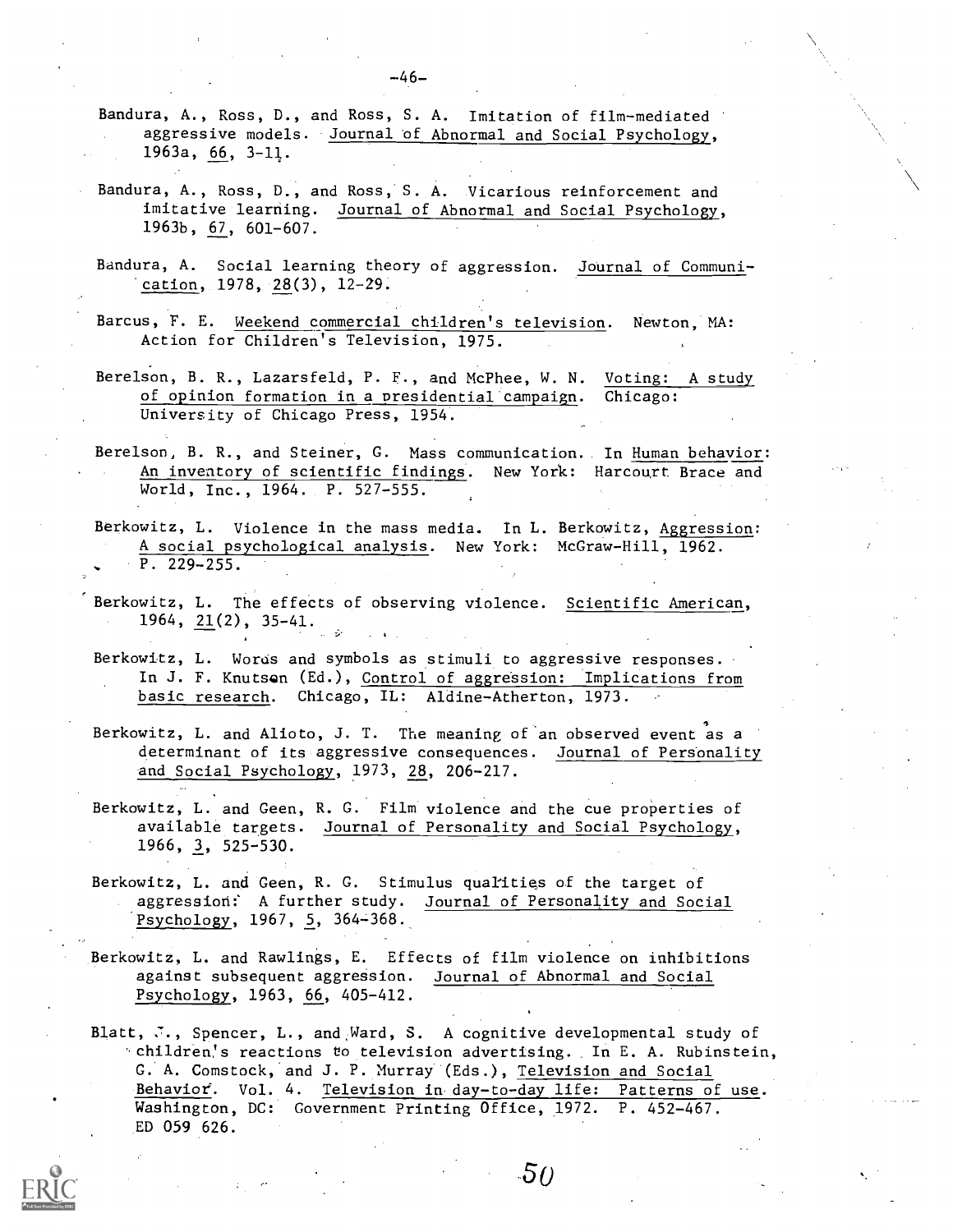Bandura, A., Ross, D., and Ross, S. A. Imitation of film-mediated aggressive models. Journal of Abnormal and Social Psychology, 1963a, 66, 3-11.

Bandura, A., Ross, D., and Ross, S. A. Vicarious reinforcement and imitative learning. Journal of Abnormal and Social Psychology, 1963b, 67, 601-607.

Bandura, A. Social learning theory of aggression. Journal of Communication, 1978, 28(3), 12-29.

Barcus, F. E. Weekend commercial children's television. Newton, MA: Action for Children's Television, 1975.

Berelson, B. R., Lazarsfeld, P. F., and McPhee, W. N. Voting: A study of opinion formation in a presidential campaign. Chicago: University of Chicago Press, 1954.

Berelson, B. R., and Steiner, G. Mass communication. In Human behavior: An inventory of scientific findings. New York: Harcourt Brace and World, Inc., 1964. P. 527-555.

Berkowitz, L. Violence in the mass media. In L. Berkowitz, Aggression: A social psychological analysis. New York: McGraw-Hill, 1962. P. 229-255.

Berkowitz, L. The effects of observing violence. Scientific American, 1964, 21(2), 35-41.

Berkowitz, L. Words and symbols as stimuli to aggressive responses. In J. F. Knutson (Ed.), Control of aggression: Implications from basic research. Chicago, IL: Aldine-Atherton, 1973.

Berkowitz, L. and Alioto, J. T. The meaning of an observed event as a determinant of its aggressive consequences. Journal of Personality and Social Psychology, 1973, 28, 206-217.

Berkowitz, L. and Geen, R. G. Film violence and the cue properties of available targets. Journal of Personality and Social Psychology, 1966, 3, 525-530.

Berkowitz, L. and Geen, R. G. Stimulus qualities of the target of aggression: A further study. Journal of Personality and Social Psychology, 1967, 5, 364-368.

Berkowitz, L. and Rawlings, E. Effects of film violence on inhibitions against subsequent aggression. Journal of Abnormal and Social Psychology, 1963, 66, 405-412.

Blatt, J., Spencer, L., and Ward, S. A cognitive developmental study of children's reactions to television advertising. In E. A. Rubinstein, G. A. Comstock, and J. P. Murray (Eds.), Television and Social Behavior. Vol. 4. Television in day-to-day life: Patterns of use. Washington, DC: Government Printing Office, 1972. P. 452-467. ED 059 626.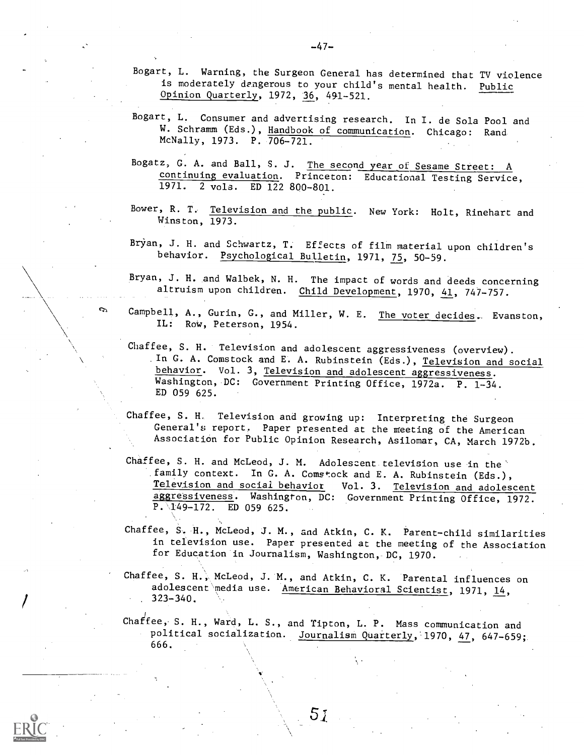Bogart, L. Warning, the Surgeon General has determined that TV violence is moderately dangerous to your child's mental health. Public Opinion Quarterly, 1972, 36, 491-521.

Bogart, L. Consumer and advertising research. In I. de Sola Pool and W. Schramm (Eds.), Handbook of communication. Chicago: Rand McNally, 1973. P. 706-721.

Bogatz, G. A. and Ball, S. J. The second year of Sesame Street: A continuing evaluation. Princeton: Educational Testing Service, 1971. 2 vols. ED 122 800-801.

Bower, R. T. Television and the public. New York: Holt, Rinehart and Winston, 1973.

Bryan, J. H. and Schwartz, T. Effects of film material upon children's behavior. Psychological Bulletin, 1971, 75, 50-59.

Bryan, J. H. and Walbek, N. H. The impact of words and deeds concerning altruism upon children. Child Development, 1970, 41, 747-757.

Campbell, A., Gurin, G., and Miller, W. E. The voter decides. Evanston, IL: Row, Peterson, 1954.

Chaffee, S. H. Television and adolescent aggressiveness (overview). In G. A. Comstock and E. A. Rubinstein (Eds.), Television and social behavior. Vol. 3, Television and adolescent aggressiveness. Washington, DC: Government Printing Office, 1972a. P. 1-34. ED 059 625.

Chaffee, S. H. Television and growing up: Interpreting the Surgeon General's report. Paper presented at the meeting of the American Association for Public Opinion Research, Asilomar, CA, March 1972b.

Chaffee, S. H. and McLeod, J. M. Adolescent television use in the family context. In G. A. Comstock and E. A. Rubinstein (Eds.), Television and social behavior Vol. 3. Television and adolescent aggressiveness. Washington, DC: Government Printing Office, 1972. P. 149-172. ED 059 625.

Chaffee, S. H., McLeod, J. M., and Atkin, C. K. Parent-child similarities in television use. Paper presented at the meeting of the Association for Education in Journalism, Washington, DC, 1970.

Chaffee, S. H., McLeod, J. M., and Atkin, C. K. Parental influences on adolescent media use. American Behavioral Scientist, 1971, 14, 323-340.

Chaffee, S. H., Ward, L. S., and Tipton, L. P. Mass communication and political socialization. Journalism Quarterly, 1970, 47, 647-659; 666.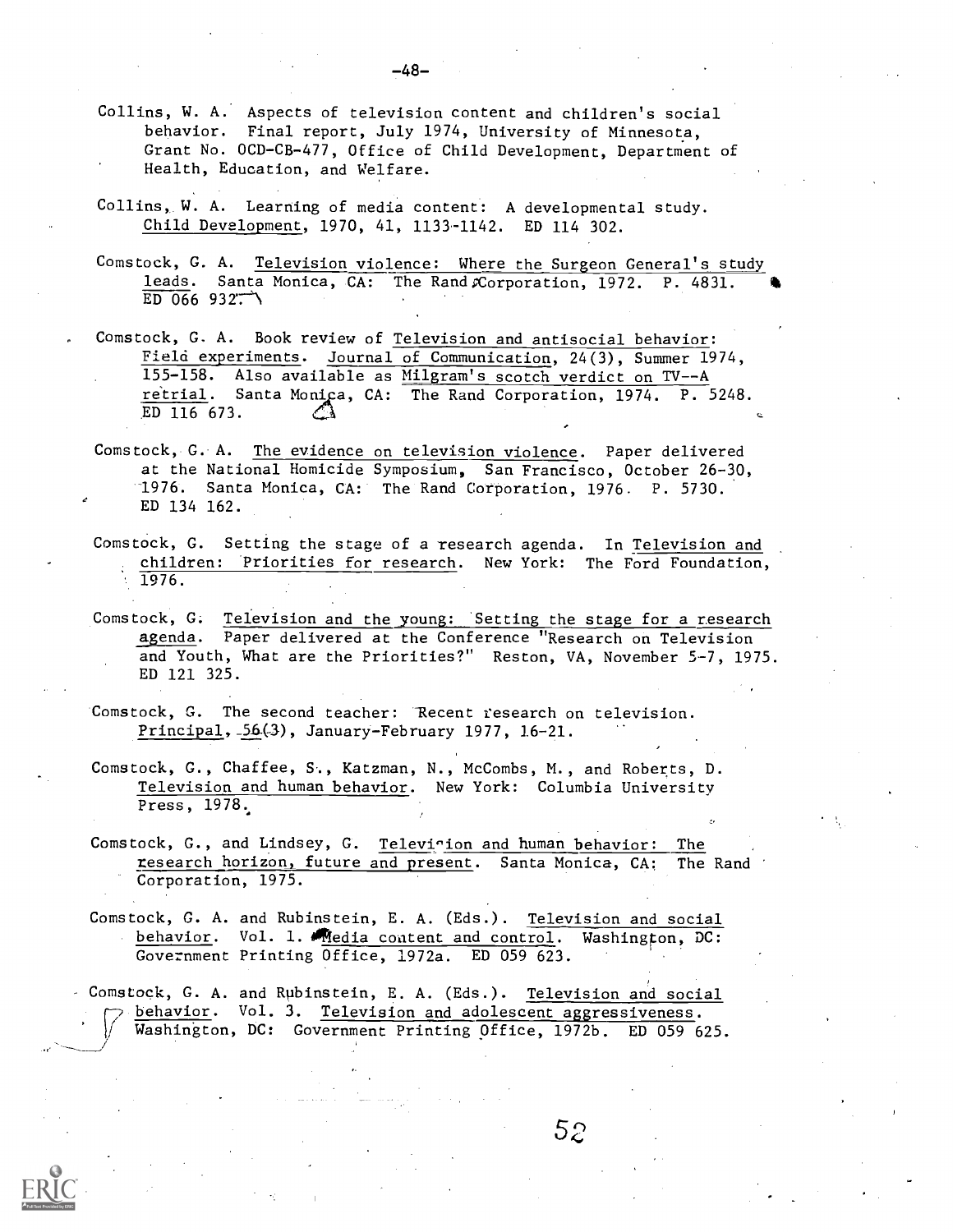Collins, W. A. Aspects of television content and children's social behavior. Final report, July 1974, University of Minnesota, Grant No. OCD-CB-477, Office of Child Development, Department of Health, Education, and Welfare.

Collins, W. A. Learning of media content: A developmental study. Child Development, 1970, 41, 1133-1142. ED 114 302.

Comstock, G. A. Television violence: Where the Surgeon General's study leads. Santa Monica, CA: The Rand Corporation, 1972. P. 4831. ED 066 932.

Comstock, G. A. Book review of Television and antisocial behavior: Field experiments. Journal of Communication, 24(3), Summer 1974, 155-158. Also available as Milgram's scotch verdict on TV--A retrial. Santa Monica, CA: The Rand Corporation, 1974. P. 5248. ED 116 673.

Comstock, G. A. The evidence on television violence. Paper delivered at the National Homicide Symposium, San Francisco, October 26-30, 1976. Santa Monica, CA: The Rand Corporation, 1976. P. 5730. ED 134 162.

Comstock, G. Setting the stage of a research agenda. In Television and children: Priorities for research. New York: The Ford Foundation, 1976.

Comstock, G. Television and the young: Setting the stage for a research agenda. Paper delivered at the Conference "Research on Television and Youth, What are the Priorities?" Reston, VA, November 5-7, 1975. ED 121 325.

Comstock, G. The second teacher: Recent research on television. Principal, 56(3), January-February 1977, 16-21.

Comstock, G., Chaffee, S., Katzman, N., McCombs, M., and Roberts, D. Television and human behavior. New York: Columbia University Press, 1978.

Comstock, G., and Lindsey, G. Television and human behavior: The research horizon, future and present. Santa Monica, CA: The Rand Corporation, 1975.

Comstock, G. A. and Rubinstein, E. A. (Eds.). Television and social behavior. Vol. 1. Media content and control. Washington, DC: Government Printing Office, 1972a. ED 059 623.

Comstock, G. A. and Rubinstein, E. A. (Eds.). Television and social behavior. Vol. 3. Television and adolescent aggressiveness. Washington, DC: Government Printing Office, 1972b. ED 059 625.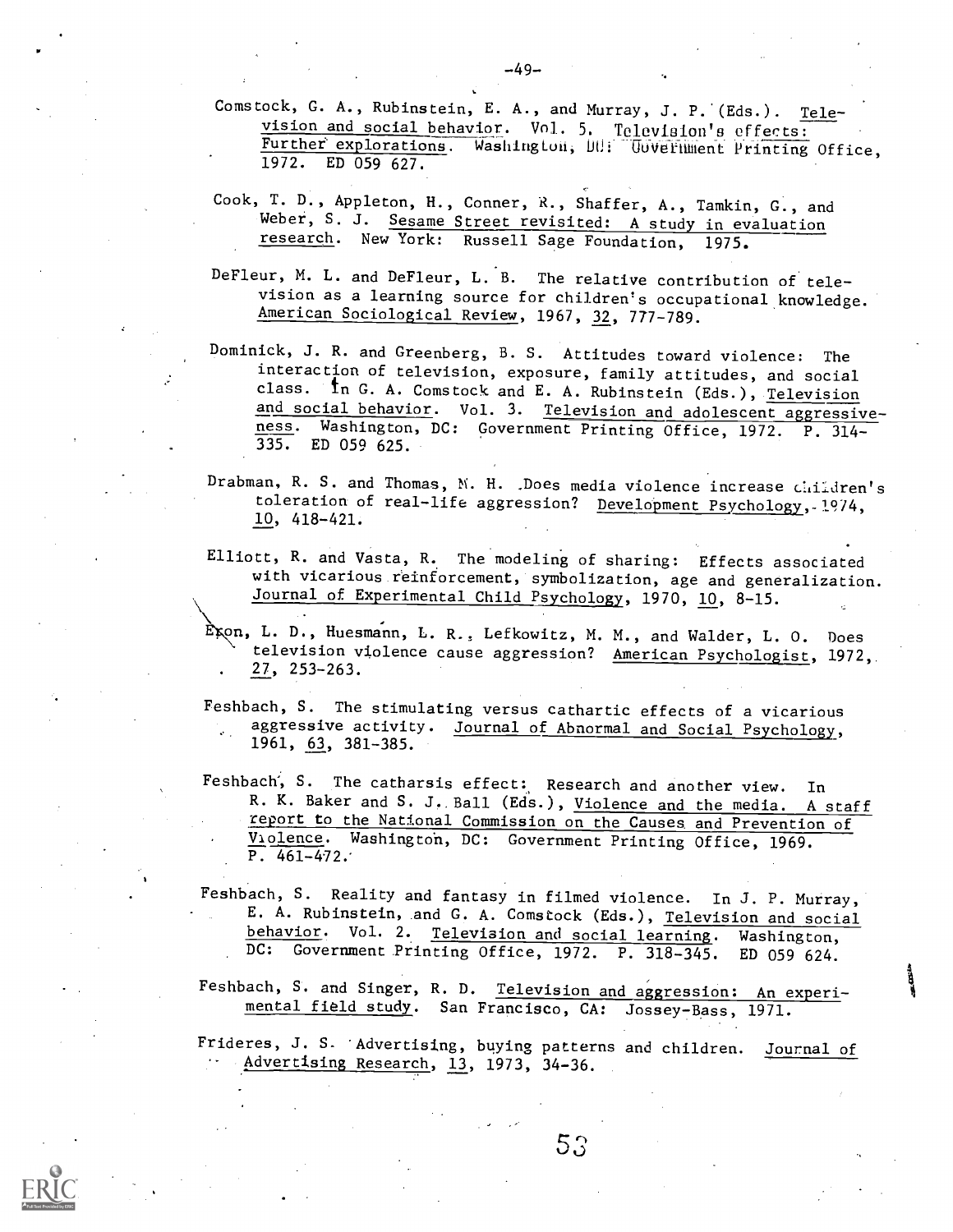Comstock, G. A., Rubinstein, E. A., and Murray, J. P. (Eds.). Television and social behavior. Vol. 5. Television's effects: Further explorations. Washington, DC: Government Printing Office, 1972. ED 059 627.

Cook, T. D., Appleton, H., Conner, R., Shaffer, A., Tamkin, G., and Weber, S. J. Sesame Street revisited: A study in evaluation research. New York: Russell Sage Foundation, 1975.

DeFleur, M. L. and DeFleur, L. B. The relative contribution of television as a learning source for children's occupational knowledge. American Sociological Review, 1967, 32, 777-789.

Dominick, J. R. and Greenberg, B. S. Attitudes toward violence: The interaction of television, exposure, family attitudes, and social class. In G. A. Comstock and E. A. Rubinstein (Eds.), Television and social behavior. Vol. 3. Television and adolescent aggressiveness. Washington, DC: Government Printing Office, 1972. P. 314-335. ED 059 625.

Drabman, R. S. and Thomas, M. H. Does media violence increase children's toleration of real-life aggression? Development Psychology, 1974, 10, 418-421.

Elliott, R. and Vasta, R. The modeling of sharing: Effects associated with vicarious reinforcement, symbolization, age and generalization. Journal of Experimental Child Psychology, 1970, 10, 8-15.

Eron, L. D., Huesmann, L. R., Lefkowitz, M. M., and Walder, L. O. Does television violence cause aggression? American Psychologist, 1972, 27, 253-263.

Feshbach, S. The stimulating versus cathartic effects of a vicarious aggressive activity. Journal of Abnormal and Social Psychology, 1961, 63, 381-385.

Feshbach, S. The catharsis effect: Research and another view. In R. K. Baker and S. J. Ball (Eds.), Violence and the media. A staff report to the National Commission on the Causes and Prevention of Violence. Washington, DC: Government Printing Office, 1969. P. 461-472.

Feshbach, S. Reality and fantasy in filmed violence. In J. P. Murray, E. A. Rubinstein, and G. A. Comstock (Eds.), Television and social behavior. Vol. 2. Television and social learning. Washington, DC: Government Printing Office, 1972. P. 318-345. ED 059 624.

Feshbach, S. and Singer, R. D. Television and aggression: An experimental field study. San Francisco, CA: Jossey-Bass, 1971.

Frideres, J. S. Advertising, buying patterns and children. Journal of Advertising Research, 13, 1973, 34-36.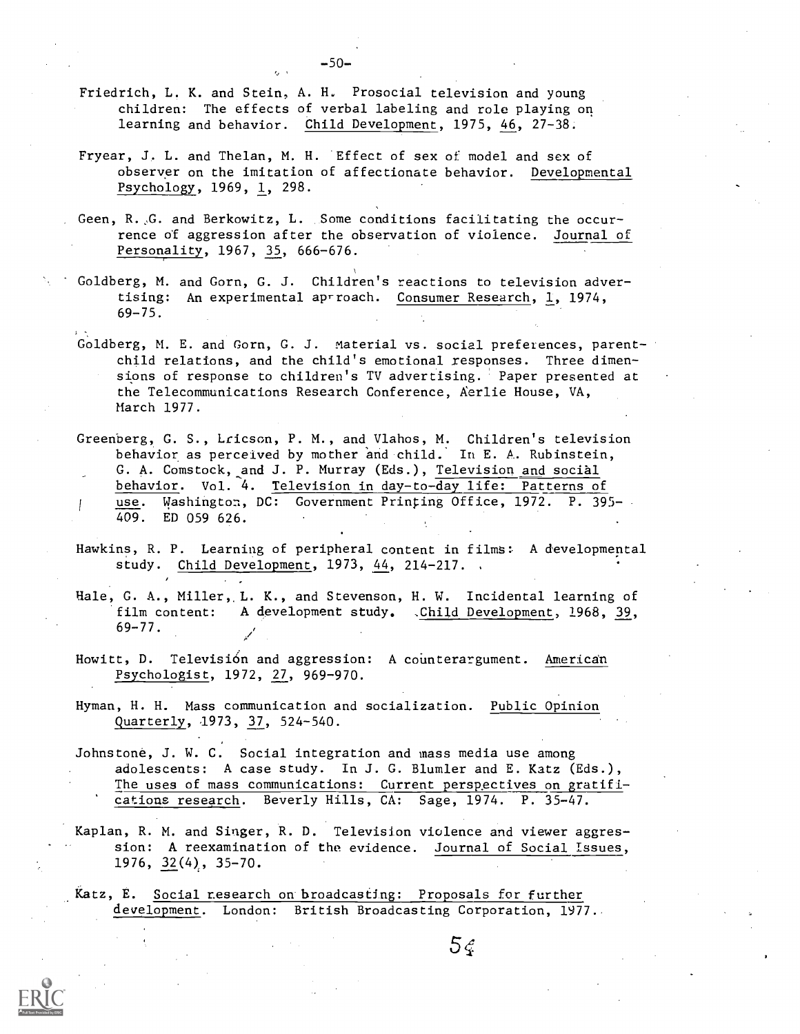Friedrich, L. K. and Stein, A. H. Prosocial television and young children: The effects of verbal labeling and role playing on learning and behavior. Child Development, 1975, 46, 27-38.

Fryear, J. L. and Thelan, M. H. Effect of sex of model and sex of observer on the imitation of affectionate behavior. Developmental Psychology, 1969, 1, 298.

Geen, R. G. and Berkowitz, L. Some conditions facilitating the occurrence of aggression after the observation of violence. Journal of Personality, 1967, 35, 666-676.

Goldberg, M. and Gorn, G. J. Children's reactions to television advertising: An experimental approach. Consumer Research, 1, 1974, 69-75.

Goldberg, M. E. and Gorn, G. J. Material vs. social preferences, parent-child relations, and the child's emotional responses. Three dimensions of response to children's TV advertising. Paper presented at the Telecommunications Research Conference, Aerlie House, VA, March 1977.

Greenberg, G. S., Ericson, P. M., and Vlahos, M. Children's television behavior as perceived by mother and child. In E. A. Rubinstein, G. A. Comstock, and J. P. Murray (Eds.), Television and social behavior. Vol. 4. Television in day-to-day life: Patterns of use. Washington, DC: Government Printing Office, 1972. P. 395-409. ED 059 626.

Hawkins, R. P. Learning of peripheral content in films: A developmental study. Child Development, 1973, 44, 214-217.

Hale, G. A., Miller, L. K., and Stevenson, H. W. Incidental learning of film content: A development study. Child Development, 1968, 39, 69-77.

Howitt, D. Television and aggression: A counterargument. American Psychologist, 1972, 27, 969-970.

Hyman, H. H. Mass communication and socialization. Public Opinion Quarterly, 1973, 37, 524-540.

Johnstone, J. W. C. Social integration and mass media use among adolescents: A case study. In J. G. Blumler and E. Katz (Eds.), The uses of mass communications: Current perspectives on gratifications research. Beverly Hills, CA: Sage, 1974. P. 35-47.

Kaplan, R. M. and Singer, R. D. Television violence and viewer aggression: A reexamination of the evidence. Journal of Social Issues, 1976, 32(4), 35-70.

Katz, E. Social research on broadcasting: Proposals for further development. London: British Broadcasting Corporation, 1977.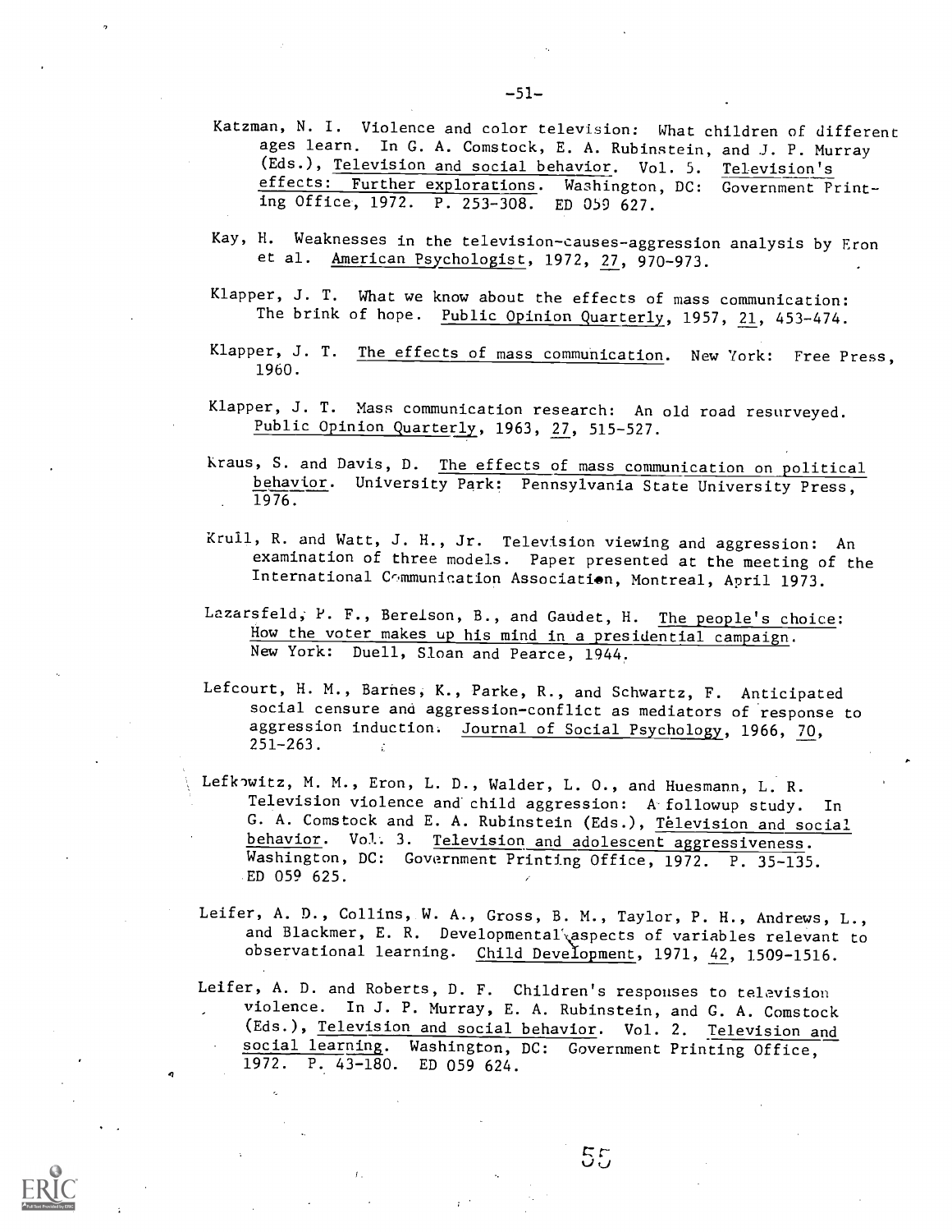Katzman, N. I. Violence and color television: What children of different ages learn. In G. A. Comstock, E. A. Rubinstein, and J. P. Murray (Eds.), Television and social behavior. Vol. 5. Television's effects: Further explorations. Washington, DC: Government Printing Office, 1972. P. 253-308. ED 059 627.

Kay, H. Weaknesses in the television-causes-aggression analysis by Eron et al. American Psychologist, 1972, 27, 970-973.

Klapper, J. T. What we know about the effects of mass communication: The brink of hope. Public Opinion Quarterly, 1957, 21, 453-474.

Klapper, J. T. The effects of mass communication. New York: Free Press, 1960.

Klapper, J. T. Mass communication research: An old road resurveyed. Public Opinion Quarterly, 1963, 27, 515-527.

Kraus, S. and Davis, D. The effects of mass communication on political behavior. University Park: Pennsylvania State University Press, 1976.

Krull, R. and Watt, J. H., Jr. Television viewing and aggression: An examination of three models. Paper presented at the meeting of the International Communication Association, Montreal, April 1973.

Lazarsfeld, P. F., Berelson, B., and Gaudet, H. The people's choice: How the voter makes up his mind in a presidential campaign. New York: Duell, Sloan and Pearce, 1944.

Lefcourt, H. M., Barnes, K., Parke, R., and Schwartz, F. Anticipated social censure and aggression-conflict as mediators of response to aggression induction. Journal of Social Psychology, 1966, 70, 251-263.

Lefkowitz, M. M., Eron, L. D., Walder, L. O., and Huesmann, L. R. Television violence and child aggression: A followup study. In G. A. Comstock and E. A. Rubinstein (Eds.), Television and social behavior. Vol. 3. Television and adolescent aggressiveness. Washington, DC: Government Printing Office, 1972. P. 35-135. ED 059 625.

Leifer, A. D., Collins, W. A., Gross, B. M., Taylor, P. H., Andrews, L., and Blackmer, E. R. Developmental aspects of variables relevant to observational learning. Child Development, 1971, 42, 1509-1516.

Leifer, A. D. and Roberts, D. F. Children's responses to television violence. In J. P. Murray, E. A. Rubinstein, and G. A. Comstock (Eds.), Television and social behavior. Vol. 2. Television and social learning. Washington, DC: Government Printing Office, 1972. P. 43-180. ED 059 624.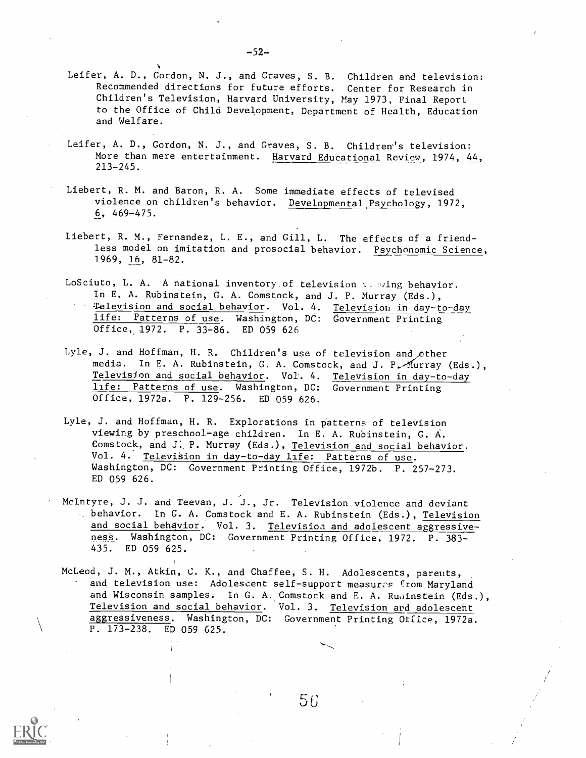Leifer, A. D., Gordon, N. J., and Graves, S. B. Children and television: Recommended directions for future efforts. Center for Research in Children's Television, Harvard University, May 1973, Final Report to the Office of Child Development, Department of Health, Education and Welfare.

Leifer, A. D., Gordon, N. J., and Graves, S. B. Children's television: More than mere entertainment. Harvard Educational Review, 1974, 44, 213-245.

Liebert, R. M. and Baron, R. A. Some immediate effects of televised violence on children's behavior. Developmental Psychology, 1972, 6, 469-475.

Liebert, R. M., Fernandez, L. E., and Gill, L. The effects of a friendless model on imitation and prosocial behavior. Psychonomic Science, 1969, 16, 81-82.

LoSciuto, L. A. A national inventory of television viewing behavior. In E. A. Rubinstein, G. A. Comstock, and J. P. Murray (Eds.), Television and social behavior. Vol. 4. Television in day-to-day life: Patterns of use. Washington, DC: Government Printing Office, 1972. P. 33-86. ED 059 626

Lyle, J. and Hoffman, H. R. Children's use of television and other media. In E. A. Rubinstein, G. A. Comstock, and J. P. Murray (Eds.), Television and social behavior. Vol. 4. Television in day-to-day life: Patterns of use. Washington, DC: Government Printing Office, 1972a. P. 129-256. ED 059 626.

Lyle, J. and Hoffman, H. R. Explorations in patterns of television viewing by preschool-age children. In E. A. Rubinstein, G. A. Comstock, and J. P. Murray (Eds.), Television and social behavior. Vol. 4. Television in day-to-day life: Patterns of use. Washington, DC: Government Printing Office, 1972b. P. 257-273. ED 059 626.

McIntyre, J. J. and Teevan, J. J., Jr. Television violence and deviant behavior. In G. A. Comstock and E. A. Rubinstein (Eds.), Television and social behavior. Vol. 3. Television and adolescent aggressiveness. Washington, DC: Government Printing Office, 1972. P. 383-435. ED 059 625.

McLeod, J. M., Atkin, C. K., and Chaffee, S. H. Adolescents, parents, and television use: Adolescent self-support measures from Maryland and Wisconsin samples. In G. A. Comstock and E. A. Rubinstein (Eds.), Television and social behavior. Vol. 3. Television and adolescent aggressiveness. Washington, DC: Government Printing Office, 1972a. P. 173-238. ED 059 625.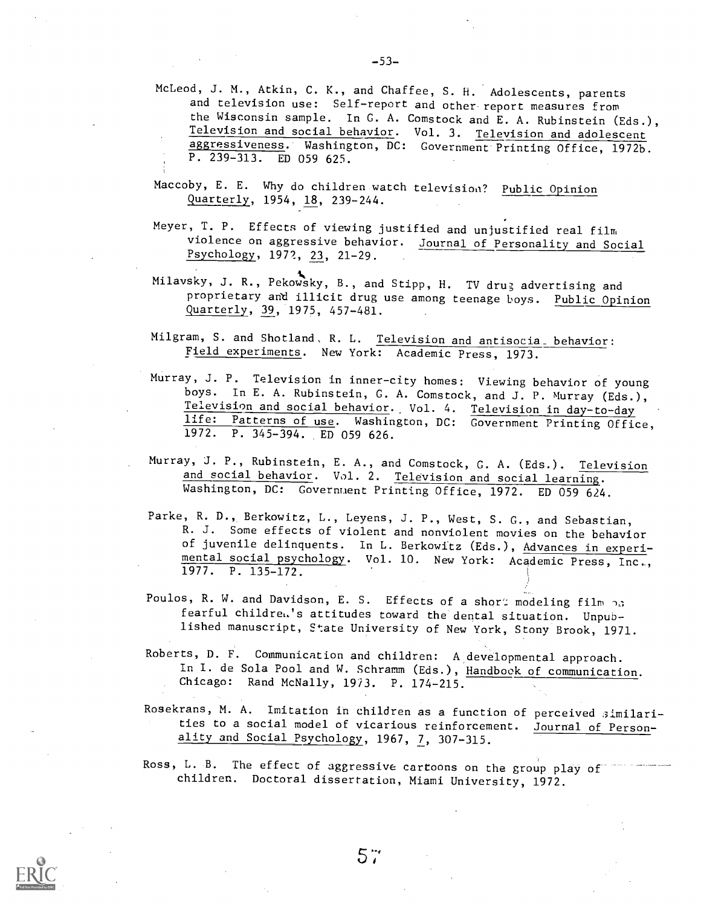McLeod, J. M., Atkin, C. K., and Chaffee, S. H. Adolescents, parents and television use: Self-report and other report measures from the Wisconsin sample. In G. A. Comstock and E. A. Rubinstein (Eds.), Television and social behavior. Vol. 3. Television and adolescent aggressiveness. Washington, DC: Government Printing Office, 1972b. P. 239-313. ED 059 625.

Maccoby, E. E. Why do children watch television? Public Opinion Quarterly, 1954, 18, 239-244.

Meyer, T. P. Effects of viewing justified and unjustified real film violence on aggressive behavior. Journal of Personality and Social Psychology, 1972, 23, 21-29.

Milavsky, J. R., Pekowsky, B., and Stipp, H. TV drug advertising and proprietary and illicit drug use among teenage boys. Public Opinion Quarterly, 39, 1975, 457-481.

Milgram, S. and Shotland, R. L. Television and antisocial behavior: Field experiments. New York: Academic Press, 1973.

Murray, J. P. Television in inner-city homes: Viewing behavior of young boys. In E. A. Rubinstein, G. A. Comstock, and J. P. Murray (Eds.), Television and social behavior. Vol. 4. Television in day-to-day life: Patterns of use. Washington, DC: Government Printing Office, 1972. P. 345-394. ED 059 626.

Murray, J. P., Rubinstein, E. A., and Comstock, G. A. (Eds.). Television and social behavior. Vol. 2. Television and social learning. Washington, DC: Government Printing Office, 1972. ED 059 624.

Parke, R. D., Berkowitz, L., Leyens, J. P., West, S. G., and Sebastian, R. J. Some effects of violent and nonviolent movies on the behavior of juvenile delinquents. In L. Berkowitz (Eds.), Advances in experimental social psychology. Vol. 10. New York: Academic Press, Inc., 1977. P. 135-172.

Poulos, R. W. and Davidson, E. S. Effects of a short modeling film on fearful children's attitudes toward the dental situation. Unpublished manuscript, State University of New York, Stony Brook, 1971.

Roberts, D. F. Communication and children: A developmental approach. In I. de Sola Pool and W. Schramm (Eds.), Handbook of communication. Chicago: Rand McNally, 1973. P. 174-215.

Rosekrans, M. A. Imitation in children as a function of perceived similarities to a social model of vicarious reinforcement. Journal of Personality and Social Psychology, 1967, 7, 307-315.

Ross, L. B. The effect of aggressive cartoons on the group play of children. Doctoral dissertation, Miami University, 1972.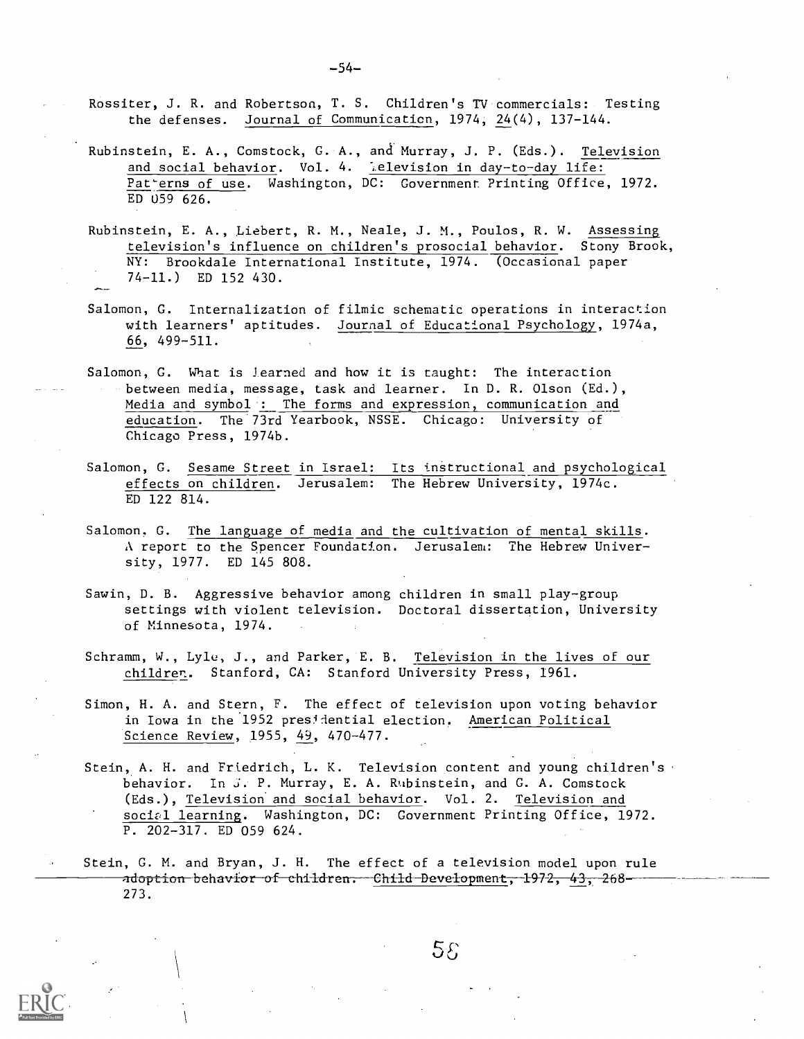Rossiter, J. R. and Robertson, T. S. Children's TV commercials: Testing the defenses. Journal of Communication, 1974, 24(4), 137-144.

Rubinstein, E. A., Comstock, G. A., and Murray, J. P. (Eds.). Television and social behavior. Vol. 4. Television in day-to-day life: Patterns of use. Washington, DC: Government Printing Office, 1972. ED 059 626.

Rubinstein, E. A., Liebert, R. M., Neale, J. M., Poulos, R. W. Assessing television's influence on children's prosocial behavior. Stony Brook, NY: Brookdale International Institute, 1974. (Occasional paper 74-11.) ED 152 430.

Salomon, G. Internalization of filmic schematic operations in interaction with learners' aptitudes. Journal of Educational Psychology, 1974a, 66, 499-511.

Salomon, G. What is learned and how it is taught: The interaction between media, message, task and learner. In D. R. Olson (Ed.), Media and symbol: The forms and expression, communication and education. The 73rd Yearbook, NSSE. Chicago: University of Chicago Press, 1974b.

Salomon, G. Sesame Street in Israel: Its instructional and psychological effects on children. Jerusalem: The Hebrew University, 1974c. ED 122 814.

Salomon, G. The language of media and the cultivation of mental skills. A report to the Spencer Foundation. Jerusalem: The Hebrew University, 1977. ED 145 808.

Sawin, D. B. Aggressive behavior among children in small play-group settings with violent television. Doctoral dissertation, University of Minnesota, 1974.

Schramm, W., Lyle, J., and Parker, E. B. Television in the lives of our children. Stanford, CA: Stanford University Press, 1961.

Simon, H. A. and Stern, F. The effect of television upon voting behavior in Iowa in the 1952 presidential election. American Political Science Review, 1955, 49, 470-477.

Stein, A. H. and Friedrich, L. K. Television content and young children's behavior. In J. P. Murray, E. A. Rubinstein, and G. A. Comstock (Eds.), Television and social behavior. Vol. 2. Television and social learning. Washington, DC: Government Printing Office, 1972. P. 202-317. ED 059 624.

Stein, G. M. and Bryan, J. H. The effect of a television model upon rule adoption behavior of children. Child Development, 1972, 43, 268-273.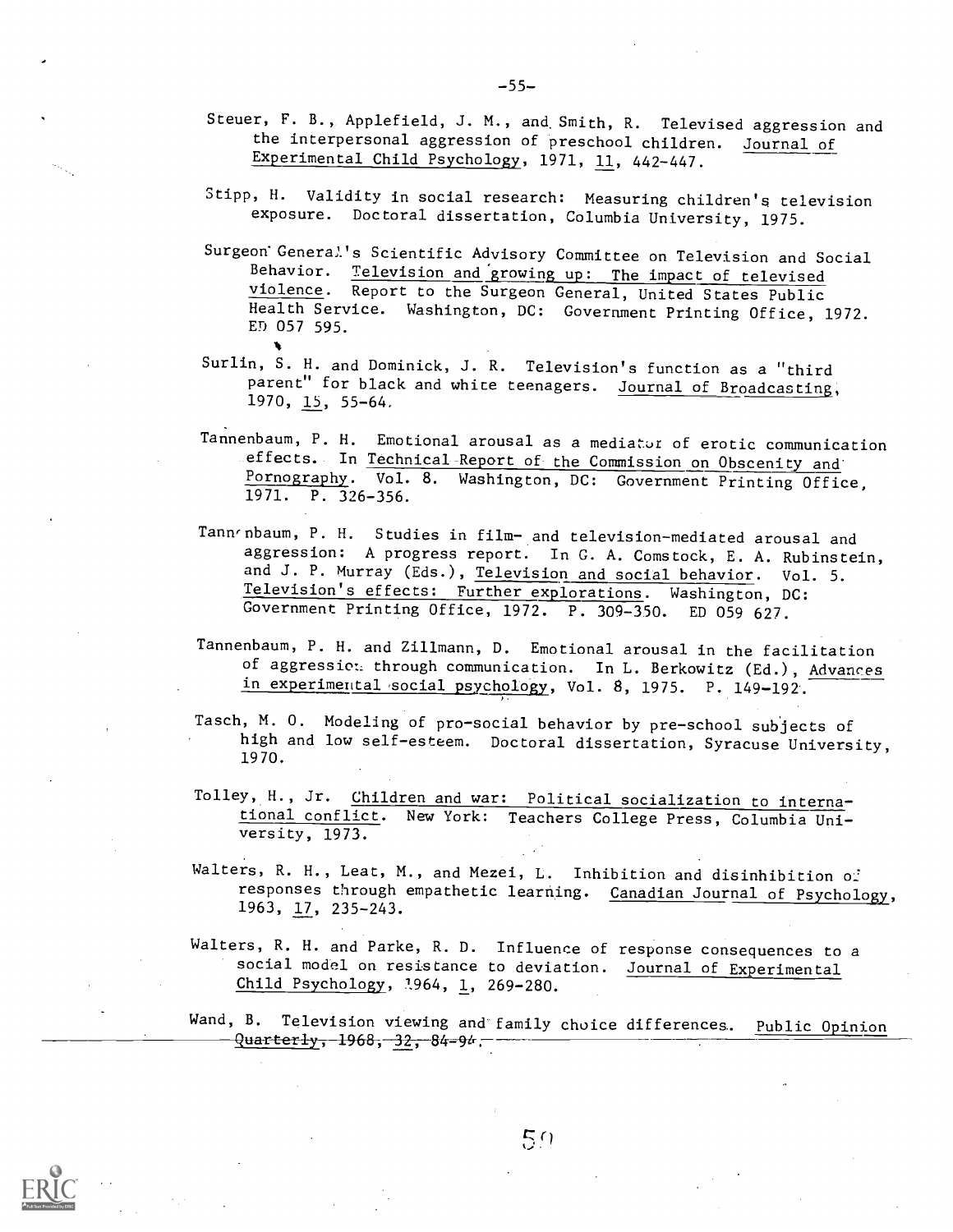Steuer, F. B., Applefield, J. M., and Smith, R. Televised aggression and the interpersonal aggression of preschool children. Journal of Experimental Child Psychology, 1971, 11, 442-447.

Stipp, H. Validity in social research: Measuring children's television exposure. Doctoral dissertation, Columbia University, 1975.

Surgeon General's Scientific Advisory Committee on Television and Social Behavior. Television and growing up: The impact of televised violence. Report to the Surgeon General, United States Public Health Service. Washington, DC: Government Printing Office, 1972. ED 057 595.

Surlin, S. H. and Dominick, J. R. Television's function as a "third parent" for black and white teenagers. Journal of Broadcasting, 1970, 15, 55-64.

Tannenbaum, P. H. Emotional arousal as a mediator of erotic communication effects. In Technical Report of the Commission on Obscenity and Pornography. Vol. 8. Washington, DC: Government Printing Office, 1971. P. 326-356.

Tannenbaum, P. H. Studies in film- and television-mediated arousal and aggression: A progress report. In G. A. Comstock, E. A. Rubinstein, and J. P. Murray (Eds.), Television and social behavior. Vol. 5. Television's effects: Further explorations. Washington, DC: Government Printing Office, 1972. P. 309-350. ED 059 627.

Tannenbaum, P. H. and Zillmann, D. Emotional arousal in the facilitation of aggression through communication. In L. Berkowitz (Ed.), Advances in experimental social psychology, Vol. 8, 1975. P. 149-192.

Tasch, M. O. Modeling of pro-social behavior by pre-school subjects of high and low self-esteem. Doctoral dissertation, Syracuse University, 1970.

Tolley, H., Jr. Children and war: Political socialization to international conflict. New York: Teachers College Press, Columbia University, 1973.

Walters, R. H., Leat, M., and Mezei, L. Inhibition and disinhibition of responses through empathetic learning. Canadian Journal of Psychology, 1963, 17, 235-243.

Walters, R. H. and Parke, R. D. Influence of response consequences to a social model on resistance to deviation. Journal of Experimental Child Psychology, 1964, 1, 269-280.

Wand, B. Television viewing and family choice differences. Public Opinion Quarterly, 1968, 32, 84-94.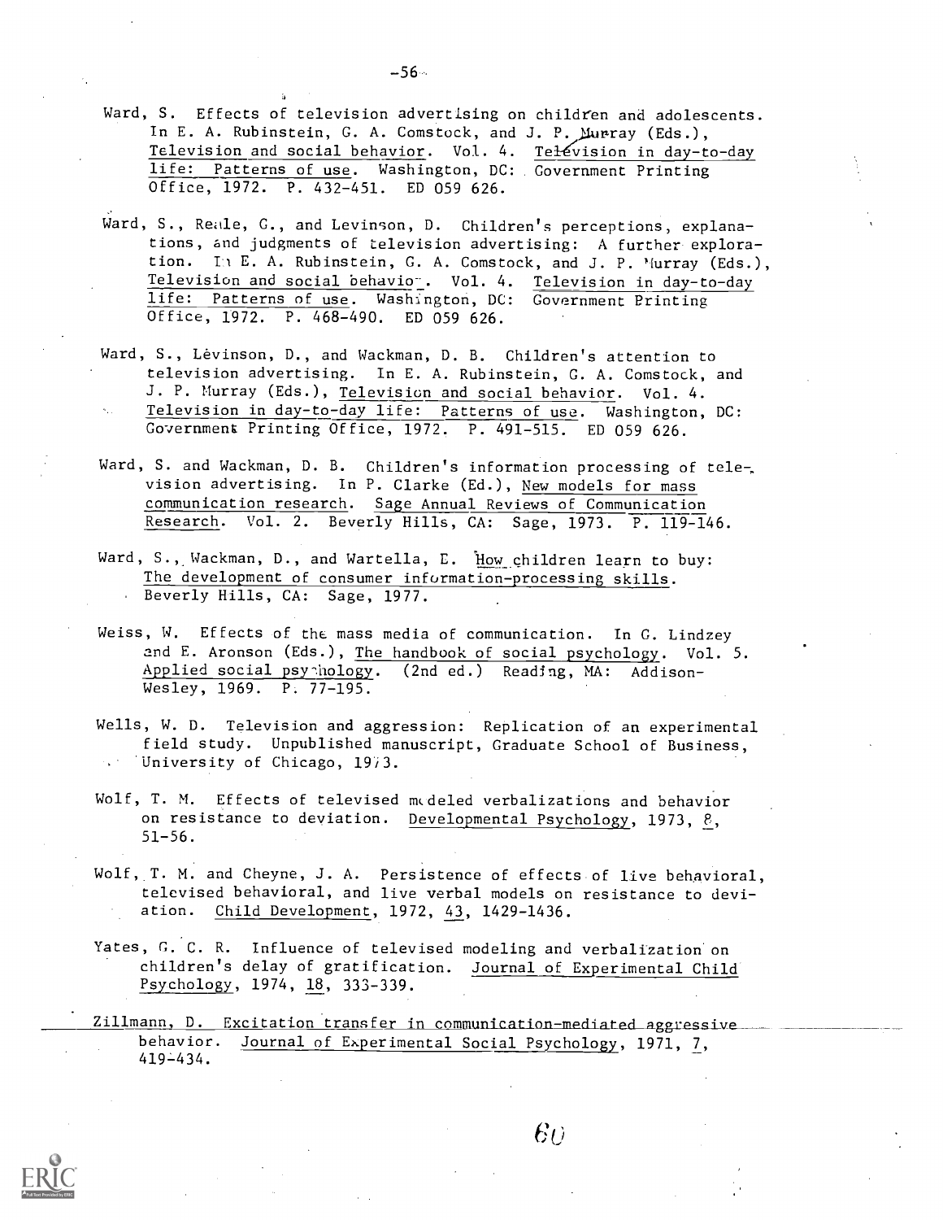Ward, S. Effects of television advertising on children and adolescents. In E. A. Rubinstein, G. A. Comstock, and J. P. Murray (Eds.), Television and social behavior. Vol. 4. Television in day-to-day life: Patterns of use. Washington, DC: Government Printing Office, 1972. P. 432-451. ED 059 626.

Ward, S., Reale, G., and Levinson, D. Children's perceptions, explanations, and judgments of television advertising: A further exploration. In E. A. Rubinstein, G. A. Comstock, and J. P. Murray (Eds.), Television and social behavior. Vol. 4. Television in day-to-day life: Patterns of use. Washington, DC: Government Printing Office, 1972. P. 468-490. ED 059 626.

Ward, S., Levinson, D., and Wackman, D. B. Children's attention to television advertising. In E. A. Rubinstein, G. A. Comstock, and J. P. Murray (Eds.), Television and social behavior. Vol. 4. Television in day-to-day life: Patterns of use. Washington, DC: Government Printing Office, 1972. P. 491-515. ED 059 626.

Ward, S. and Wackman, D. B. Children's information processing of television advertising. In P. Clarke (Ed.), New models for mass communication research. Sage Annual Reviews of Communication Research. Vol. 2. Beverly Hills, CA: Sage, 1973. P. 119-146.

Ward, S., Wackman, D., and Wartella, E. How children learn to buy: The development of consumer information-processing skills. Beverly Hills, CA: Sage, 1977.

Weiss, W. Effects of the mass media of communication. In G. Lindzey and E. Aronson (Eds.), The handbook of social psychology. Vol. 5. Applied social psychology. (2nd ed.) Reading, MA: Addison-Wesley, 1969. P. 77-195.

Wells, W. D. Television and aggression: Replication of an experimental field study. Unpublished manuscript, Graduate School of Business, University of Chicago, 1973.

Wolf, T. M. Effects of televised modeled verbalizations and behavior on resistance to deviation. Developmental Psychology, 1973, 8, 51-56.

Wolf, T. M. and Cheyne, J. A. Persistence of effects of live behavioral, televised behavioral, and live verbal models on resistance to deviation. Child Development, 1972, 43, 1429-1436.

Yates, G. C. R. Influence of televised modeling and verbalization on children's delay of gratification. Journal of Experimental Child Psychology, 1974, 18, 333-339.

Zillmann, D. Excitation transfer in communication-mediated aggressive behavior. Journal of Experimental Social Psychology, 1971, 7, 419-434.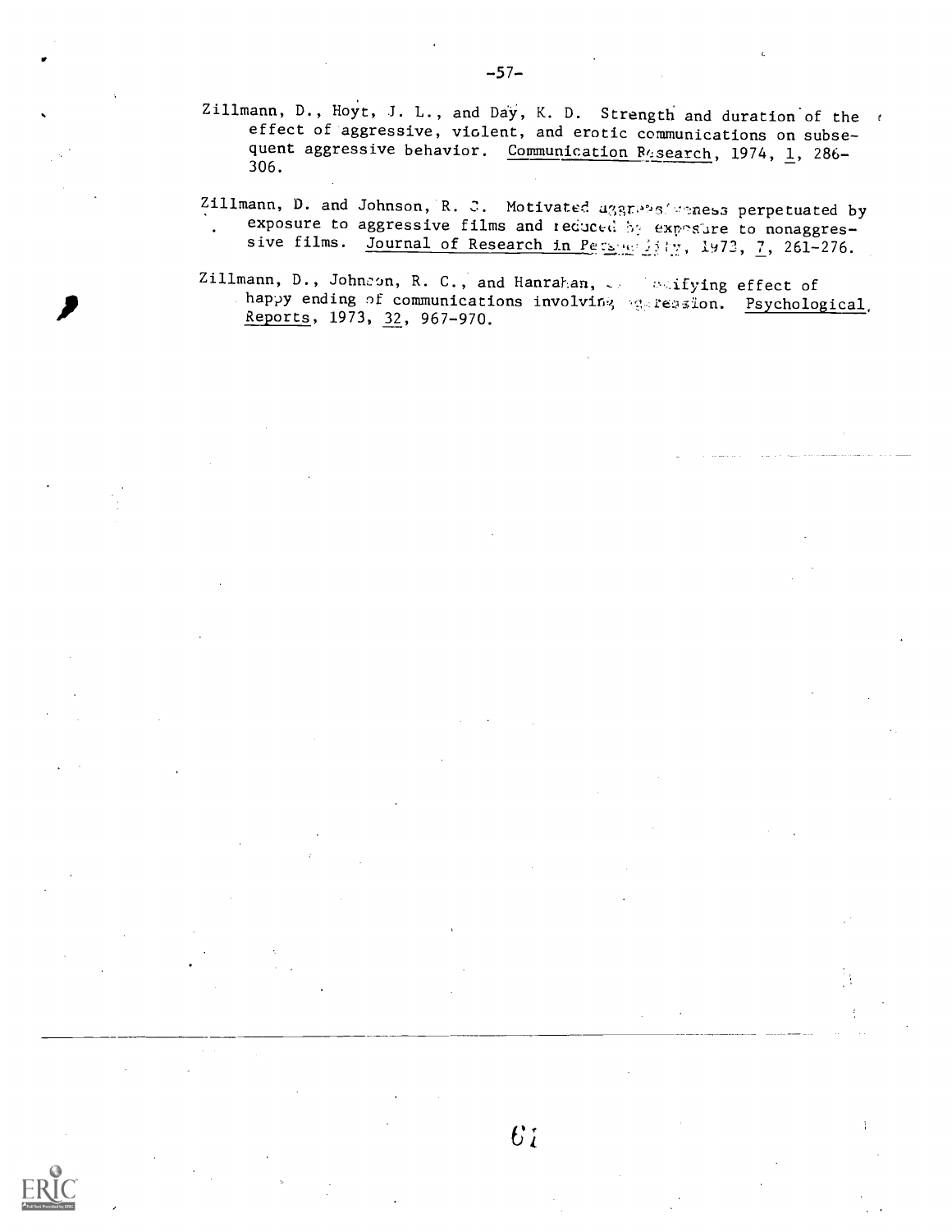Zillmann, D., Hoyt, J. L., and Day, K. D. Strength and duration of the effect of aggressive, violent, and erotic communications on subsequent aggressive behavior. Communication Research, 1974, 1, 286-306.

Zillmann, D. and Johnson, R. C. Motivated aggressiveness perpetuated by exposure to aggressive films and reduced by exposure to nonaggressive films. Journal of Research in Personality, 1973, 7, 261-276.

Zillmann, D., Johnson, R. C., and Hanrahan, J. Pacifying effect of happy ending of communications involving aggression. Psychological Reports, 1973, 32, 967-970.